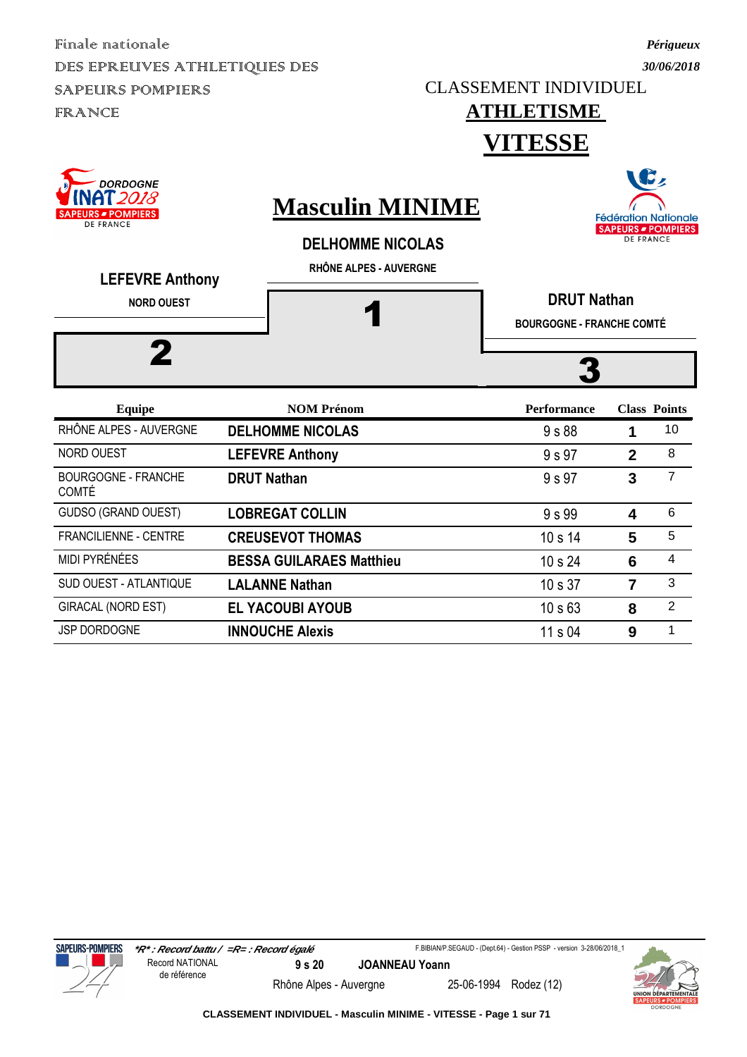Finale nationale
DES EPREUVES ATHLETIQUES DES SAPEURS POMPIERS FRANCE

*Périgueux*
*30/06/2018*

CLASSEMENT INDIVIDUEL

# ATHLETISME

# VITESSE

## Masculin MINIME

**DELHOMME NICOLAS**
RHÔNE ALPES - AUVERGNE
**1**

**LEFEVRE Anthony**
NORD OUEST
**2**

**DRUT Nathan**
BOURGOGNE - FRANCHE COMTÉ
**3**

| Equipe | NOM Prénom | Performance | Class | Points |
|---|---|---|---|---|
| RHÔNE ALPES - AUVERGNE | **DELHOMME NICOLAS** | 9 s 88 | **1** | 10 |
| NORD OUEST | **LEFEVRE Anthony** | 9 s 97 | **2** | 8 |
| BOURGOGNE - FRANCHE COMTÉ | **DRUT Nathan** | 9 s 97 | **3** | 7 |
| GUDSO (GRAND OUEST) | **LOBREGAT COLLIN** | 9 s 99 | **4** | 6 |
| FRANCILIENNE - CENTRE | **CREUSEVOT THOMAS** | 10 s 14 | **5** | 5 |
| MIDI PYRÉNÉES | **BESSA GUILARAES Matthieu** | 10 s 24 | **6** | 4 |
| SUD OUEST - ATLANTIQUE | **LALANNE Nathan** | 10 s 37 | **7** | 3 |
| GIRACAL (NORD EST) | **EL YACOUBI AYOUB** | 10 s 63 | **8** | 2 |
| JSP DORDOGNE | **INNOUCHE Alexis** | 11 s 04 | **9** | 1 |

***R* : Record battu / =R= : Record égalé**

F.BIBIAN/P.SEGAUD - (Dept.64) - Gestion PSSP - version 3-28/06/2018_1

Record NATIONAL de référence — **9 s 20** — **JOANNEAU Yoann** — Rhône Alpes - Auvergne — 25-06-1994 — Rodez (12)

**CLASSEMENT INDIVIDUEL - Masculin MINIME - VITESSE**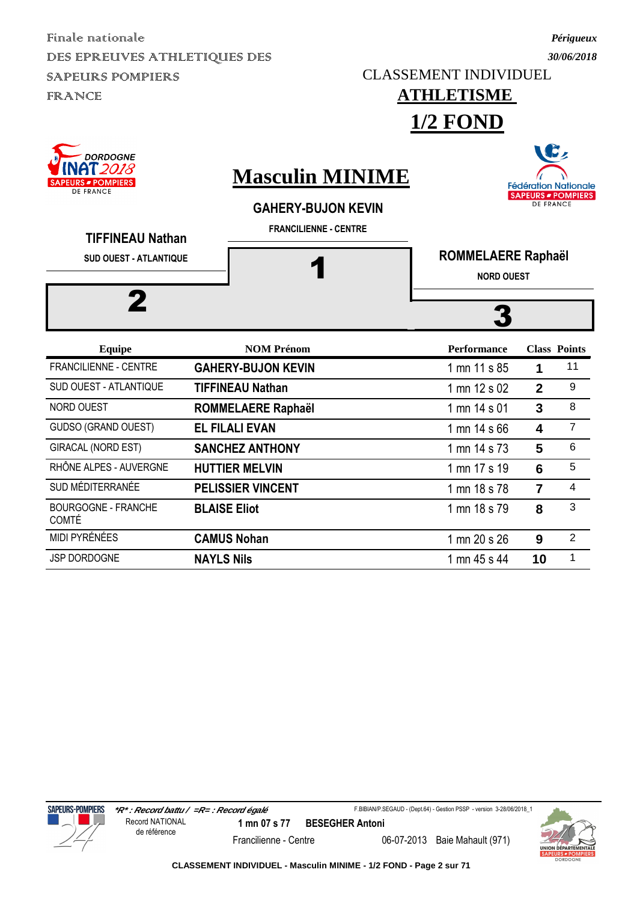Finale nationale

DES EPREUVES ATHLETIQUES DES SAPEURS POMPIERS FRANCE

*Périgueux*

*30/06/2018*

CLASSEMENT INDIVIDUEL

# ATHLETISME

# 1/2 FOND

## Masculin MINIME

**GAHERY-BUJON KEVIN**
FRANCILIENNE - CENTRE
**1**

**TIFFINEAU Nathan**
SUD OUEST - ATLANTIQUE
**2**

**ROMMELAERE Raphaël**
NORD OUEST
**3**

| Equipe | NOM Prénom | Performance | Class | Points |
|---|---|---|---|---|
| FRANCILIENNE - CENTRE | **GAHERY-BUJON KEVIN** | 1 mn 11 s 85 | **1** | 11 |
| SUD OUEST - ATLANTIQUE | **TIFFINEAU Nathan** | 1 mn 12 s 02 | **2** | 9 |
| NORD OUEST | **ROMMELAERE Raphaël** | 1 mn 14 s 01 | **3** | 8 |
| GUDSO (GRAND OUEST) | **EL FILALI EVAN** | 1 mn 14 s 66 | **4** | 7 |
| GIRACAL (NORD EST) | **SANCHEZ ANTHONY** | 1 mn 14 s 73 | **5** | 6 |
| RHÔNE ALPES - AUVERGNE | **HUTTIER MELVIN** | 1 mn 17 s 19 | **6** | 5 |
| SUD MÉDITERRANÉE | **PELISSIER VINCENT** | 1 mn 18 s 78 | **7** | 4 |
| BOURGOGNE - FRANCHE COMTÉ | **BLAISE Eliot** | 1 mn 18 s 79 | **8** | 3 |
| MIDI PYRÉNÉES | **CAMUS Nohan** | 1 mn 20 s 26 | **9** | 2 |
| JSP DORDOGNE | **NAYLS Nils** | 1 mn 45 s 44 | **10** | 1 |

*\*R\* : Record battu / =R= : Record égalé*

Record NATIONAL de référence: **1 mn 07 s 77** **BESEGHER Antoni** — Francilienne - Centre — 06-07-2013 — Baie Mahault (971)

CLASSEMENT INDIVIDUEL - Masculin MINIME - 1/2 FOND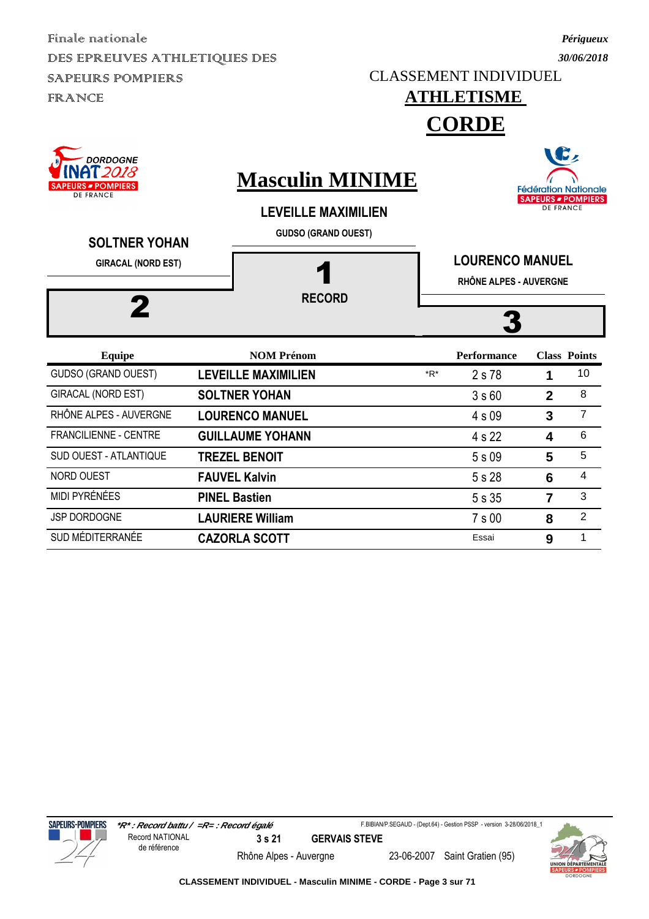Finale nationale
DES EPREUVES ATHLETIQUES DES SAPEURS POMPIERS FRANCE

*Périgueux*
*30/06/2018*

CLASSEMENT INDIVIDUEL

# ATHLETISME

# CORDE

## Masculin MINIME

**LEVEILLE MAXIMILIEN**
GUDSO (GRAND OUEST)
**1**
RECORD

**SOLTNER YOHAN**
GIRACAL (NORD EST)
**2**

**LOURENCO MANUEL**
RHÔNE ALPES - AUVERGNE
**3**

| Equipe | NOM Prénom | | Performance | Class | Points |
|---|---|---|---|---|---|
| GUDSO (GRAND OUEST) | **LEVEILLE MAXIMILIEN** | *R* | 2 s 78 | **1** | 10 |
| GIRACAL (NORD EST) | **SOLTNER YOHAN** | | 3 s 60 | **2** | 8 |
| RHÔNE ALPES - AUVERGNE | **LOURENCO MANUEL** | | 4 s 09 | **3** | 7 |
| FRANCILIENNE - CENTRE | **GUILLAUME YOHANN** | | 4 s 22 | **4** | 6 |
| SUD OUEST - ATLANTIQUE | **TREZEL BENOIT** | | 5 s 09 | **5** | 5 |
| NORD OUEST | **FAUVEL Kalvin** | | 5 s 28 | **6** | 4 |
| MIDI PYRÉNÉES | **PINEL Bastien** | | 5 s 35 | **7** | 3 |
| JSP DORDOGNE | **LAURIERE William** | | 7 s 00 | **8** | 2 |
| SUD MÉDITERRANÉE | **CAZORLA SCOTT** | | Essai | **9** | 1 |

*\*R\* : Record battu / =R= : Record égalé*

F.BIBIAN/P.SEGAUD - (Dept.64) - Gestion PSSP - version 3-28/06/2018_1

Record NATIONAL de référence — **3 s 21** — **GERVAIS STEVE** — Rhône Alpes - Auvergne — 23-06-2007 — Saint Gratien (95)

**CLASSEMENT INDIVIDUEL - Masculin MINIME - CORDE**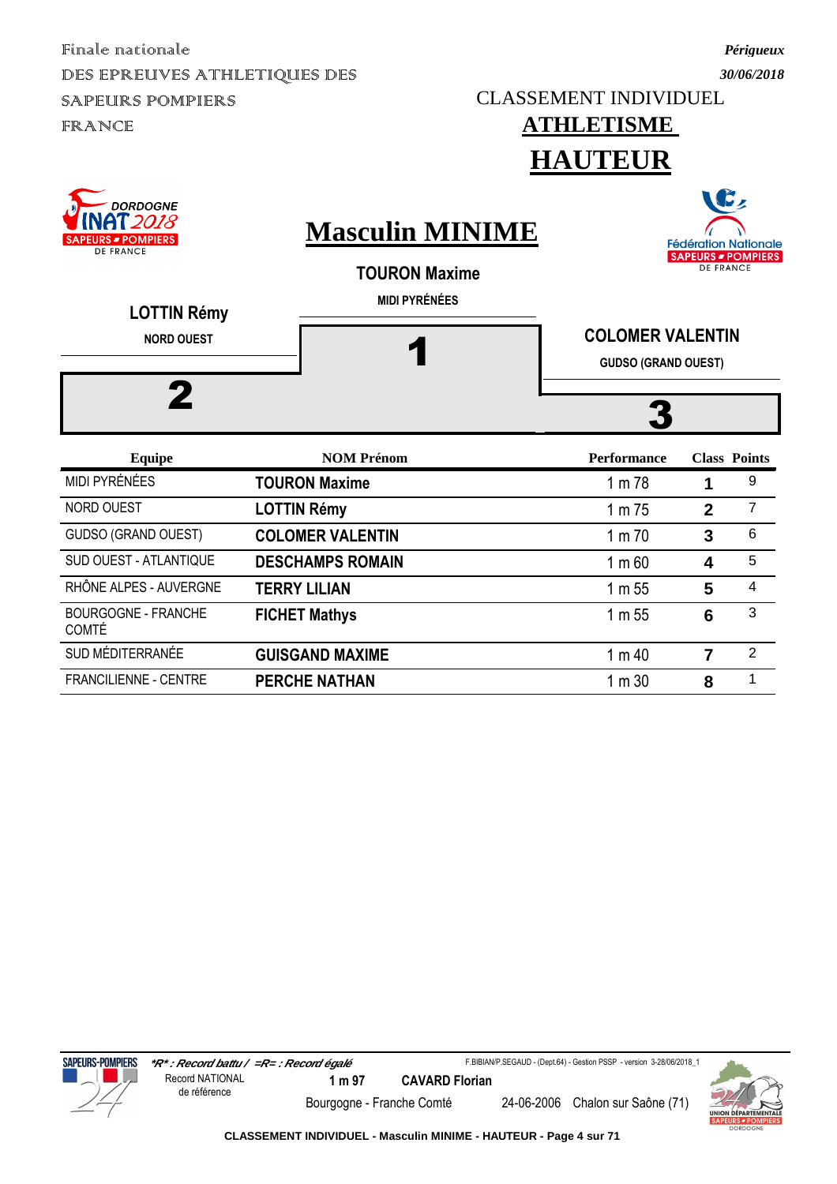Finale nationale
DES EPREUVES ATHLETIQUES DES SAPEURS POMPIERS FRANCE

*Périgueux*
*30/06/2018*

CLASSEMENT INDIVIDUEL

# ATHLETISME

# HAUTEUR

## Masculin MINIME

**1** — **TOURON Maxime** — MIDI PYRÉNÉES

**2** — **LOTTIN Rémy** — NORD OUEST

**3** — **COLOMER VALENTIN** — GUDSO (GRAND OUEST)

| Equipe | NOM Prénom | Performance | Class | Points |
|---|---|---|---|---|
| MIDI PYRÉNÉES | **TOURON Maxime** | 1 m 78 | **1** | 9 |
| NORD OUEST | **LOTTIN Rémy** | 1 m 75 | **2** | 7 |
| GUDSO (GRAND OUEST) | **COLOMER VALENTIN** | 1 m 70 | **3** | 6 |
| SUD OUEST - ATLANTIQUE | **DESCHAMPS ROMAIN** | 1 m 60 | **4** | 5 |
| RHÔNE ALPES - AUVERGNE | **TERRY LILIAN** | 1 m 55 | **5** | 4 |
| BOURGOGNE - FRANCHE COMTÉ | **FICHET Mathys** | 1 m 55 | **6** | 3 |
| SUD MÉDITERRANÉE | **GUISGAND MAXIME** | 1 m 40 | **7** | 2 |
| FRANCILIENNE - CENTRE | **PERCHE NATHAN** | 1 m 30 | **8** | 1 |

***R* : Record battu / =R= : Record égalé**

Record NATIONAL de référence — **1 m 97** — **CAVARD Florian** — Bourgogne - Franche Comté — 24-06-2006 — Chalon sur Saône (71)

F.BIBIAN/P.SEGAUD - (Dept.64) - Gestion PSSP - version 3-28/06/2018_1

**CLASSEMENT INDIVIDUEL - Masculin MINIME - HAUTEUR**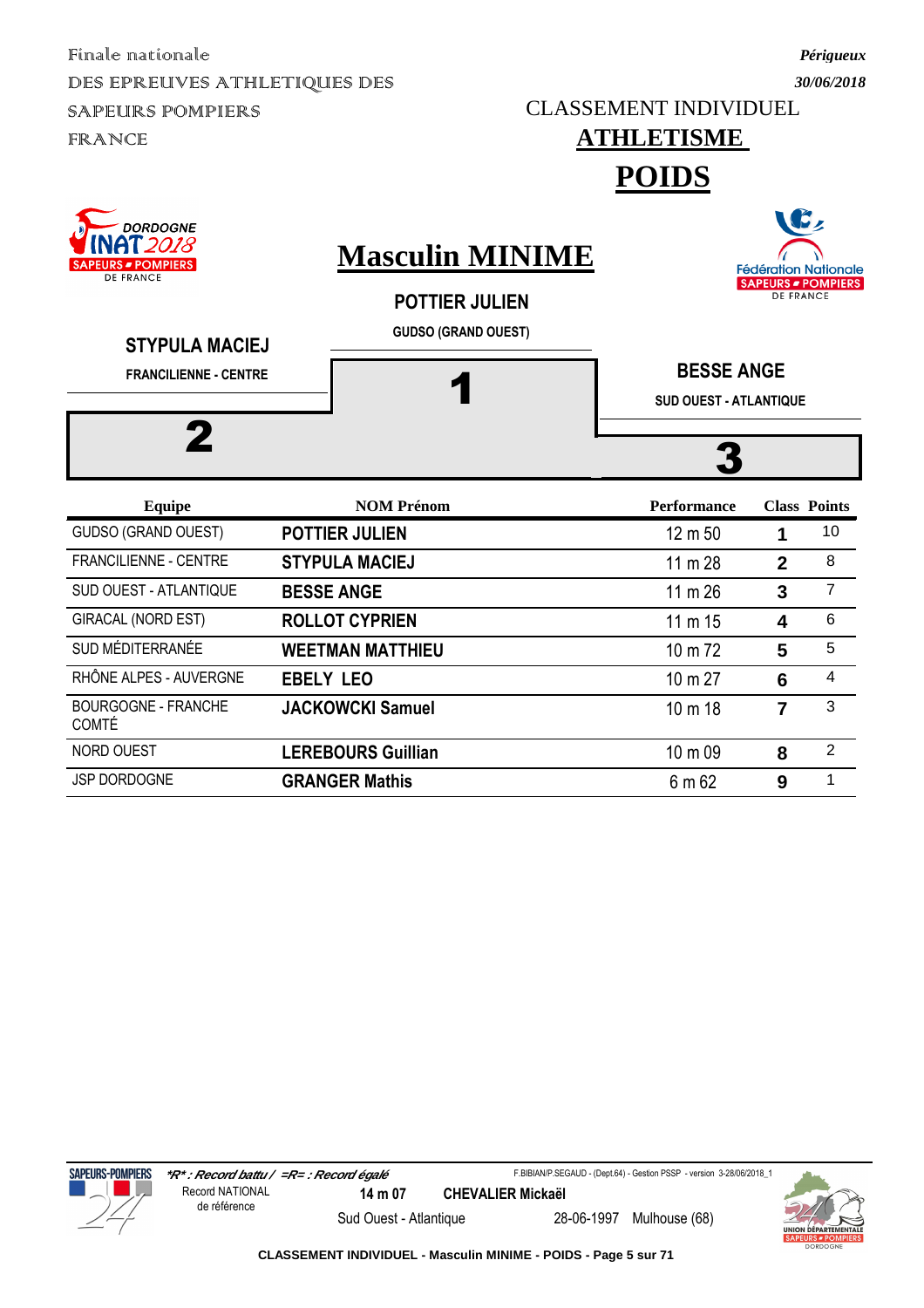Finale nationale
DES EPREUVES ATHLETIQUES DES SAPEURS POMPIERS FRANCE

*Périgueux*
*30/06/2018*

CLASSEMENT INDIVIDUEL

# ATHLETISME

# POIDS

## Masculin MINIME

**1** — **POTTIER JULIEN** — GUDSO (GRAND OUEST)

**2** — **STYPULA MACIEJ** — FRANCILIENNE - CENTRE

**3** — **BESSE ANGE** — SUD OUEST - ATLANTIQUE

| Equipe | NOM Prénom | Performance | Class | Points |
|---|---|---|---|---|
| GUDSO (GRAND OUEST) | **POTTIER JULIEN** | 12 m 50 | **1** | 10 |
| FRANCILIENNE - CENTRE | **STYPULA MACIEJ** | 11 m 28 | **2** | 8 |
| SUD OUEST - ATLANTIQUE | **BESSE ANGE** | 11 m 26 | **3** | 7 |
| GIRACAL (NORD EST) | **ROLLOT CYPRIEN** | 11 m 15 | **4** | 6 |
| SUD MÉDITERRANÉE | **WEETMAN MATTHIEU** | 10 m 72 | **5** | 5 |
| RHÔNE ALPES - AUVERGNE | **EBELY LEO** | 10 m 27 | **6** | 4 |
| BOURGOGNE - FRANCHE COMTÉ | **JACKOWCKI Samuel** | 10 m 18 | **7** | 3 |
| NORD OUEST | **LEREBOURS Guillian** | 10 m 09 | **8** | 2 |
| JSP DORDOGNE | **GRANGER Mathis** | 6 m 62 | **9** | 1 |

*\*R\* : Record battu / =R= : Record égalé*

F.BIBIAN/P.SEGAUD - (Dept.64) - Gestion PSSP - version 3-28/06/2018_1

Record NATIONAL de référence — **14 m 07** — **CHEVALIER Mickaël** — Sud Ouest - Atlantique — 28-06-1997 — Mulhouse (68)

**CLASSEMENT INDIVIDUEL - Masculin MINIME - POIDS**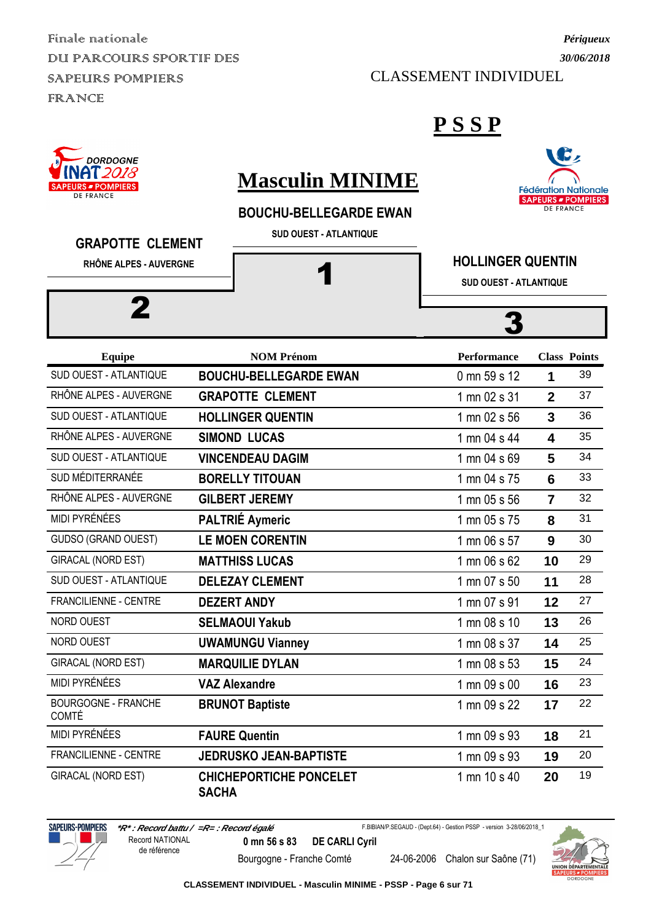Finale nationale
DU PARCOURS SPORTIF DES
SAPEURS POMPIERS
FRANCE

*Périgueux*
*30/06/2018*

CLASSEMENT INDIVIDUEL

# P S S P

## Masculin MINIME

**BOUCHU-BELLEGARDE EWAN**
SUD OUEST - ATLANTIQUE
**1**

**GRAPOTTE CLEMENT**
RHÔNE ALPES - AUVERGNE
**2**

**HOLLINGER QUENTIN**
SUD OUEST - ATLANTIQUE
**3**

| Equipe | NOM Prénom | Performance | Class | Points |
|---|---|---|---|---|
| SUD OUEST - ATLANTIQUE | **BOUCHU-BELLEGARDE EWAN** | 0 mn 59 s 12 | **1** | 39 |
| RHÔNE ALPES - AUVERGNE | **GRAPOTTE CLEMENT** | 1 mn 02 s 31 | **2** | 37 |
| SUD OUEST - ATLANTIQUE | **HOLLINGER QUENTIN** | 1 mn 02 s 56 | **3** | 36 |
| RHÔNE ALPES - AUVERGNE | **SIMOND LUCAS** | 1 mn 04 s 44 | **4** | 35 |
| SUD OUEST - ATLANTIQUE | **VINCENDEAU DAGIM** | 1 mn 04 s 69 | **5** | 34 |
| SUD MÉDITERRANÉE | **BORELLY TITOUAN** | 1 mn 04 s 75 | **6** | 33 |
| RHÔNE ALPES - AUVERGNE | **GILBERT JEREMY** | 1 mn 05 s 56 | **7** | 32 |
| MIDI PYRÉNÉES | **PALTRIÉ Aymeric** | 1 mn 05 s 75 | **8** | 31 |
| GUDSO (GRAND OUEST) | **LE MOEN CORENTIN** | 1 mn 06 s 57 | **9** | 30 |
| GIRACAL (NORD EST) | **MATTHISS LUCAS** | 1 mn 06 s 62 | **10** | 29 |
| SUD OUEST - ATLANTIQUE | **DELEZAY CLEMENT** | 1 mn 07 s 50 | **11** | 28 |
| FRANCILIENNE - CENTRE | **DEZERT ANDY** | 1 mn 07 s 91 | **12** | 27 |
| NORD OUEST | **SELMAOUI Yakub** | 1 mn 08 s 10 | **13** | 26 |
| NORD OUEST | **UWAMUNGU Vianney** | 1 mn 08 s 37 | **14** | 25 |
| GIRACAL (NORD EST) | **MARQUILIE DYLAN** | 1 mn 08 s 53 | **15** | 24 |
| MIDI PYRÉNÉES | **VAZ Alexandre** | 1 mn 09 s 00 | **16** | 23 |
| BOURGOGNE - FRANCHE COMTÉ | **BRUNOT Baptiste** | 1 mn 09 s 22 | **17** | 22 |
| MIDI PYRÉNÉES | **FAURE Quentin** | 1 mn 09 s 93 | **18** | 21 |
| FRANCILIENNE - CENTRE | **JEDRUSKO JEAN-BAPTISTE** | 1 mn 09 s 93 | **19** | 20 |
| GIRACAL (NORD EST) | **CHICHEPORTICHE PONCELET SACHA** | 1 mn 10 s 40 | **20** | 19 |

*\*R\* : Record battu / =R= : Record égalé*

F.BIBIAN/P.SEGAUD - (Dept.64) - Gestion PSSP - version 3-28/06/2018_1

Record NATIONAL de référence — **0 mn 56 s 83** — **DE CARLI Cyril** — Bourgogne - Franche Comté — 24-06-2006 — Chalon sur Saône (71)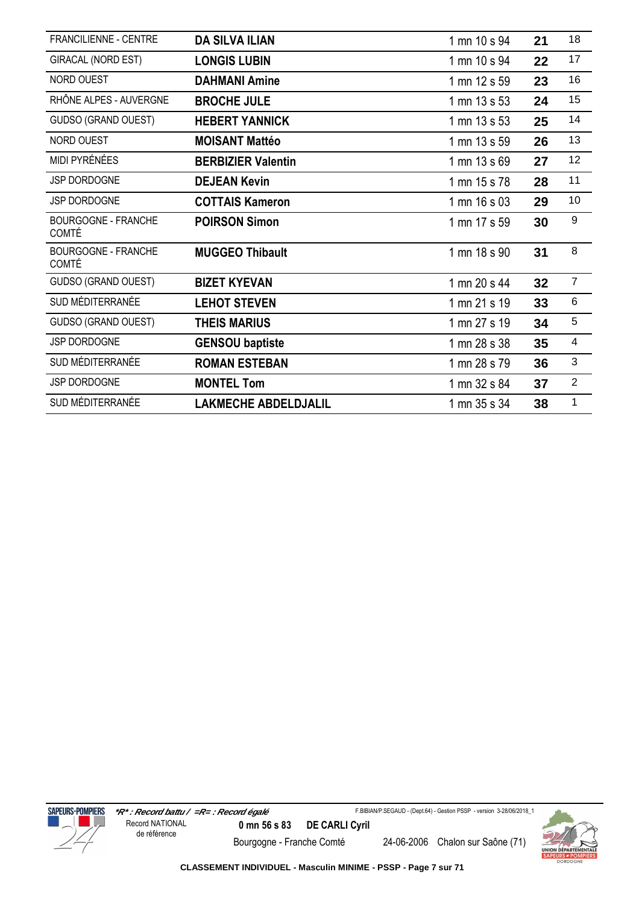| | | | | |
|---|---|---|---|---|
| FRANCILIENNE - CENTRE | **DA SILVA ILIAN** | 1 mn 10 s 94 | **21** | 18 |
| GIRACAL (NORD EST) | **LONGIS LUBIN** | 1 mn 10 s 94 | **22** | 17 |
| NORD OUEST | **DAHMANI Amine** | 1 mn 12 s 59 | **23** | 16 |
| RHÔNE ALPES - AUVERGNE | **BROCHE JULE** | 1 mn 13 s 53 | **24** | 15 |
| GUDSO (GRAND OUEST) | **HEBERT YANNICK** | 1 mn 13 s 53 | **25** | 14 |
| NORD OUEST | **MOISANT Mattéo** | 1 mn 13 s 59 | **26** | 13 |
| MIDI PYRÉNÉES | **BERBIZIER Valentin** | 1 mn 13 s 69 | **27** | 12 |
| JSP DORDOGNE | **DEJEAN Kevin** | 1 mn 15 s 78 | **28** | 11 |
| JSP DORDOGNE | **COTTAIS Kameron** | 1 mn 16 s 03 | **29** | 10 |
| BOURGOGNE - FRANCHE COMTÉ | **POIRSON Simon** | 1 mn 17 s 59 | **30** | 9 |
| BOURGOGNE - FRANCHE COMTÉ | **MUGGEO Thibault** | 1 mn 18 s 90 | **31** | 8 |
| GUDSO (GRAND OUEST) | **BIZET KYEVAN** | 1 mn 20 s 44 | **32** | 7 |
| SUD MÉDITERRANÉE | **LEHOT STEVEN** | 1 mn 21 s 19 | **33** | 6 |
| GUDSO (GRAND OUEST) | **THEIS MARIUS** | 1 mn 27 s 19 | **34** | 5 |
| JSP DORDOGNE | **GENSOU baptiste** | 1 mn 28 s 38 | **35** | 4 |
| SUD MÉDITERRANÉE | **ROMAN ESTEBAN** | 1 mn 28 s 79 | **36** | 3 |
| JSP DORDOGNE | **MONTEL Tom** | 1 mn 32 s 84 | **37** | 2 |
| SUD MÉDITERRANÉE | **LAKMECHE ABDELDJALIL** | 1 mn 35 s 34 | **38** | 1 |

*\*R\* : Record battu / =R= : Record égalé*

Record NATIONAL de référence **0 mn 56 s 83** **DE CARLI Cyril** Bourgogne - Franche Comté 24-06-2006 Chalon sur Saône (71)

**CLASSEMENT INDIVIDUEL - Masculin MINIME - PSSP**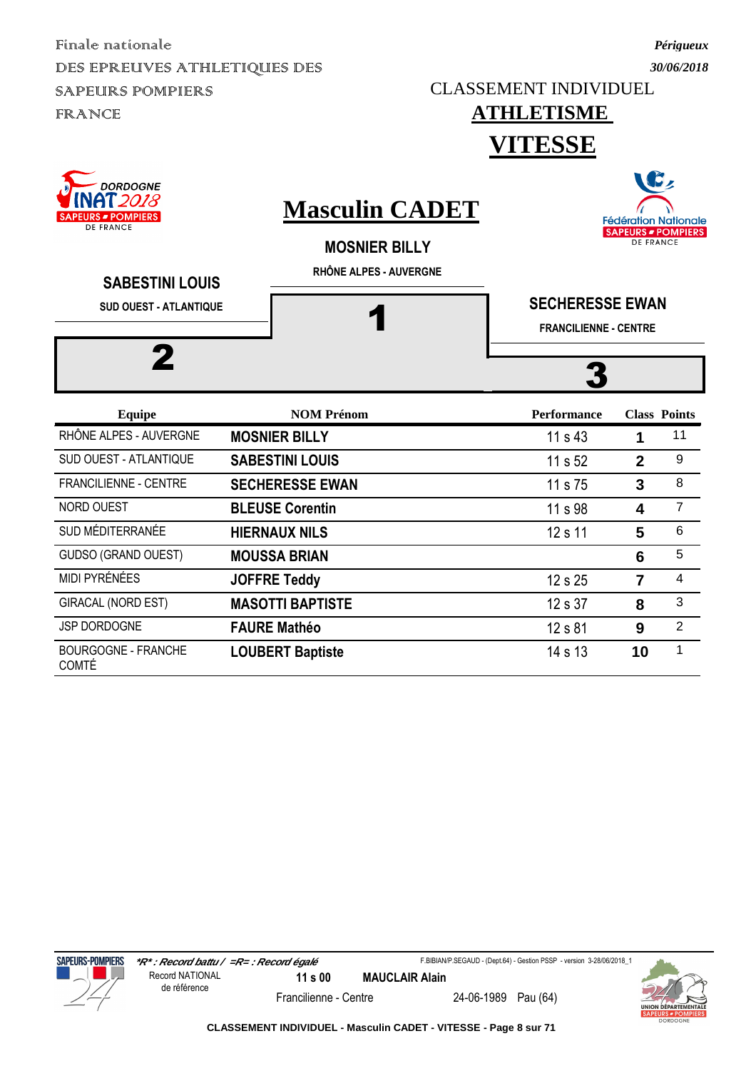Finale nationale
DES EPREUVES ATHLETIQUES DES SAPEURS POMPIERS FRANCE

*Périgueux*
*30/06/2018*

CLASSEMENT INDIVIDUEL

# ATHLETISME

# VITESSE

DORDOGNE INAT 2018 SAPEURS POMPIERS DE FRANCE

Fédération Nationale SAPEURS POMPIERS DE FRANCE

## Masculin CADET

**1** — **MOSNIER BILLY** — RHÔNE ALPES - AUVERGNE

**2** — **SABESTINI LOUIS** — SUD OUEST - ATLANTIQUE

**3** — **SECHERESSE EWAN** — FRANCILIENNE - CENTRE

| Equipe | NOM Prénom | Performance | Class | Points |
|---|---|---|---|---|
| RHÔNE ALPES - AUVERGNE | **MOSNIER BILLY** | 11 s 43 | **1** | 11 |
| SUD OUEST - ATLANTIQUE | **SABESTINI LOUIS** | 11 s 52 | **2** | 9 |
| FRANCILIENNE - CENTRE | **SECHERESSE EWAN** | 11 s 75 | **3** | 8 |
| NORD OUEST | **BLEUSE Corentin** | 11 s 98 | **4** | 7 |
| SUD MÉDITERRANÉE | **HIERNAUX NILS** | 12 s 11 | **5** | 6 |
| GUDSO (GRAND OUEST) | **MOUSSA BRIAN** | | **6** | 5 |
| MIDI PYRÉNÉES | **JOFFRE Teddy** | 12 s 25 | **7** | 4 |
| GIRACAL (NORD EST) | **MASOTTI BAPTISTE** | 12 s 37 | **8** | 3 |
| JSP DORDOGNE | **FAURE Mathéo** | 12 s 81 | **9** | 2 |
| BOURGOGNE - FRANCHE COMTÉ | **LOUBERT Baptiste** | 14 s 13 | **10** | 1 |

***R* : Record battu / =R= : Record égalé**

Record NATIONAL de référence — **11 s 00** — **MAUCLAIR Alain** — Francilienne - Centre — 24-06-1989 — Pau (64)

F.BIBIAN/P.SEGAUD - (Dept.64) - Gestion PSSP - version 3-28/06/2018_1

**CLASSEMENT INDIVIDUEL - Masculin CADET - VITESSE**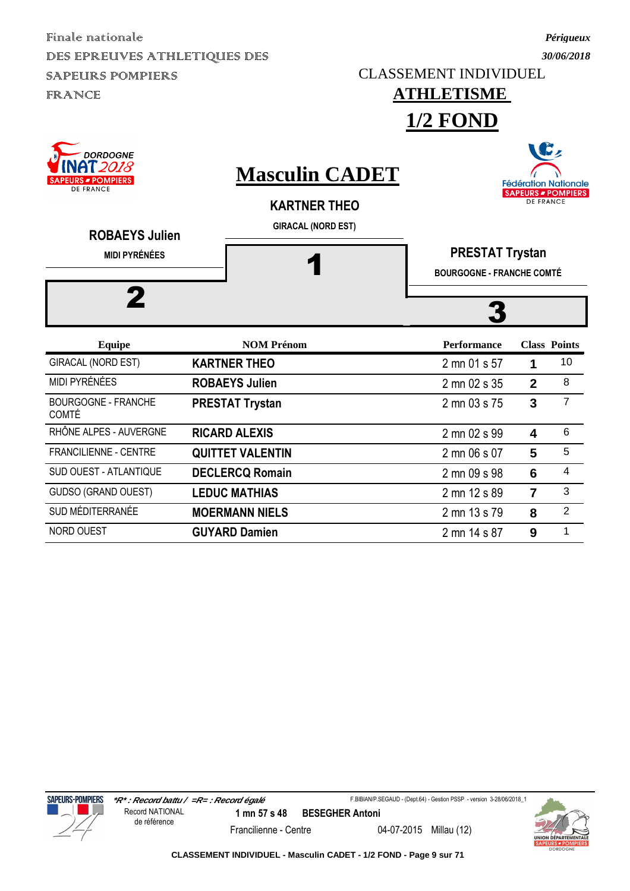Finale nationale
DES EPREUVES ATHLETIQUES DES SAPEURS POMPIERS FRANCE

*Périgueux*
*30/06/2018*

CLASSEMENT INDIVIDUEL

# ATHLETISME

# 1/2 FOND

## Masculin CADET

**1 — KARTNER THEO** — GIRACAL (NORD EST)

**2 — ROBAEYS Julien** — MIDI PYRÉNÉES

**3 — PRESTAT Trystan** — BOURGOGNE - FRANCHE COMTÉ

| Equipe | NOM Prénom | Performance | Class | Points |
|---|---|---|---|---|
| GIRACAL (NORD EST) | **KARTNER THEO** | 2 mn 01 s 57 | **1** | 10 |
| MIDI PYRÉNÉES | **ROBAEYS Julien** | 2 mn 02 s 35 | **2** | 8 |
| BOURGOGNE - FRANCHE COMTÉ | **PRESTAT Trystan** | 2 mn 03 s 75 | **3** | 7 |
| RHÔNE ALPES - AUVERGNE | **RICARD ALEXIS** | 2 mn 02 s 99 | **4** | 6 |
| FRANCILIENNE - CENTRE | **QUITTET VALENTIN** | 2 mn 06 s 07 | **5** | 5 |
| SUD OUEST - ATLANTIQUE | **DECLERCQ Romain** | 2 mn 09 s 98 | **6** | 4 |
| GUDSO (GRAND OUEST) | **LEDUC MATHIAS** | 2 mn 12 s 89 | **7** | 3 |
| SUD MÉDITERRANÉE | **MOERMANN NIELS** | 2 mn 13 s 79 | **8** | 2 |
| NORD OUEST | **GUYARD Damien** | 2 mn 14 s 87 | **9** | 1 |

*\*R\* : Record battu / =R= : Record égalé*

Record NATIONAL de référence: **1 mn 57 s 48** — **BESEGHER Antoni** — Francilienne - Centre — 04-07-2015 — Millau (12)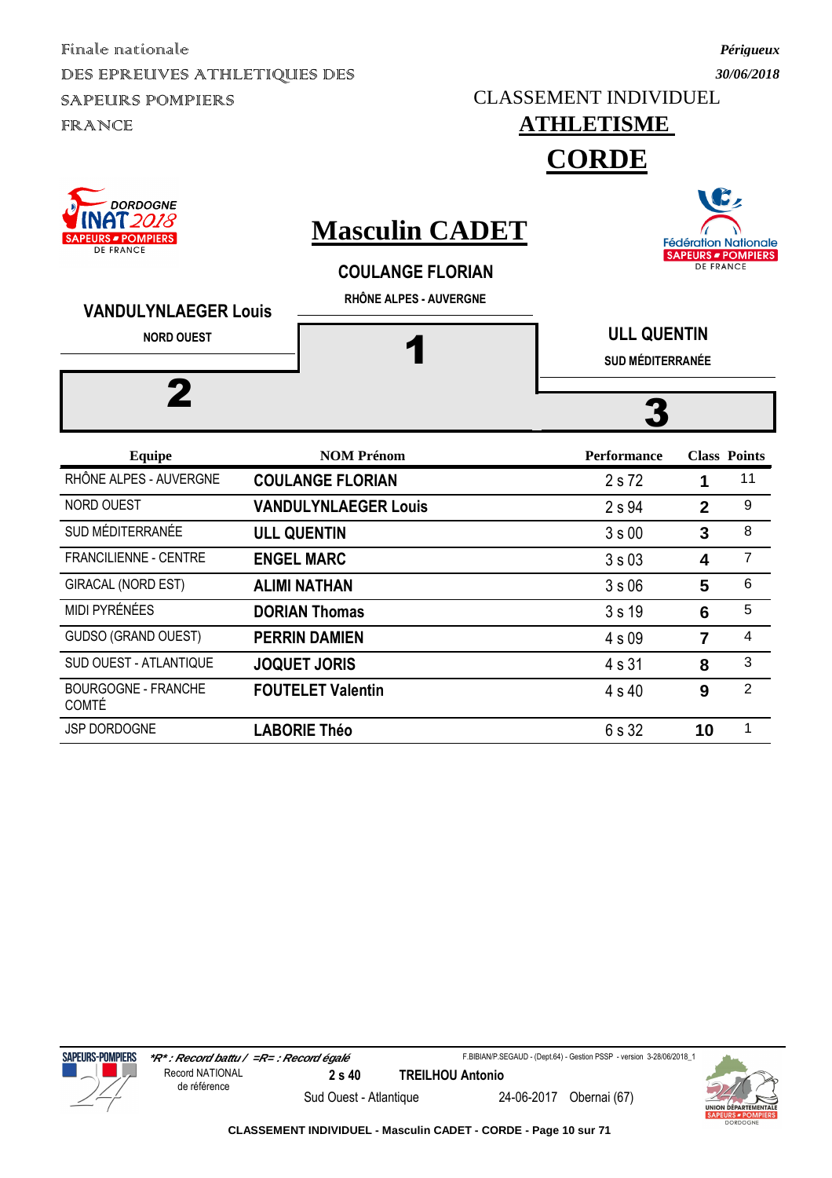Finale nationale
DES EPREUVES ATHLETIQUES DES SAPEURS POMPIERS FRANCE

*Périgueux*
*30/06/2018*

CLASSEMENT INDIVIDUEL

# ATHLETISME

# CORDE

DORDOGNE INAT 2018 SAPEURS POMPIERS DE FRANCE

Fédération Nationale SAPEURS POMPIERS DE FRANCE

## Masculin CADET

**1** — **COULANGE FLORIAN** — RHÔNE ALPES - AUVERGNE

**2** — **VANDULYNLAEGER Louis** — NORD OUEST

**3** — **ULL QUENTIN** — SUD MÉDITERRANÉE

| Equipe | NOM Prénom | Performance | Class | Points |
|---|---|---|---|---|
| RHÔNE ALPES - AUVERGNE | **COULANGE FLORIAN** | 2 s 72 | **1** | 11 |
| NORD OUEST | **VANDULYNLAEGER Louis** | 2 s 94 | **2** | 9 |
| SUD MÉDITERRANÉE | **ULL QUENTIN** | 3 s 00 | **3** | 8 |
| FRANCILIENNE - CENTRE | **ENGEL MARC** | 3 s 03 | **4** | 7 |
| GIRACAL (NORD EST) | **ALIMI NATHAN** | 3 s 06 | **5** | 6 |
| MIDI PYRÉNÉES | **DORIAN Thomas** | 3 s 19 | **6** | 5 |
| GUDSO (GRAND OUEST) | **PERRIN DAMIEN** | 4 s 09 | **7** | 4 |
| SUD OUEST - ATLANTIQUE | **JOQUET JORIS** | 4 s 31 | **8** | 3 |
| BOURGOGNE - FRANCHE COMTÉ | **FOUTELET Valentin** | 4 s 40 | **9** | 2 |
| JSP DORDOGNE | **LABORIE Théo** | 6 s 32 | **10** | 1 |

***R* : Record battu / =R= : Record égalé**

F.BIBIAN/P.SEGAUD - (Dept.64) - Gestion PSSP - version 3-28/06/2018_1

Record NATIONAL de référence — **2 s 40** — **TREILHOU Antonio** — Sud Ouest - Atlantique — 24-06-2017 — Obernai (67)

**CLASSEMENT INDIVIDUEL - Masculin CADET - CORDE**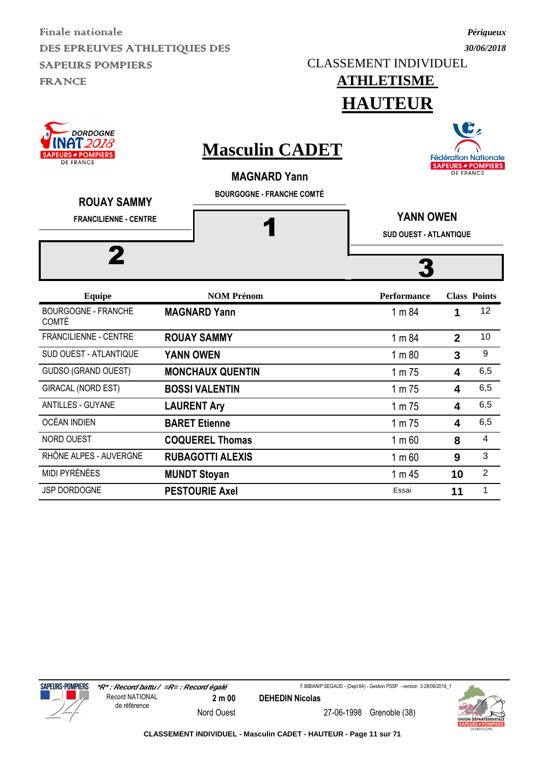Finale nationale
DES EPREUVES ATHLETIQUES DES SAPEURS POMPIERS FRANCE

*Périgueux*
*30/06/2018*

CLASSEMENT INDIVIDUEL

# ATHLETISME

# HAUTEUR

## Masculin CADET

**MAGNARD Yann**
BOURGOGNE - FRANCHE COMTÉ
**1**

**ROUAY SAMMY**
FRANCILIENNE - CENTRE
**2**

**YANN OWEN**
SUD OUEST - ATLANTIQUE
**3**

| Equipe | NOM Prénom | Performance | Class | Points |
|---|---|---|---|---|
| BOURGOGNE - FRANCHE COMTÉ | **MAGNARD Yann** | 1 m 84 | **1** | 12 |
| FRANCILIENNE - CENTRE | **ROUAY SAMMY** | 1 m 84 | **2** | 10 |
| SUD OUEST - ATLANTIQUE | **YANN OWEN** | 1 m 80 | **3** | 9 |
| GUDSO (GRAND OUEST) | **MONCHAUX QUENTIN** | 1 m 75 | **4** | 6,5 |
| GIRACAL (NORD EST) | **BOSSI VALENTIN** | 1 m 75 | **4** | 6,5 |
| ANTILLES - GUYANE | **LAURENT Ary** | 1 m 75 | **4** | 6,5 |
| OCÉAN INDIEN | **BARET Etienne** | 1 m 75 | **4** | 6,5 |
| NORD OUEST | **COQUEREL Thomas** | 1 m 60 | **8** | 4 |
| RHÔNE ALPES - AUVERGNE | **RUBAGOTTI ALEXIS** | 1 m 60 | **9** | 3 |
| MIDI PYRÉNÉES | **MUNDT Stoyan** | 1 m 45 | **10** | 2 |
| JSP DORDOGNE | **PESTOURIE Axel** | Essai | **11** | 1 |

*\*R\* : Record battu / =R= : Record égalé*

| Record NATIONAL de référence | 2 m 00 | DEHEDIN Nicolas | | |
|---|---|---|---|---|
| | Nord Ouest | | 27-06-1998 | Grenoble (38) |

F.BIBIAN/P.SEGAUD - (Dept.64) - Gestion PSSP - version 3-28/06/2018_1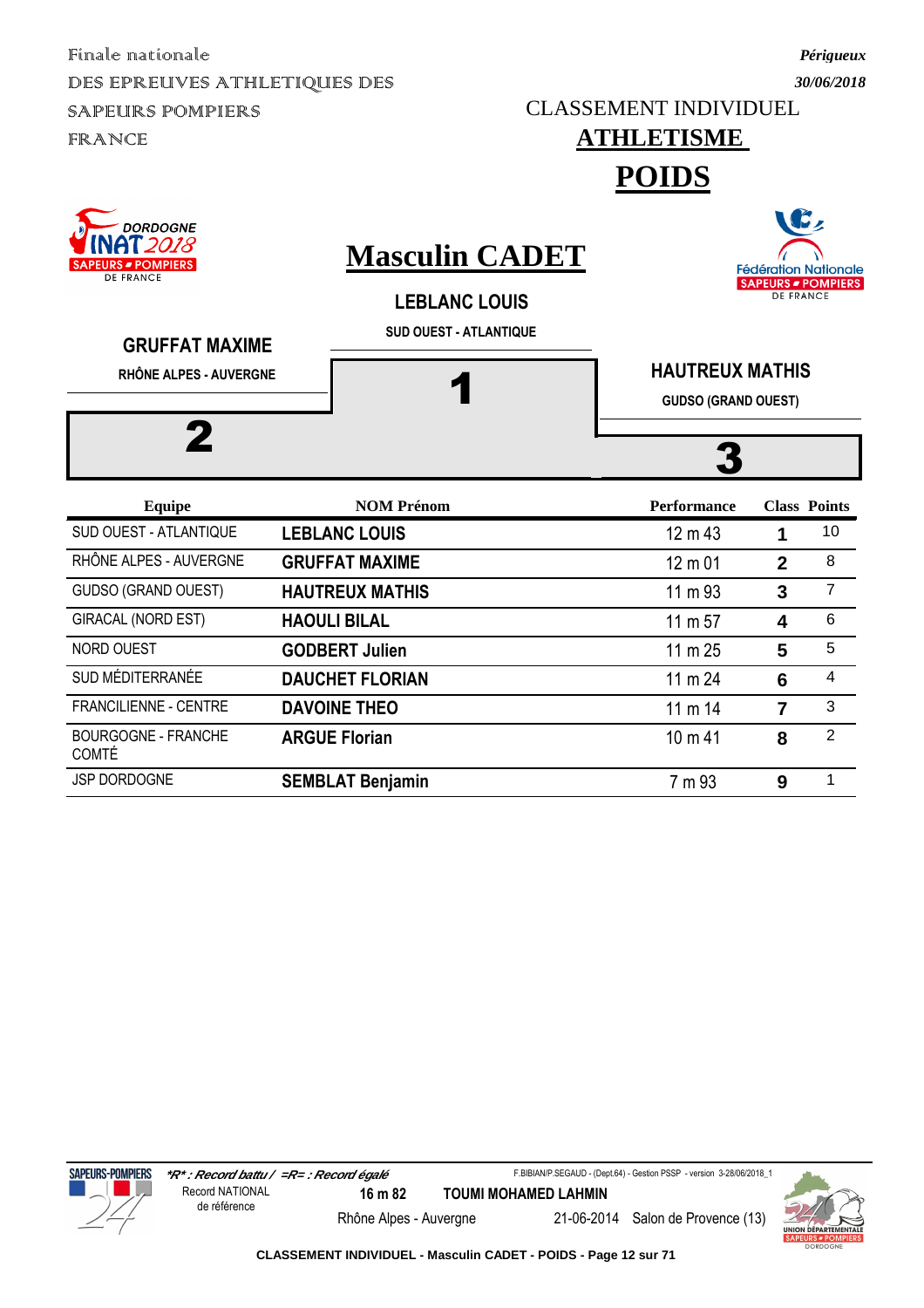Finale nationale
DES EPREUVES ATHLETIQUES DES SAPEURS POMPIERS FRANCE

*Périgueux*
*30/06/2018*

CLASSEMENT INDIVIDUEL

# ATHLETISME

# POIDS

## Masculin CADET

**LEBLANC LOUIS**
SUD OUEST - ATLANTIQUE
**1**

**GRUFFAT MAXIME**
RHÔNE ALPES - AUVERGNE
**2**

**HAUTREUX MATHIS**
GUDSO (GRAND OUEST)
**3**

| Equipe | NOM Prénom | Performance | Class | Points |
|---|---|---|---|---|
| SUD OUEST - ATLANTIQUE | **LEBLANC LOUIS** | 12 m 43 | **1** | 10 |
| RHÔNE ALPES - AUVERGNE | **GRUFFAT MAXIME** | 12 m 01 | **2** | 8 |
| GUDSO (GRAND OUEST) | **HAUTREUX MATHIS** | 11 m 93 | **3** | 7 |
| GIRACAL (NORD EST) | **HAOULI BILAL** | 11 m 57 | **4** | 6 |
| NORD OUEST | **GODBERT Julien** | 11 m 25 | **5** | 5 |
| SUD MÉDITERRANÉE | **DAUCHET FLORIAN** | 11 m 24 | **6** | 4 |
| FRANCILIENNE - CENTRE | **DAVOINE THEO** | 11 m 14 | **7** | 3 |
| BOURGOGNE - FRANCHE COMTÉ | **ARGUE Florian** | 10 m 41 | **8** | 2 |
| JSP DORDOGNE | **SEMBLAT Benjamin** | 7 m 93 | **9** | 1 |

*\*R\* : Record battu / =R= : Record égalé*

F.BIBIAN/P.SEGAUD - (Dept.64) - Gestion PSSP - version 3-28/06/2018_1

Record NATIONAL de référence: **16 m 82** **TOUMI MOHAMED LAHMIN** Rhône Alpes - Auvergne 21-06-2014 Salon de Provence (13)

**CLASSEMENT INDIVIDUEL - Masculin CADET - POIDS**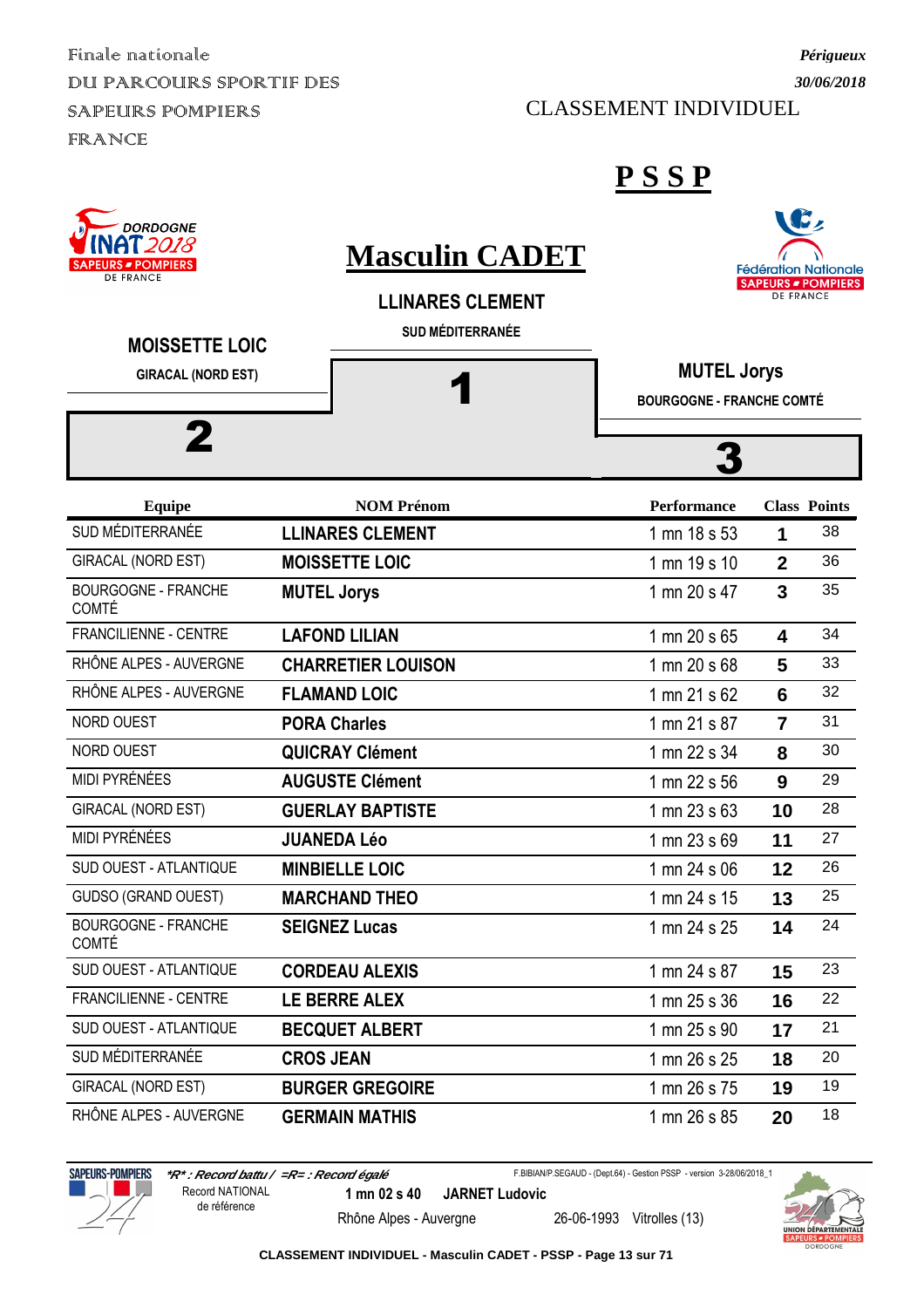Finale nationale
DU PARCOURS SPORTIF DES SAPEURS POMPIERS FRANCE

*Périgueux*
*30/06/2018*

CLASSEMENT INDIVIDUEL

# PSSP

# Masculin CADET

**LLINARES CLEMENT**
SUD MÉDITERRANÉE
**1**

**MOISSETTE LOIC**
GIRACAL (NORD EST)
**2**

**MUTEL Jorys**
BOURGOGNE - FRANCHE COMTÉ
**3**

| Equipe | NOM Prénom | Performance | Class | Points |
|---|---|---|---|---|
| SUD MÉDITERRANÉE | **LLINARES CLEMENT** | 1 mn 18 s 53 | **1** | 38 |
| GIRACAL (NORD EST) | **MOISSETTE LOIC** | 1 mn 19 s 10 | **2** | 36 |
| BOURGOGNE - FRANCHE COMTÉ | **MUTEL Jorys** | 1 mn 20 s 47 | **3** | 35 |
| FRANCILIENNE - CENTRE | **LAFOND LILIAN** | 1 mn 20 s 65 | **4** | 34 |
| RHÔNE ALPES - AUVERGNE | **CHARRETIER LOUISON** | 1 mn 20 s 68 | **5** | 33 |
| RHÔNE ALPES - AUVERGNE | **FLAMAND LOIC** | 1 mn 21 s 62 | **6** | 32 |
| NORD OUEST | **PORA Charles** | 1 mn 21 s 87 | **7** | 31 |
| NORD OUEST | **QUICRAY Clément** | 1 mn 22 s 34 | **8** | 30 |
| MIDI PYRÉNÉES | **AUGUSTE Clément** | 1 mn 22 s 56 | **9** | 29 |
| GIRACAL (NORD EST) | **GUERLAY BAPTISTE** | 1 mn 23 s 63 | **10** | 28 |
| MIDI PYRÉNÉES | **JUANEDA Léo** | 1 mn 23 s 69 | **11** | 27 |
| SUD OUEST - ATLANTIQUE | **MINBIELLE LOIC** | 1 mn 24 s 06 | **12** | 26 |
| GUDSO (GRAND OUEST) | **MARCHAND THEO** | 1 mn 24 s 15 | **13** | 25 |
| BOURGOGNE - FRANCHE COMTÉ | **SEIGNEZ Lucas** | 1 mn 24 s 25 | **14** | 24 |
| SUD OUEST - ATLANTIQUE | **CORDEAU ALEXIS** | 1 mn 24 s 87 | **15** | 23 |
| FRANCILIENNE - CENTRE | **LE BERRE ALEX** | 1 mn 25 s 36 | **16** | 22 |
| SUD OUEST - ATLANTIQUE | **BECQUET ALBERT** | 1 mn 25 s 90 | **17** | 21 |
| SUD MÉDITERRANÉE | **CROS JEAN** | 1 mn 26 s 25 | **18** | 20 |
| GIRACAL (NORD EST) | **BURGER GREGOIRE** | 1 mn 26 s 75 | **19** | 19 |
| RHÔNE ALPES - AUVERGNE | **GERMAIN MATHIS** | 1 mn 26 s 85 | **20** | 18 |

*\*R\* : Record battu / =R= : Record égalé*

Record NATIONAL de référence: **1 mn 02 s 40** **JARNET Ludovic** — Rhône Alpes - Auvergne — 26-06-1993 — Vitrolles (13)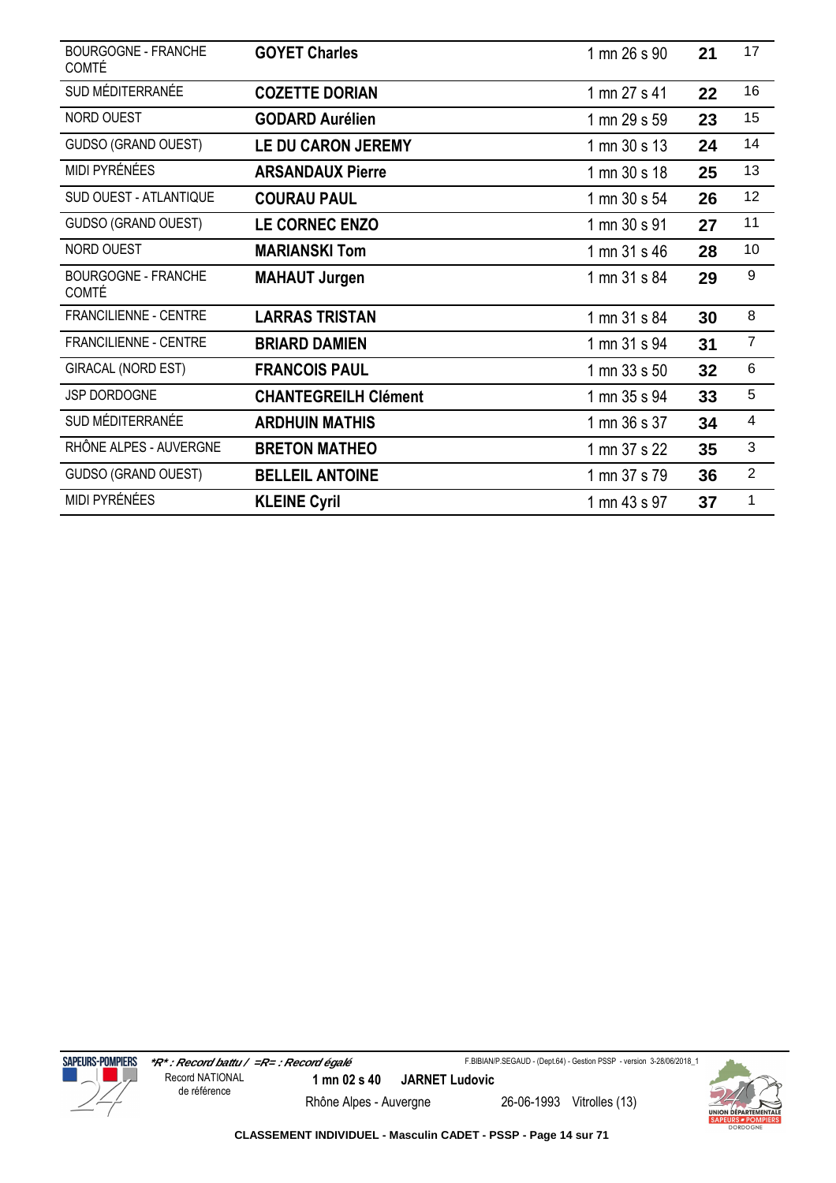| | | | | |
|---|---|---|---|---|
| BOURGOGNE - FRANCHE COMTÉ | **GOYET Charles** | 1 mn 26 s 90 | **21** | 17 |
| SUD MÉDITERRANÉE | **COZETTE DORIAN** | 1 mn 27 s 41 | **22** | 16 |
| NORD OUEST | **GODARD Aurélien** | 1 mn 29 s 59 | **23** | 15 |
| GUDSO (GRAND OUEST) | **LE DU CARON JEREMY** | 1 mn 30 s 13 | **24** | 14 |
| MIDI PYRÉNÉES | **ARSANDAUX Pierre** | 1 mn 30 s 18 | **25** | 13 |
| SUD OUEST - ATLANTIQUE | **COURAU PAUL** | 1 mn 30 s 54 | **26** | 12 |
| GUDSO (GRAND OUEST) | **LE CORNEC ENZO** | 1 mn 30 s 91 | **27** | 11 |
| NORD OUEST | **MARIANSKI Tom** | 1 mn 31 s 46 | **28** | 10 |
| BOURGOGNE - FRANCHE COMTÉ | **MAHAUT Jurgen** | 1 mn 31 s 84 | **29** | 9 |
| FRANCILIENNE - CENTRE | **LARRAS TRISTAN** | 1 mn 31 s 84 | **30** | 8 |
| FRANCILIENNE - CENTRE | **BRIARD DAMIEN** | 1 mn 31 s 94 | **31** | 7 |
| GIRACAL (NORD EST) | **FRANCOIS PAUL** | 1 mn 33 s 50 | **32** | 6 |
| JSP DORDOGNE | **CHANTEGREILH Clément** | 1 mn 35 s 94 | **33** | 5 |
| SUD MÉDITERRANÉE | **ARDHUIN MATHIS** | 1 mn 36 s 37 | **34** | 4 |
| RHÔNE ALPES - AUVERGNE | **BRETON MATHEO** | 1 mn 37 s 22 | **35** | 3 |
| GUDSO (GRAND OUEST) | **BELLEIL ANTOINE** | 1 mn 37 s 79 | **36** | 2 |
| MIDI PYRÉNÉES | **KLEINE Cyril** | 1 mn 43 s 97 | **37** | 1 |

*\*R\* : Record battu / =R= : Record égalé*

Record NATIONAL de référence **1 mn 02 s 40** **JARNET Ludovic** Rhône Alpes - Auvergne 26-06-1993 Vitrolles (13)

**CLASSEMENT INDIVIDUEL - Masculin CADET - PSSP**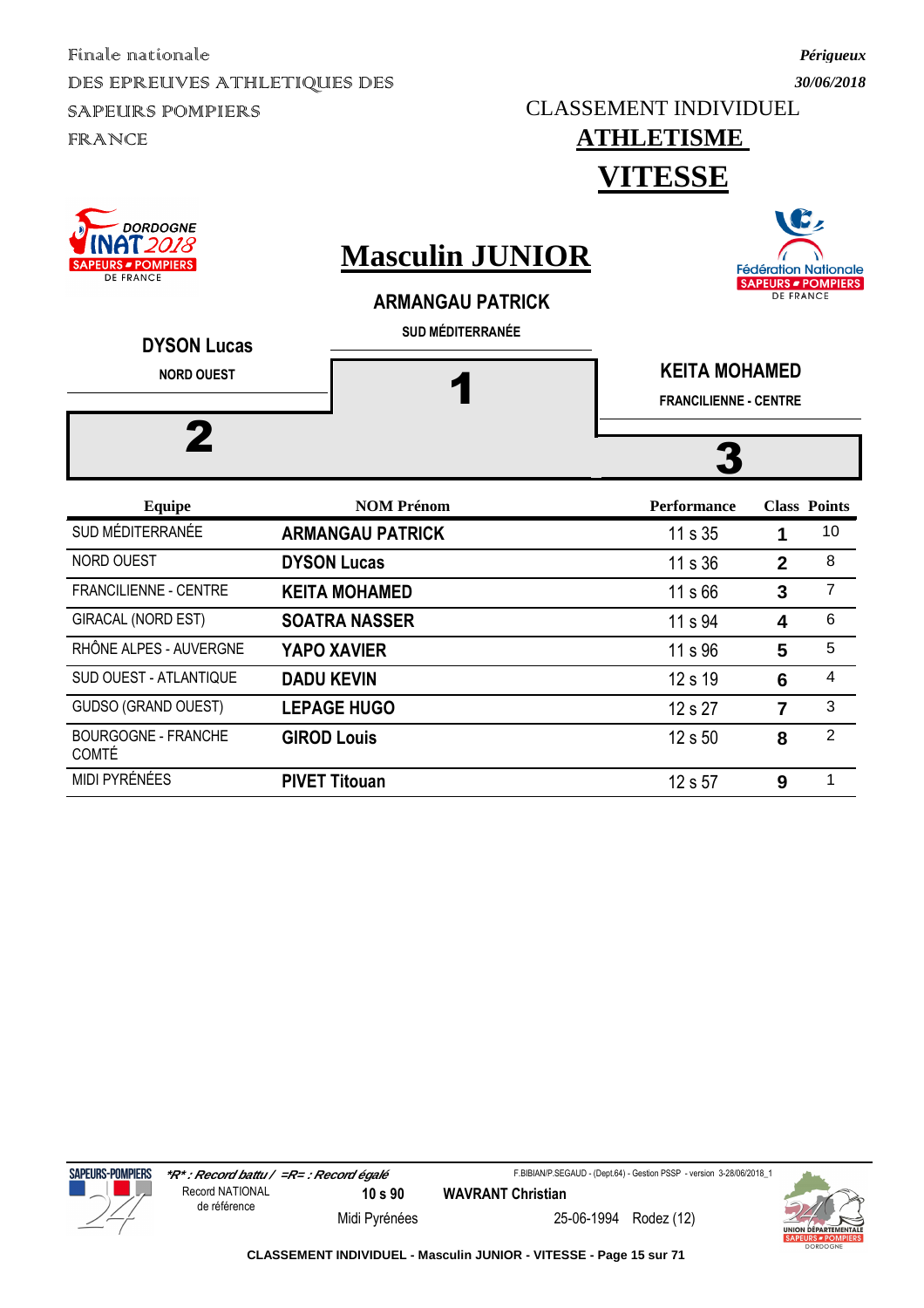Finale nationale
DES EPREUVES ATHLETIQUES DES SAPEURS POMPIERS
FRANCE

*Périgueux*
*30/06/2018*

CLASSEMENT INDIVIDUEL

# ATHLETISME

# VITESSE

## Masculin JUNIOR

**ARMANGAU PATRICK**
SUD MÉDITERRANÉE

**1**

**DYSON Lucas**
NORD OUEST

**2**

**KEITA MOHAMED**
FRANCILIENNE - CENTRE

**3**

| Equipe | NOM Prénom | Performance | Class | Points |
|---|---|---|---|---|
| SUD MÉDITERRANÉE | **ARMANGAU PATRICK** | 11 s 35 | **1** | 10 |
| NORD OUEST | **DYSON Lucas** | 11 s 36 | **2** | 8 |
| FRANCILIENNE - CENTRE | **KEITA MOHAMED** | 11 s 66 | **3** | 7 |
| GIRACAL (NORD EST) | **SOATRA NASSER** | 11 s 94 | **4** | 6 |
| RHÔNE ALPES - AUVERGNE | **YAPO XAVIER** | 11 s 96 | **5** | 5 |
| SUD OUEST - ATLANTIQUE | **DADU KEVIN** | 12 s 19 | **6** | 4 |
| GUDSO (GRAND OUEST) | **LEPAGE HUGO** | 12 s 27 | **7** | 3 |
| BOURGOGNE - FRANCHE COMTÉ | **GIROD Louis** | 12 s 50 | **8** | 2 |
| MIDI PYRÉNÉES | **PIVET Titouan** | 12 s 57 | **9** | 1 |

*\*R\* : Record battu / =R= : Record égalé*

F.BIBIAN/P.SEGAUD - (Dept.64) - Gestion PSSP - version 3-28/06/2018_1

Record NATIONAL de référence | **10 s 90** | **WAVRANT Christian** | Midi Pyrénées | 25-06-1994 | Rodez (12)

**CLASSEMENT INDIVIDUEL - Masculin JUNIOR - VITESSE**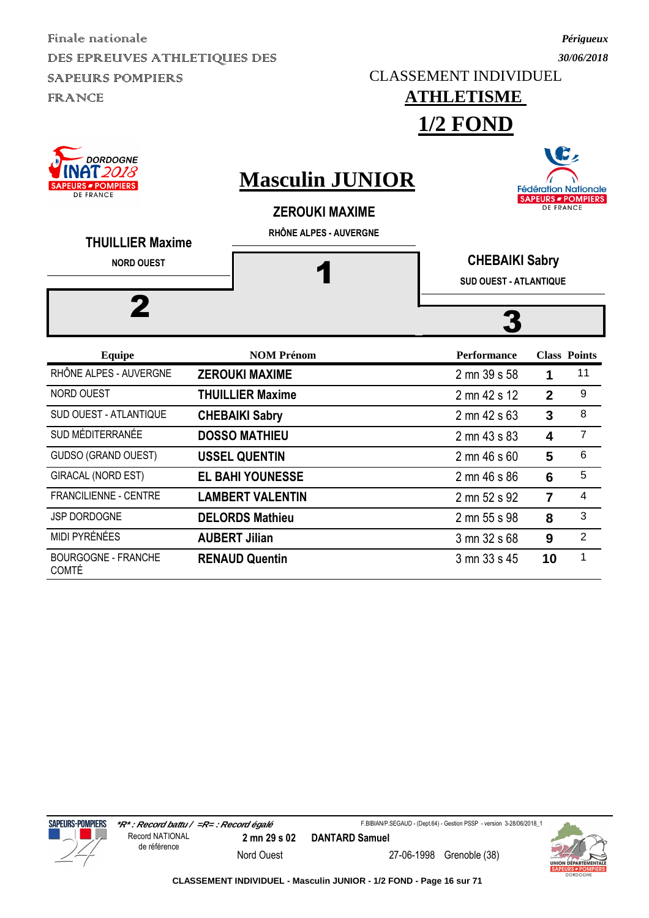Finale nationale
DES EPREUVES ATHLETIQUES DES SAPEURS POMPIERS FRANCE

*Périgueux*
*30/06/2018*

CLASSEMENT INDIVIDUEL

# ATHLETISME

# 1/2 FOND

## Masculin JUNIOR

**ZEROUKI MAXIME**
RHÔNE ALPES - AUVERGNE
**1**

**THUILLIER Maxime**
NORD OUEST
**2**

**CHEBAIKI Sabry**
SUD OUEST - ATLANTIQUE
**3**

| Equipe | NOM Prénom | Performance | Class | Points |
|---|---|---|---|---|
| RHÔNE ALPES - AUVERGNE | **ZEROUKI MAXIME** | 2 mn 39 s 58 | **1** | 11 |
| NORD OUEST | **THUILLIER Maxime** | 2 mn 42 s 12 | **2** | 9 |
| SUD OUEST - ATLANTIQUE | **CHEBAIKI Sabry** | 2 mn 42 s 63 | **3** | 8 |
| SUD MÉDITERRANÉE | **DOSSO MATHIEU** | 2 mn 43 s 83 | **4** | 7 |
| GUDSO (GRAND OUEST) | **USSEL QUENTIN** | 2 mn 46 s 60 | **5** | 6 |
| GIRACAL (NORD EST) | **EL BAHI YOUNESSE** | 2 mn 46 s 86 | **6** | 5 |
| FRANCILIENNE - CENTRE | **LAMBERT VALENTIN** | 2 mn 52 s 92 | **7** | 4 |
| JSP DORDOGNE | **DELORDS Mathieu** | 2 mn 55 s 98 | **8** | 3 |
| MIDI PYRÉNÉES | **AUBERT Jilian** | 3 mn 32 s 68 | **9** | 2 |
| BOURGOGNE - FRANCHE COMTÉ | **RENAUD Quentin** | 3 mn 33 s 45 | **10** | 1 |

***R* : Record battu / =R= : Record égalé**

F.BIBIAN/P.SEGAUD - (Dept.64) - Gestion PSSP - version 3-28/06/2018_1

Record NATIONAL de référence — **2 mn 29 s 02** — **DANTARD Samuel** — Nord Ouest — 27-06-1998 — Grenoble (38)

**CLASSEMENT INDIVIDUEL - Masculin JUNIOR - 1/2 FOND**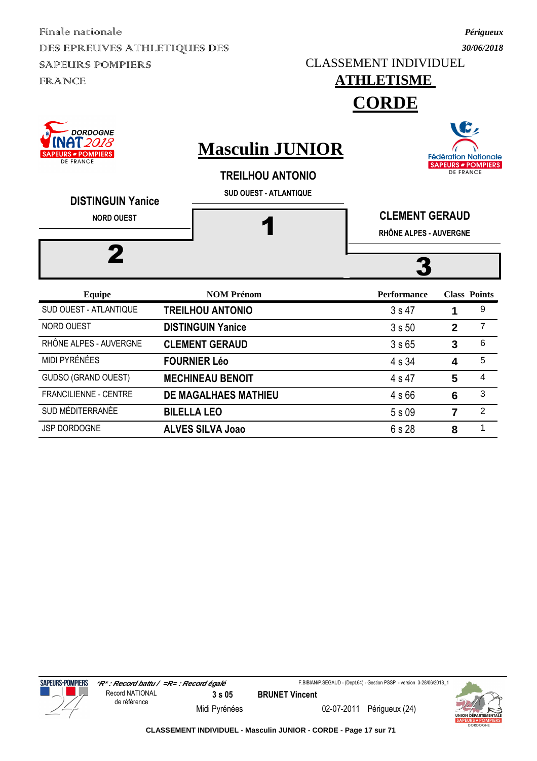Finale nationale
DES EPREUVES ATHLETIQUES DES SAPEURS POMPIERS FRANCE

*Périgueux*
*30/06/2018*

CLASSEMENT INDIVIDUEL

# ATHLETISME

# CORDE

## Masculin JUNIOR

**TREILHOU ANTONIO**
**SUD OUEST - ATLANTIQUE**
**1**

**DISTINGUIN Yanice**
**NORD OUEST**
**2**

**CLEMENT GERAUD**
**RHÔNE ALPES - AUVERGNE**
**3**

| Equipe | NOM Prénom | Performance | Class | Points |
|---|---|---|---|---|
| SUD OUEST - ATLANTIQUE | **TREILHOU ANTONIO** | 3 s 47 | **1** | 9 |
| NORD OUEST | **DISTINGUIN Yanice** | 3 s 50 | **2** | 7 |
| RHÔNE ALPES - AUVERGNE | **CLEMENT GERAUD** | 3 s 65 | **3** | 6 |
| MIDI PYRÉNÉES | **FOURNIER Léo** | 4 s 34 | **4** | 5 |
| GUDSO (GRAND OUEST) | **MECHINEAU BENOIT** | 4 s 47 | **5** | 4 |
| FRANCILIENNE - CENTRE | **DE MAGALHAES MATHIEU** | 4 s 66 | **6** | 3 |
| SUD MÉDITERRANÉE | **BILELLA LEO** | 5 s 09 | **7** | 2 |
| JSP DORDOGNE | **ALVES SILVA Joao** | 6 s 28 | **8** | 1 |

*\*R\* : Record battu / =R= : Record égalé*

F.BIBIAN/P.SEGAUD - (Dept.64) - Gestion PSSP - version 3-28/06/2018_1

Record NATIONAL de référence | **3 s 05** | **BRUNET Vincent** | Midi Pyrénées | 02-07-2011 | Périgueux (24)

**CLASSEMENT INDIVIDUEL - Masculin JUNIOR - CORDE**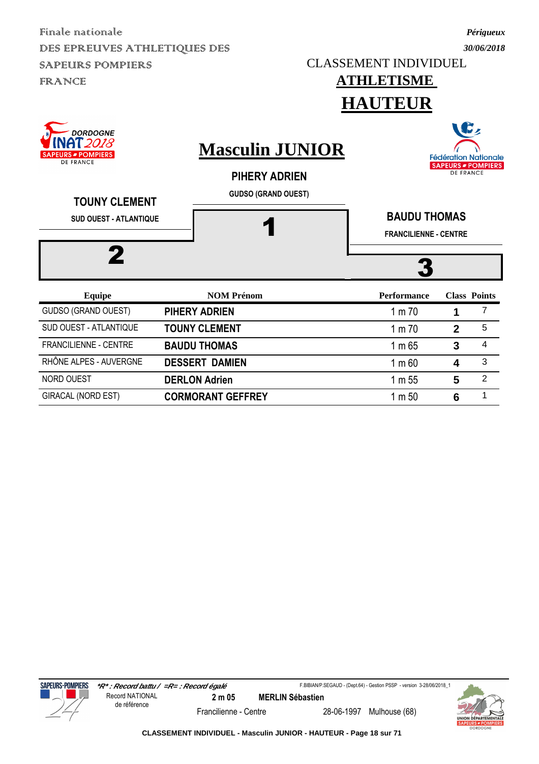Finale nationale
DES EPREUVES ATHLETIQUES DES SAPEURS POMPIERS FRANCE

*Périgueux*
*30/06/2018*

CLASSEMENT INDIVIDUEL

# ATHLETISME

# HAUTEUR

DORDOGNE INAT 2018 SAPEURS POMPIERS DE FRANCE

## Masculin JUNIOR

Fédération Nationale SAPEURS POMPIERS DE FRANCE

**PIHERY ADRIEN**
GUDSO (GRAND OUEST)
**1**

**TOUNY CLEMENT**
SUD OUEST - ATLANTIQUE
**2**

**BAUDU THOMAS**
FRANCILIENNE - CENTRE
**3**

| Equipe | NOM Prénom | Performance | Class | Points |
|---|---|---|---|---|
| GUDSO (GRAND OUEST) | **PIHERY ADRIEN** | 1 m 70 | **1** | 7 |
| SUD OUEST - ATLANTIQUE | **TOUNY CLEMENT** | 1 m 70 | **2** | 5 |
| FRANCILIENNE - CENTRE | **BAUDU THOMAS** | 1 m 65 | **3** | 4 |
| RHÔNE ALPES - AUVERGNE | **DESSERT DAMIEN** | 1 m 60 | **4** | 3 |
| NORD OUEST | **DERLON Adrien** | 1 m 55 | **5** | 2 |
| GIRACAL (NORD EST) | **CORMORANT GEFFREY** | 1 m 50 | **6** | 1 |

*\*R\* : Record battu / =R= : Record égalé*

F.BIBIAN/P.SEGAUD - (Dept.64) - Gestion PSSP - version 3-28/06/2018_1

Record NATIONAL de référence — **2 m 05** — **MERLIN Sébastien** — Francilienne - Centre — 28-06-1997 — Mulhouse (68)

**CLASSEMENT INDIVIDUEL - Masculin JUNIOR - HAUTEUR**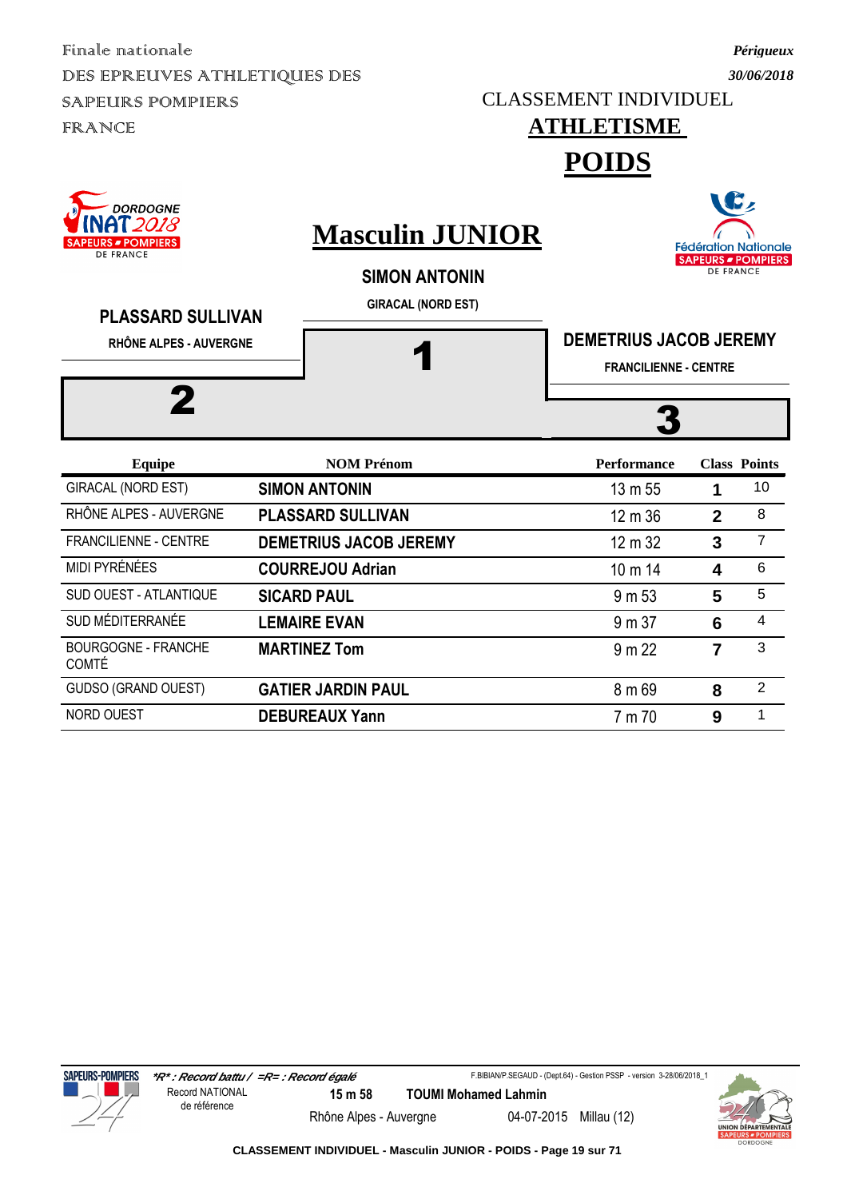Finale nationale
DES EPREUVES ATHLETIQUES DES SAPEURS POMPIERS FRANCE

*Périgueux*
*30/06/2018*

CLASSEMENT INDIVIDUEL

# ATHLETISME

# POIDS

## Masculin JUNIOR

**SIMON ANTONIN**
GIRACAL (NORD EST)
**1**

**PLASSARD SULLIVAN**
RHÔNE ALPES - AUVERGNE
**2**

**DEMETRIUS JACOB JEREMY**
FRANCILIENNE - CENTRE
**3**

| Equipe | NOM Prénom | Performance | Class | Points |
|---|---|---|---|---|
| GIRACAL (NORD EST) | **SIMON ANTONIN** | 13 m 55 | **1** | 10 |
| RHÔNE ALPES - AUVERGNE | **PLASSARD SULLIVAN** | 12 m 36 | **2** | 8 |
| FRANCILIENNE - CENTRE | **DEMETRIUS JACOB JEREMY** | 12 m 32 | **3** | 7 |
| MIDI PYRÉNÉES | **COURREJOU Adrian** | 10 m 14 | **4** | 6 |
| SUD OUEST - ATLANTIQUE | **SICARD PAUL** | 9 m 53 | **5** | 5 |
| SUD MÉDITERRANÉE | **LEMAIRE EVAN** | 9 m 37 | **6** | 4 |
| BOURGOGNE - FRANCHE COMTÉ | **MARTINEZ Tom** | 9 m 22 | **7** | 3 |
| GUDSO (GRAND OUEST) | **GATIER JARDIN PAUL** | 8 m 69 | **8** | 2 |
| NORD OUEST | **DEBUREAUX Yann** | 7 m 70 | **9** | 1 |

*\*R\* : Record battu / =R= : Record égalé*

F.BIBIAN/P.SEGAUD - (Dept.64) - Gestion PSSP - version 3-28/06/2018_1

Record NATIONAL de référence | **15 m 58** | **TOUMI Mohamed Lahmin** | Rhône Alpes - Auvergne | 04-07-2015 | Millau (12)

**CLASSEMENT INDIVIDUEL - Masculin JUNIOR - POIDS**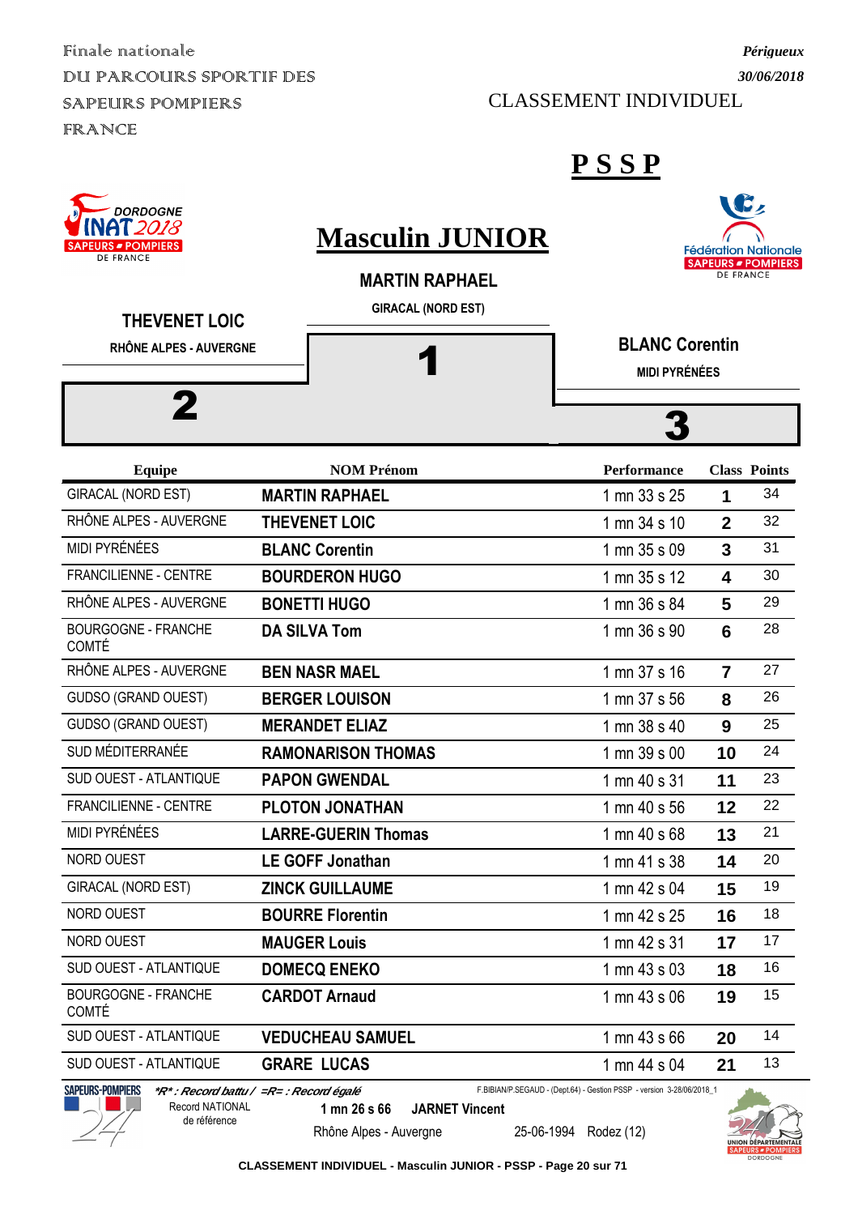Finale nationale
DU PARCOURS SPORTIF DES SAPEURS POMPIERS FRANCE

*Périgueux*
*30/06/2018*

CLASSEMENT INDIVIDUEL

# P S S P

# Masculin JUNIOR

**MARTIN RAPHAEL**
GIRACAL (NORD EST)
**1**

**THEVENET LOIC**
RHÔNE ALPES - AUVERGNE
**2**

**BLANC Corentin**
MIDI PYRÉNÉES
**3**

| Equipe | NOM Prénom | Performance | Class | Points |
|---|---|---|---|---|
| GIRACAL (NORD EST) | **MARTIN RAPHAEL** | 1 mn 33 s 25 | **1** | 34 |
| RHÔNE ALPES - AUVERGNE | **THEVENET LOIC** | 1 mn 34 s 10 | **2** | 32 |
| MIDI PYRÉNÉES | **BLANC Corentin** | 1 mn 35 s 09 | **3** | 31 |
| FRANCILIENNE - CENTRE | **BOURDERON HUGO** | 1 mn 35 s 12 | **4** | 30 |
| RHÔNE ALPES - AUVERGNE | **BONETTI HUGO** | 1 mn 36 s 84 | **5** | 29 |
| BOURGOGNE - FRANCHE COMTÉ | **DA SILVA Tom** | 1 mn 36 s 90 | **6** | 28 |
| RHÔNE ALPES - AUVERGNE | **BEN NASR MAEL** | 1 mn 37 s 16 | **7** | 27 |
| GUDSO (GRAND OUEST) | **BERGER LOUISON** | 1 mn 37 s 56 | **8** | 26 |
| GUDSO (GRAND OUEST) | **MERANDET ELIAZ** | 1 mn 38 s 40 | **9** | 25 |
| SUD MÉDITERRANÉE | **RAMONARISON THOMAS** | 1 mn 39 s 00 | **10** | 24 |
| SUD OUEST - ATLANTIQUE | **PAPON GWENDAL** | 1 mn 40 s 31 | **11** | 23 |
| FRANCILIENNE - CENTRE | **PLOTON JONATHAN** | 1 mn 40 s 56 | **12** | 22 |
| MIDI PYRÉNÉES | **LARRE-GUERIN Thomas** | 1 mn 40 s 68 | **13** | 21 |
| NORD OUEST | **LE GOFF Jonathan** | 1 mn 41 s 38 | **14** | 20 |
| GIRACAL (NORD EST) | **ZINCK GUILLAUME** | 1 mn 42 s 04 | **15** | 19 |
| NORD OUEST | **BOURRE Florentin** | 1 mn 42 s 25 | **16** | 18 |
| NORD OUEST | **MAUGER Louis** | 1 mn 42 s 31 | **17** | 17 |
| SUD OUEST - ATLANTIQUE | **DOMECQ ENEKO** | 1 mn 43 s 03 | **18** | 16 |
| BOURGOGNE - FRANCHE COMTÉ | **CARDOT Arnaud** | 1 mn 43 s 06 | **19** | 15 |
| SUD OUEST - ATLANTIQUE | **VEDUCHEAU SAMUEL** | 1 mn 43 s 66 | **20** | 14 |
| SUD OUEST - ATLANTIQUE | **GRARE LUCAS** | 1 mn 44 s 04 | **21** | 13 |

*\*R\* : Record battu / =R= : Record égalé*

F.BIBIAN/P.SEGAUD - (Dept.64) - Gestion PSSP - version 3-28/06/2018_1

Record NATIONAL de référence: **1 mn 26 s 66** **JARNET Vincent** — Rhône Alpes - Auvergne — 25-06-1994 Rodez (12)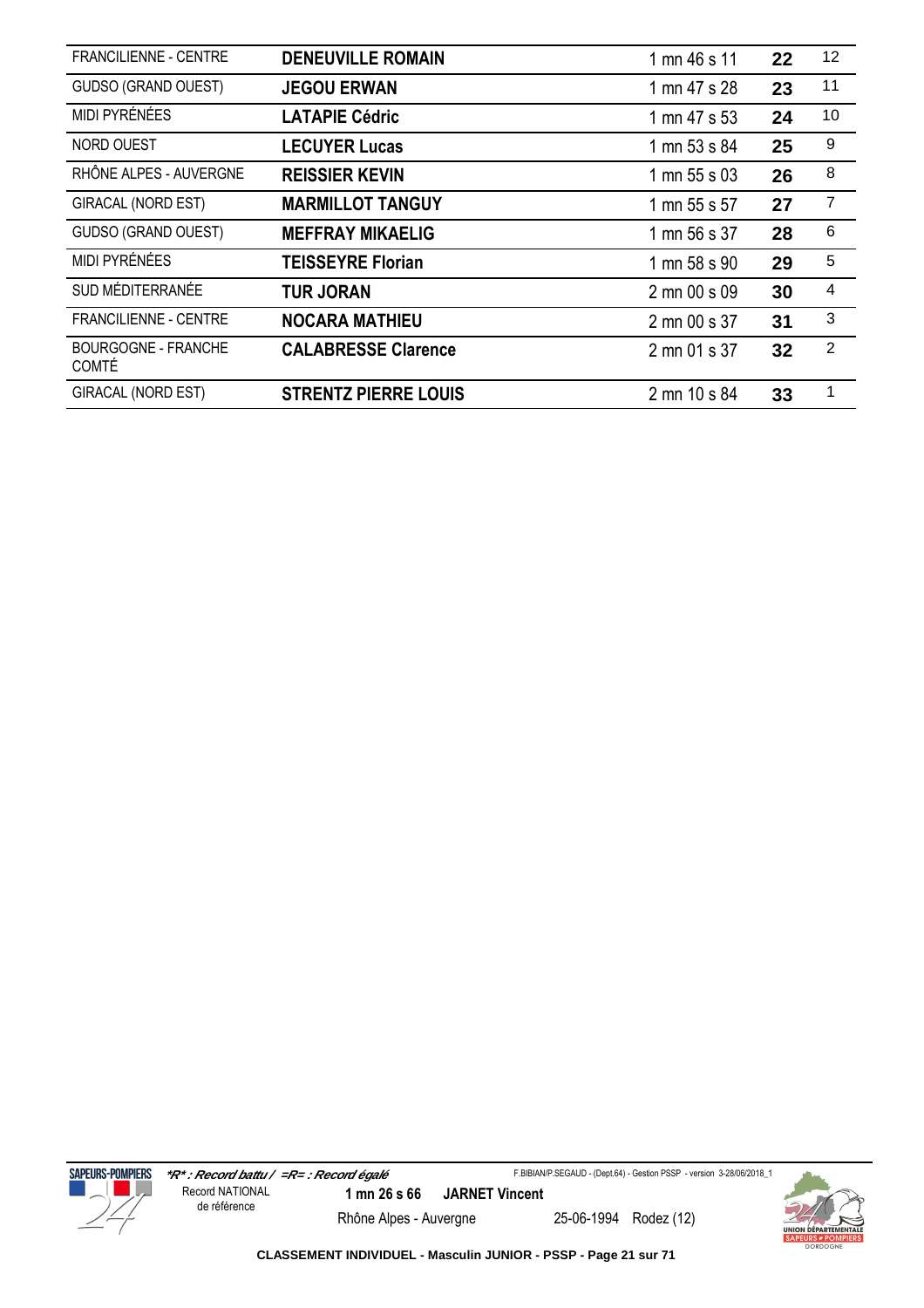| | | | | |
|---|---|---|---|---|
| FRANCILIENNE - CENTRE | **DENEUVILLE ROMAIN** | 1 mn 46 s 11 | **22** | 12 |
| GUDSO (GRAND OUEST) | **JEGOU ERWAN** | 1 mn 47 s 28 | **23** | 11 |
| MIDI PYRÉNÉES | **LATAPIE Cédric** | 1 mn 47 s 53 | **24** | 10 |
| NORD OUEST | **LECUYER Lucas** | 1 mn 53 s 84 | **25** | 9 |
| RHÔNE ALPES - AUVERGNE | **REISSIER KEVIN** | 1 mn 55 s 03 | **26** | 8 |
| GIRACAL (NORD EST) | **MARMILLOT TANGUY** | 1 mn 55 s 57 | **27** | 7 |
| GUDSO (GRAND OUEST) | **MEFFRAY MIKAELIG** | 1 mn 56 s 37 | **28** | 6 |
| MIDI PYRÉNÉES | **TEISSEYRE Florian** | 1 mn 58 s 90 | **29** | 5 |
| SUD MÉDITERRANÉE | **TUR JORAN** | 2 mn 00 s 09 | **30** | 4 |
| FRANCILIENNE - CENTRE | **NOCARA MATHIEU** | 2 mn 00 s 37 | **31** | 3 |
| BOURGOGNE - FRANCHE COMTÉ | **CALABRESSE Clarence** | 2 mn 01 s 37 | **32** | 2 |
| GIRACAL (NORD EST) | **STRENTZ PIERRE LOUIS** | 2 mn 10 s 84 | **33** | 1 |

*\*R\* : Record battu / =R= : Record égalé*

Record NATIONAL de référence: **1 mn 26 s 66** **JARNET Vincent** — Rhône Alpes - Auvergne — 25-06-1994 Rodez (12)

**CLASSEMENT INDIVIDUEL - Masculin JUNIOR - PSSP**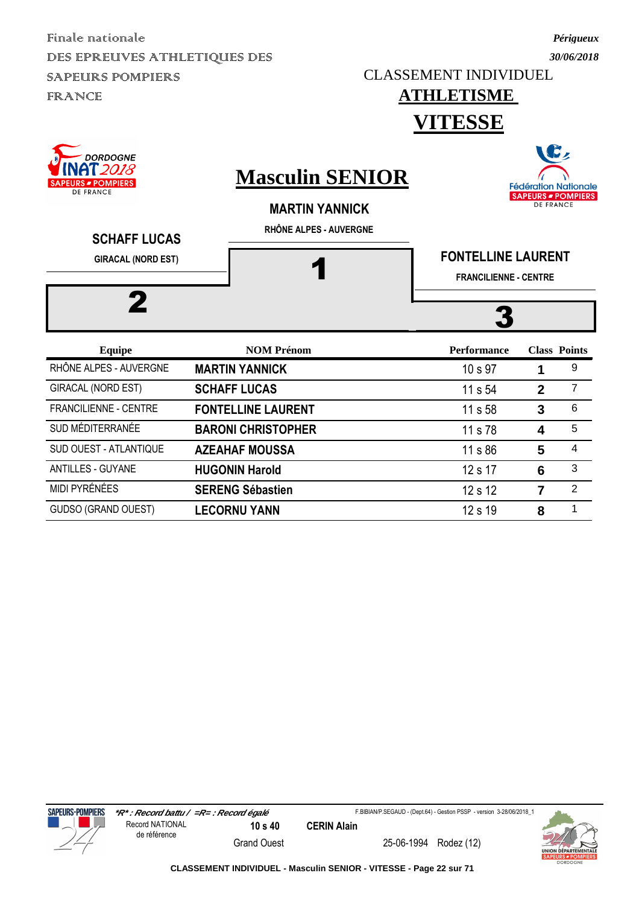Finale nationale
DES EPREUVES ATHLETIQUES DES SAPEURS POMPIERS FRANCE

*Périgueux*
*30/06/2018*

CLASSEMENT INDIVIDUEL

# ATHLETISME

# VITESSE

DORDOGNE INAT 2018 SAPEURS POMPIERS DE FRANCE

Fédération Nationale SAPEURS POMPIERS DE FRANCE

## Masculin SENIOR

**1 — MARTIN YANNICK**
RHÔNE ALPES - AUVERGNE

**2 — SCHAFF LUCAS**
GIRACAL (NORD EST)

**3 — FONTELLINE LAURENT**
FRANCILIENNE - CENTRE

| Equipe | NOM Prénom | Performance | Class | Points |
|---|---|---|---|---|
| RHÔNE ALPES - AUVERGNE | **MARTIN YANNICK** | 10 s 97 | **1** | 9 |
| GIRACAL (NORD EST) | **SCHAFF LUCAS** | 11 s 54 | **2** | 7 |
| FRANCILIENNE - CENTRE | **FONTELLINE LAURENT** | 11 s 58 | **3** | 6 |
| SUD MÉDITERRANÉE | **BARONI CHRISTOPHER** | 11 s 78 | **4** | 5 |
| SUD OUEST - ATLANTIQUE | **AZEAHAF MOUSSA** | 11 s 86 | **5** | 4 |
| ANTILLES - GUYANE | **HUGONIN Harold** | 12 s 17 | **6** | 3 |
| MIDI PYRÉNÉES | **SERENG Sébastien** | 12 s 12 | **7** | 2 |
| GUDSO (GRAND OUEST) | **LECORNU YANN** | 12 s 19 | **8** | 1 |

*\*R\* : Record battu / =R= : Record égalé*

F.BIBIAN/P.SEGAUD - (Dept.64) - Gestion PSSP - version 3-28/06/2018_1

| Record NATIONAL de référence | 10 s 40 | CERIN Alain | | |
|---|---|---|---|---|
| | Grand Ouest | | 25-06-1994 | Rodez (12) |

CLASSEMENT INDIVIDUEL - Masculin SENIOR - VITESSE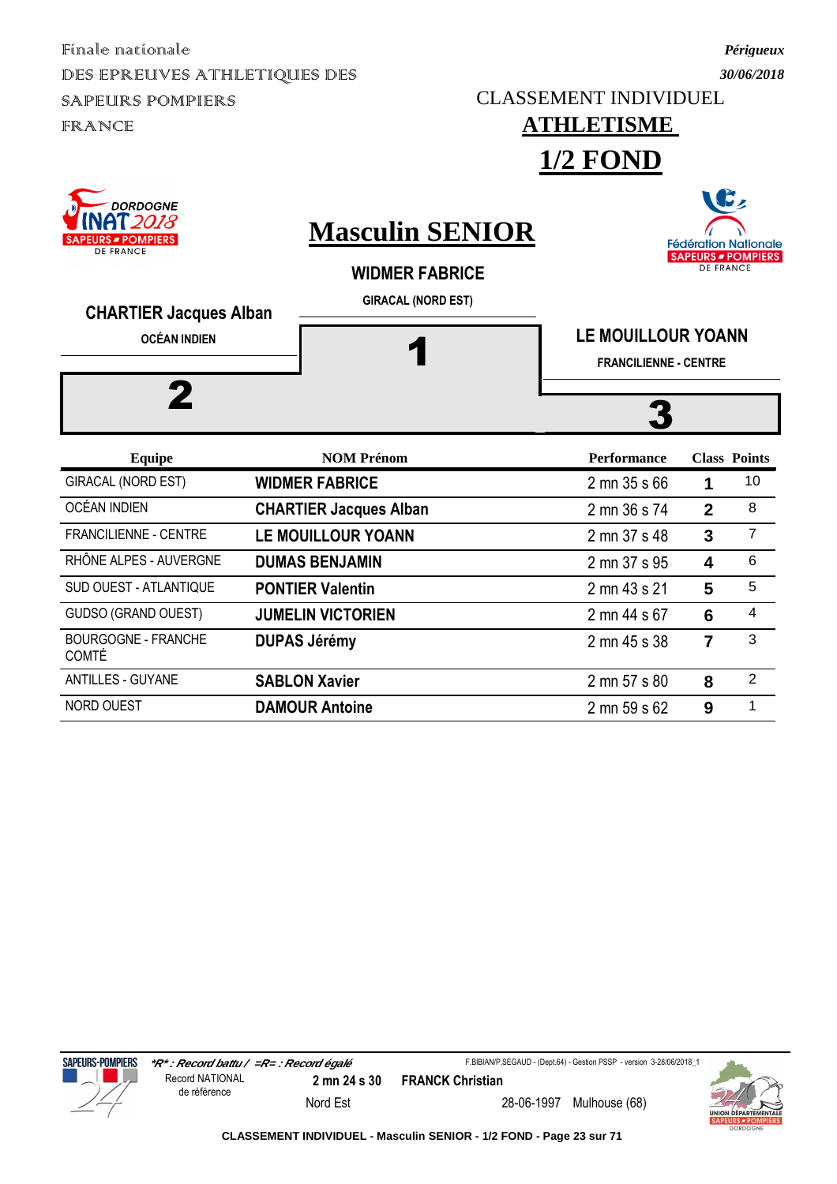Finale nationale
DES EPREUVES ATHLETIQUES DES SAPEURS POMPIERS FRANCE

*Périgueux*
*30/06/2018*

CLASSEMENT INDIVIDUEL

# ATHLETISME

# 1/2 FOND

## Masculin SENIOR

**WIDMER FABRICE**
GIRACAL (NORD EST)
**1**

**CHARTIER Jacques Alban**
OCÉAN INDIEN
**2**

**LE MOUILLOUR YOANN**
FRANCILIENNE - CENTRE
**3**

| Equipe | NOM Prénom | Performance | Class | Points |
|---|---|---|---|---|
| GIRACAL (NORD EST) | **WIDMER FABRICE** | 2 mn 35 s 66 | **1** | 10 |
| OCÉAN INDIEN | **CHARTIER Jacques Alban** | 2 mn 36 s 74 | **2** | 8 |
| FRANCILIENNE - CENTRE | **LE MOUILLOUR YOANN** | 2 mn 37 s 48 | **3** | 7 |
| RHÔNE ALPES - AUVERGNE | **DUMAS BENJAMIN** | 2 mn 37 s 95 | **4** | 6 |
| SUD OUEST - ATLANTIQUE | **PONTIER Valentin** | 2 mn 43 s 21 | **5** | 5 |
| GUDSO (GRAND OUEST) | **JUMELIN VICTORIEN** | 2 mn 44 s 67 | **6** | 4 |
| BOURGOGNE - FRANCHE COMTÉ | **DUPAS Jérémy** | 2 mn 45 s 38 | **7** | 3 |
| ANTILLES - GUYANE | **SABLON Xavier** | 2 mn 57 s 80 | **8** | 2 |
| NORD OUEST | **DAMOUR Antoine** | 2 mn 59 s 62 | **9** | 1 |

*\*R\* : Record battu / =R= : Record égalé*

Record NATIONAL de référence: **2 mn 24 s 30** — **FRANCK Christian** — Nord Est — 28-06-1997 — Mulhouse (68)

CLASSEMENT INDIVIDUEL - Masculin SENIOR - 1/2 FOND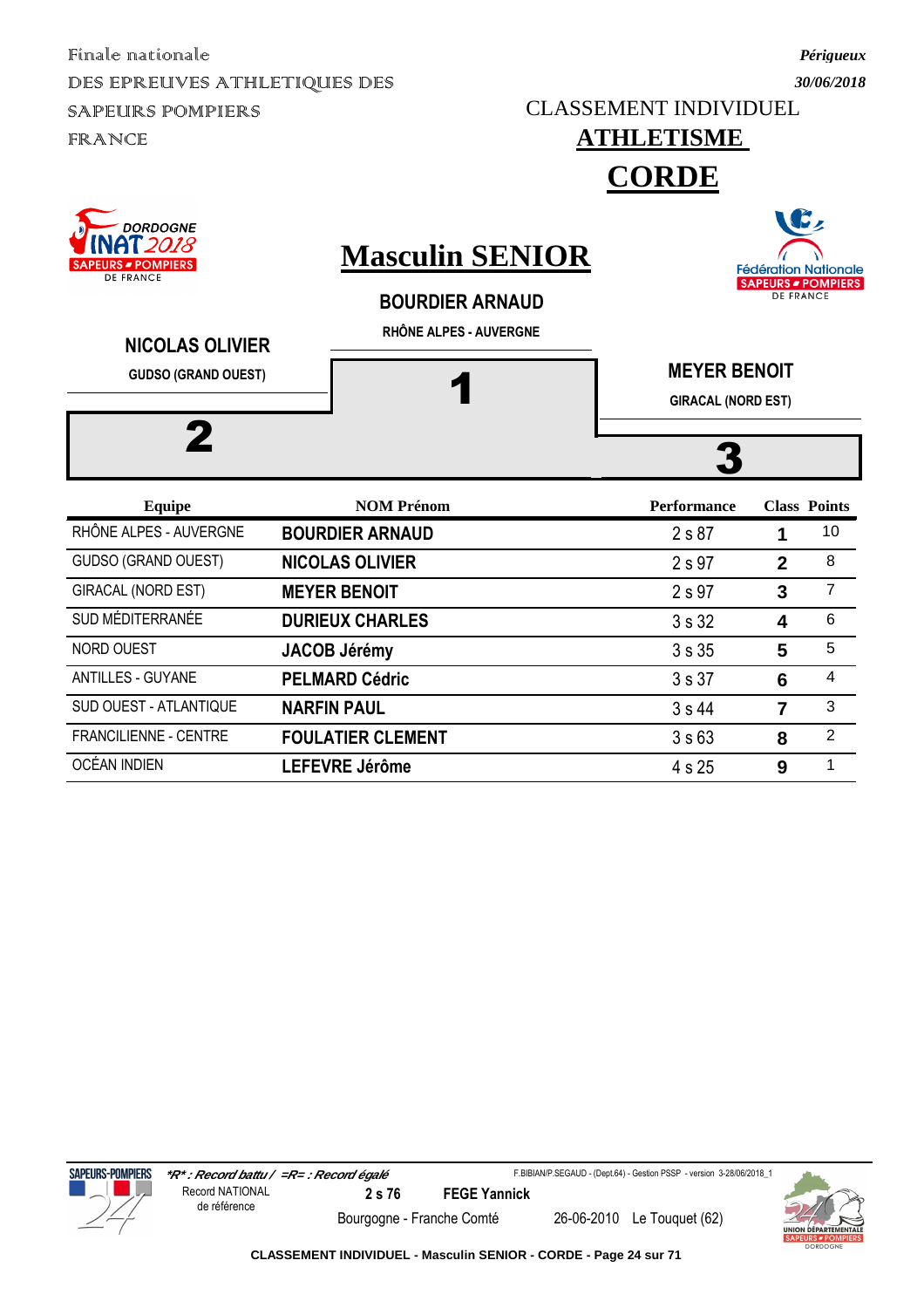Finale nationale
DES EPREUVES ATHLETIQUES DES SAPEURS POMPIERS FRANCE

*Périgueux*
*30/06/2018*

CLASSEMENT INDIVIDUEL

# ATHLETISME

# CORDE

## Masculin SENIOR

**BOURDIER ARNAUD**
RHÔNE ALPES - AUVERGNE
**1**

**NICOLAS OLIVIER**
GUDSO (GRAND OUEST)
**2**

**MEYER BENOIT**
GIRACAL (NORD EST)
**3**

| Equipe | NOM Prénom | Performance | Class | Points |
|---|---|---|---|---|
| RHÔNE ALPES - AUVERGNE | **BOURDIER ARNAUD** | 2 s 87 | **1** | 10 |
| GUDSO (GRAND OUEST) | **NICOLAS OLIVIER** | 2 s 97 | **2** | 8 |
| GIRACAL (NORD EST) | **MEYER BENOIT** | 2 s 97 | **3** | 7 |
| SUD MÉDITERRANÉE | **DURIEUX CHARLES** | 3 s 32 | **4** | 6 |
| NORD OUEST | **JACOB Jérémy** | 3 s 35 | **5** | 5 |
| ANTILLES - GUYANE | **PELMARD Cédric** | 3 s 37 | **6** | 4 |
| SUD OUEST - ATLANTIQUE | **NARFIN PAUL** | 3 s 44 | **7** | 3 |
| FRANCILIENNE - CENTRE | **FOULATIER CLEMENT** | 3 s 63 | **8** | 2 |
| OCÉAN INDIEN | **LEFEVRE Jérôme** | 4 s 25 | **9** | 1 |

***R* : Record battu / =R= : Record égalé**

F.BIBIAN/P.SEGAUD - (Dept.64) - Gestion PSSP - version 3-28/06/2018_1

Record NATIONAL de référence — **2 s 76** — **FEGE Yannick** — Bourgogne - Franche Comté — 26-06-2010 — Le Touquet (62)

**CLASSEMENT INDIVIDUEL - Masculin SENIOR - CORDE**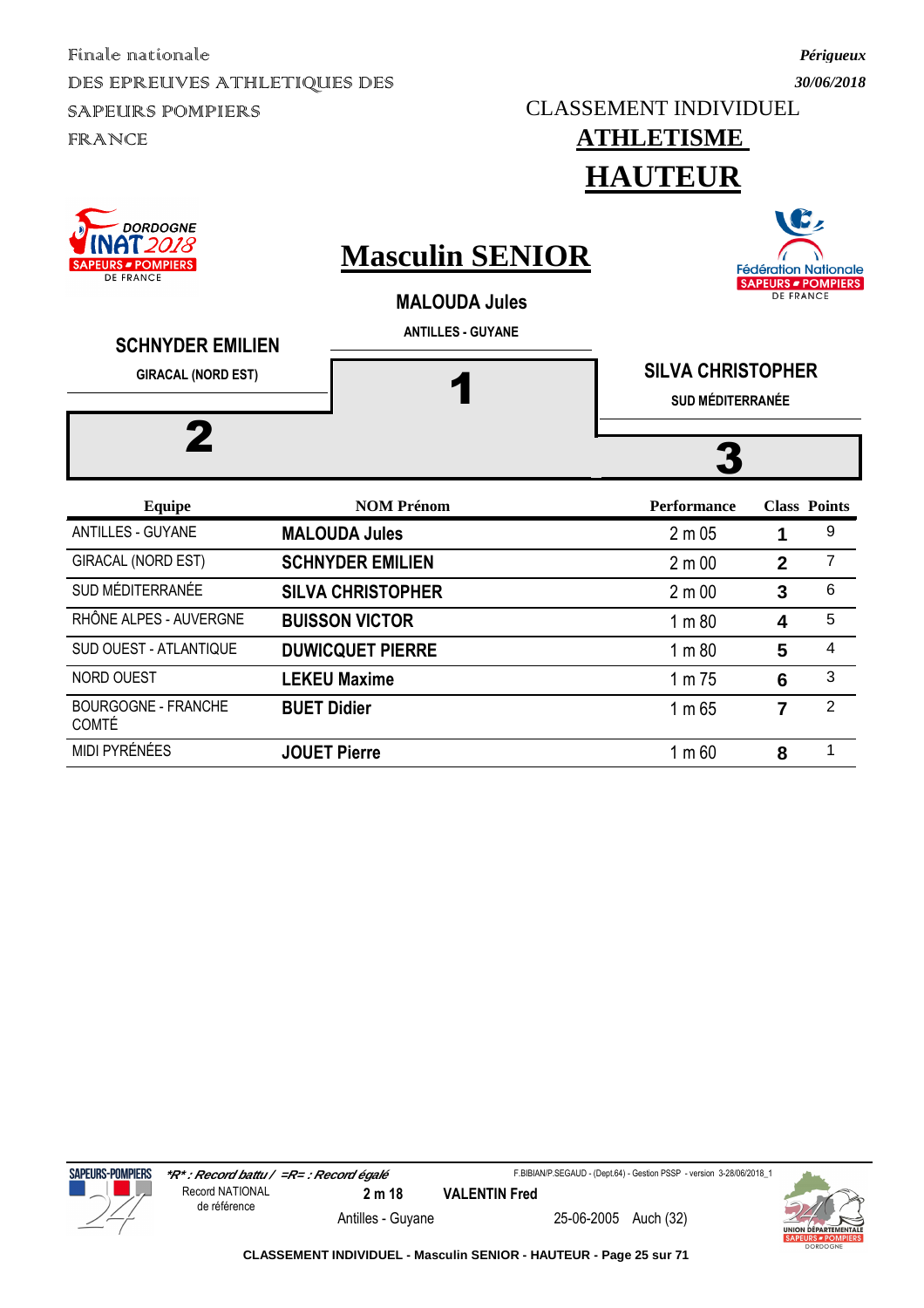Finale nationale
DES EPREUVES ATHLETIQUES DES SAPEURS POMPIERS FRANCE

*Périgueux*
*30/06/2018*

CLASSEMENT INDIVIDUEL

# ATHLETISME

# HAUTEUR

## Masculin SENIOR

**MALOUDA Jules**
ANTILLES - GUYANE
**1**

**SCHNYDER EMILIEN**
GIRACAL (NORD EST)
**2**

**SILVA CHRISTOPHER**
SUD MÉDITERRANÉE
**3**

| Equipe | NOM Prénom | Performance | Class | Points |
|---|---|---|---|---|
| ANTILLES - GUYANE | **MALOUDA Jules** | 2 m 05 | **1** | 9 |
| GIRACAL (NORD EST) | **SCHNYDER EMILIEN** | 2 m 00 | **2** | 7 |
| SUD MÉDITERRANÉE | **SILVA CHRISTOPHER** | 2 m 00 | **3** | 6 |
| RHÔNE ALPES - AUVERGNE | **BUISSON VICTOR** | 1 m 80 | **4** | 5 |
| SUD OUEST - ATLANTIQUE | **DUWICQUET PIERRE** | 1 m 80 | **5** | 4 |
| NORD OUEST | **LEKEU Maxime** | 1 m 75 | **6** | 3 |
| BOURGOGNE - FRANCHE COMTÉ | **BUET Didier** | 1 m 65 | **7** | 2 |
| MIDI PYRÉNÉES | **JOUET Pierre** | 1 m 60 | **8** | 1 |

*\*R\* : Record battu / =R= : Record égalé*

F.BIBIAN/P.SEGAUD - (Dept.64) - Gestion PSSP - version 3-28/06/2018_1

Record NATIONAL de référence | **2 m 18** | **VALENTIN Fred** | Antilles - Guyane | 25-06-2005 | Auch (32)

**CLASSEMENT INDIVIDUEL - Masculin SENIOR - HAUTEUR**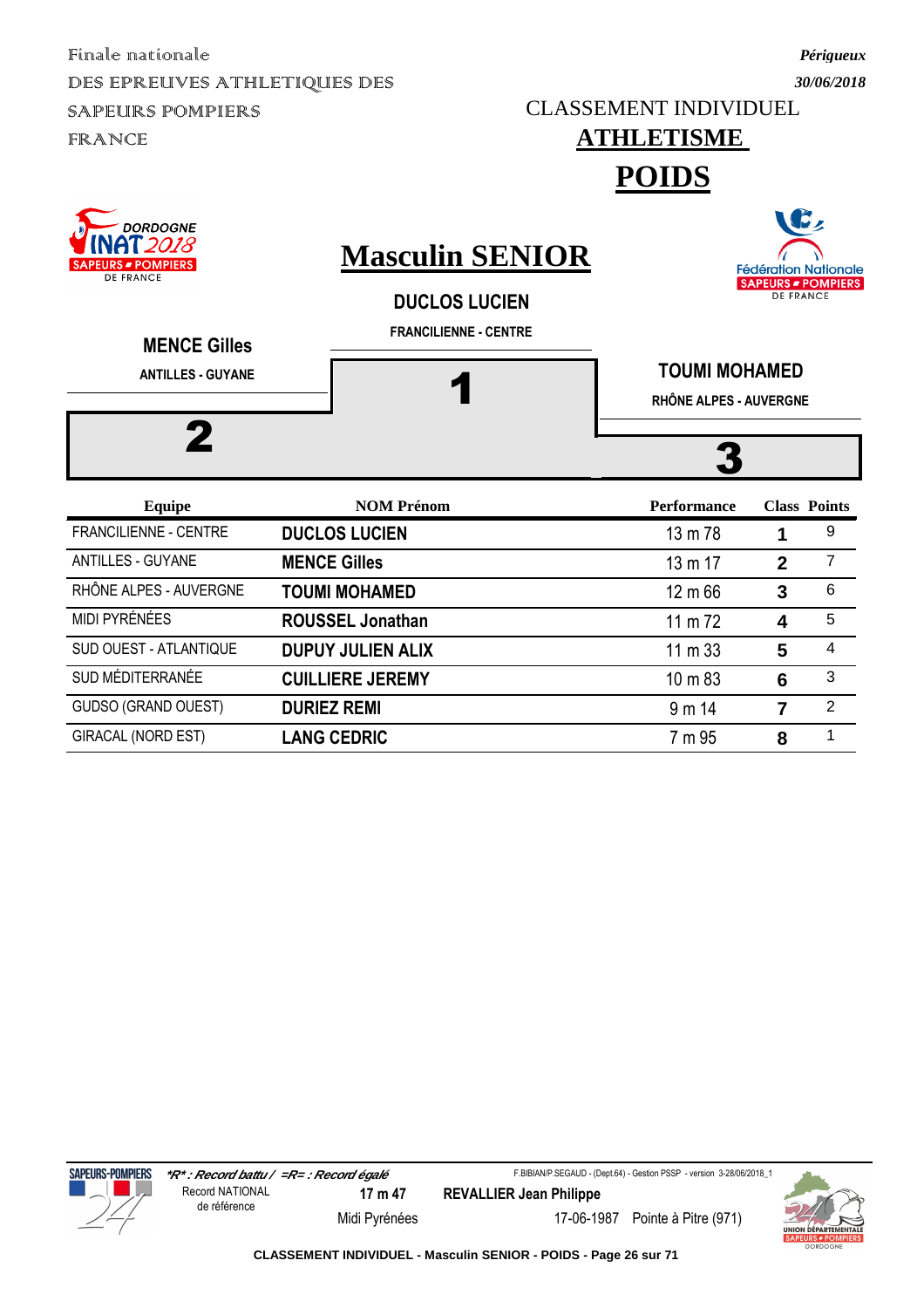Finale nationale
DES EPREUVES ATHLETIQUES DES SAPEURS POMPIERS FRANCE

*Périgueux*
*30/06/2018*

CLASSEMENT INDIVIDUEL

# ATHLETISME

# POIDS

## Masculin SENIOR

**DUCLOS LUCIEN**
FRANCILIENNE - CENTRE
**1**

**MENCE Gilles**
ANTILLES - GUYANE
**2**

**TOUMI MOHAMED**
RHÔNE ALPES - AUVERGNE
**3**

| Equipe | NOM Prénom | Performance | Class | Points |
|---|---|---|---|---|
| FRANCILIENNE - CENTRE | **DUCLOS LUCIEN** | 13 m 78 | **1** | 9 |
| ANTILLES - GUYANE | **MENCE Gilles** | 13 m 17 | **2** | 7 |
| RHÔNE ALPES - AUVERGNE | **TOUMI MOHAMED** | 12 m 66 | **3** | 6 |
| MIDI PYRÉNÉES | **ROUSSEL Jonathan** | 11 m 72 | **4** | 5 |
| SUD OUEST - ATLANTIQUE | **DUPUY JULIEN ALIX** | 11 m 33 | **5** | 4 |
| SUD MÉDITERRANÉE | **CUILLIERE JEREMY** | 10 m 83 | **6** | 3 |
| GUDSO (GRAND OUEST) | **DURIEZ REMI** | 9 m 14 | **7** | 2 |
| GIRACAL (NORD EST) | **LANG CEDRIC** | 7 m 95 | **8** | 1 |

*\*R\* : Record battu / =R= : Record égalé*

F.BIBIAN/P.SEGAUD - (Dept.64) - Gestion PSPP - version 3-28/06/2018_1

Record NATIONAL de référence | **17 m 47** | **REVALLIER Jean Philippe** | Midi Pyrénées | 17-06-1987 | Pointe à Pitre (971)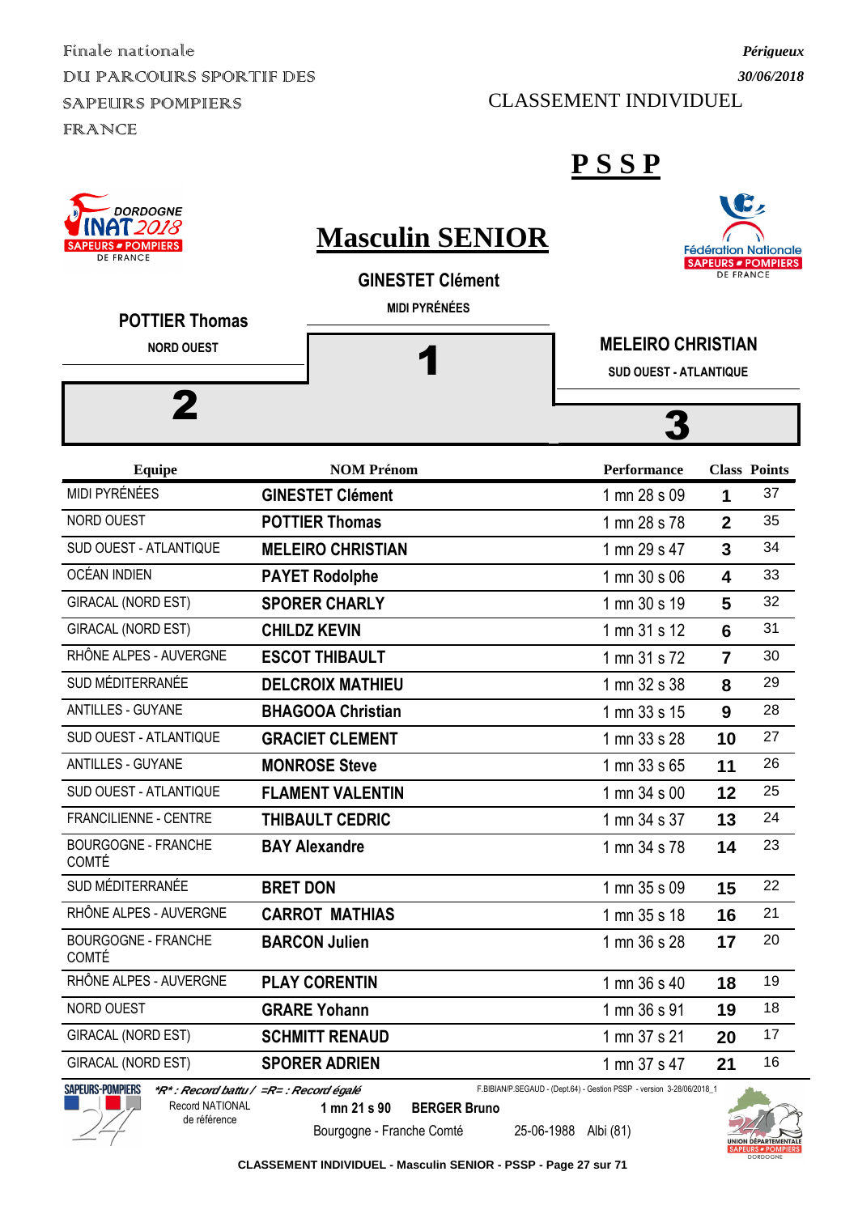Finale nationale
DU PARCOURS SPORTIF DES SAPEURS POMPIERS
FRANCE

*Périgueux*
*30/06/2018*

CLASSEMENT INDIVIDUEL

# PSSP

## Masculin SENIOR

**GINESTET Clément**
MIDI PYRÉNÉES
**1**

**POTTIER Thomas**
NORD OUEST
**2**

**MELEIRO CHRISTIAN**
SUD OUEST - ATLANTIQUE
**3**

| Equipe | NOM Prénom | Performance | Class | Points |
|---|---|---|---|---|
| MIDI PYRÉNÉES | **GINESTET Clément** | 1 mn 28 s 09 | **1** | 37 |
| NORD OUEST | **POTTIER Thomas** | 1 mn 28 s 78 | **2** | 35 |
| SUD OUEST - ATLANTIQUE | **MELEIRO CHRISTIAN** | 1 mn 29 s 47 | **3** | 34 |
| OCÉAN INDIEN | **PAYET Rodolphe** | 1 mn 30 s 06 | **4** | 33 |
| GIRACAL (NORD EST) | **SPORER CHARLY** | 1 mn 30 s 19 | **5** | 32 |
| GIRACAL (NORD EST) | **CHILDZ KEVIN** | 1 mn 31 s 12 | **6** | 31 |
| RHÔNE ALPES - AUVERGNE | **ESCOT THIBAULT** | 1 mn 31 s 72 | **7** | 30 |
| SUD MÉDITERRANÉE | **DELCROIX MATHIEU** | 1 mn 32 s 38 | **8** | 29 |
| ANTILLES - GUYANE | **BHAGOOA Christian** | 1 mn 33 s 15 | **9** | 28 |
| SUD OUEST - ATLANTIQUE | **GRACIET CLEMENT** | 1 mn 33 s 28 | **10** | 27 |
| ANTILLES - GUYANE | **MONROSE Steve** | 1 mn 33 s 65 | **11** | 26 |
| SUD OUEST - ATLANTIQUE | **FLAMENT VALENTIN** | 1 mn 34 s 00 | **12** | 25 |
| FRANCILIENNE - CENTRE | **THIBAULT CEDRIC** | 1 mn 34 s 37 | **13** | 24 |
| BOURGOGNE - FRANCHE COMTÉ | **BAY Alexandre** | 1 mn 34 s 78 | **14** | 23 |
| SUD MÉDITERRANÉE | **BRET DON** | 1 mn 35 s 09 | **15** | 22 |
| RHÔNE ALPES - AUVERGNE | **CARROT MATHIAS** | 1 mn 35 s 18 | **16** | 21 |
| BOURGOGNE - FRANCHE COMTÉ | **BARCON Julien** | 1 mn 36 s 28 | **17** | 20 |
| RHÔNE ALPES - AUVERGNE | **PLAY CORENTIN** | 1 mn 36 s 40 | **18** | 19 |
| NORD OUEST | **GRARE Yohann** | 1 mn 36 s 91 | **19** | 18 |
| GIRACAL (NORD EST) | **SCHMITT RENAUD** | 1 mn 37 s 21 | **20** | 17 |
| GIRACAL (NORD EST) | **SPORER ADRIEN** | 1 mn 37 s 47 | **21** | 16 |

*\*R\* : Record battu / =R= : Record égalé*

F.BIBIAN/P.SEGAUD - (Dept.64) - Gestion PSSP - version 3-28/06/2018_1

Record NATIONAL de référence: **1 mn 21 s 90** **BERGER Bruno** — Bourgogne - Franche Comté — 25-06-1988 — Albi (81)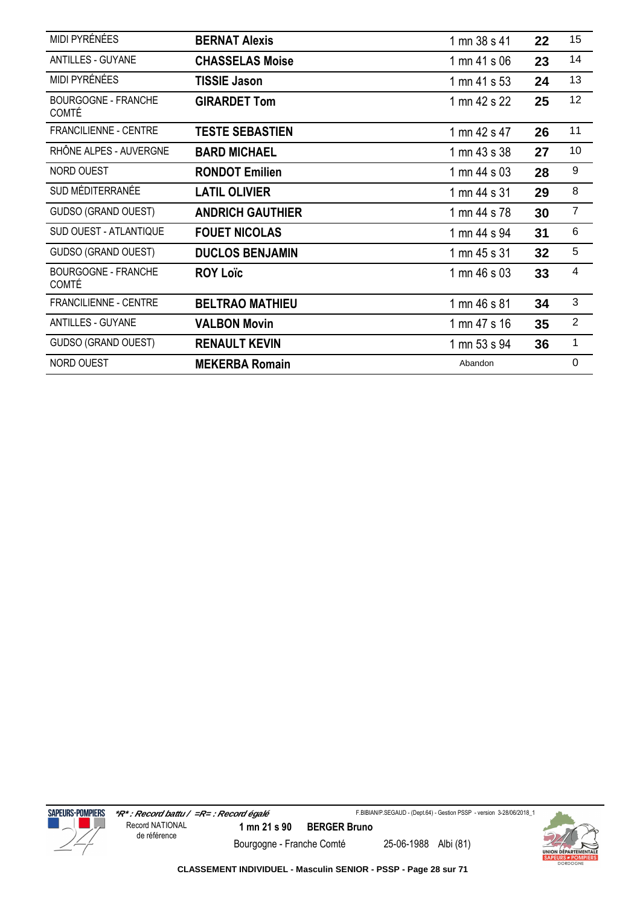| | | | | |
|---|---|---|---|---|
| MIDI PYRÉNÉES | **BERNAT Alexis** | 1 mn 38 s 41 | **22** | 15 |
| ANTILLES - GUYANE | **CHASSELAS Moise** | 1 mn 41 s 06 | **23** | 14 |
| MIDI PYRÉNÉES | **TISSIE Jason** | 1 mn 41 s 53 | **24** | 13 |
| BOURGOGNE - FRANCHE COMTÉ | **GIRARDET Tom** | 1 mn 42 s 22 | **25** | 12 |
| FRANCILIENNE - CENTRE | **TESTE SEBASTIEN** | 1 mn 42 s 47 | **26** | 11 |
| RHÔNE ALPES - AUVERGNE | **BARD MICHAEL** | 1 mn 43 s 38 | **27** | 10 |
| NORD OUEST | **RONDOT Emilien** | 1 mn 44 s 03 | **28** | 9 |
| SUD MÉDITERRANÉE | **LATIL OLIVIER** | 1 mn 44 s 31 | **29** | 8 |
| GUDSO (GRAND OUEST) | **ANDRICH GAUTHIER** | 1 mn 44 s 78 | **30** | 7 |
| SUD OUEST - ATLANTIQUE | **FOUET NICOLAS** | 1 mn 44 s 94 | **31** | 6 |
| GUDSO (GRAND OUEST) | **DUCLOS BENJAMIN** | 1 mn 45 s 31 | **32** | 5 |
| BOURGOGNE - FRANCHE COMTÉ | **ROY Loïc** | 1 mn 46 s 03 | **33** | 4 |
| FRANCILIENNE - CENTRE | **BELTRAO MATHIEU** | 1 mn 46 s 81 | **34** | 3 |
| ANTILLES - GUYANE | **VALBON Movin** | 1 mn 47 s 16 | **35** | 2 |
| GUDSO (GRAND OUEST) | **RENAULT KEVIN** | 1 mn 53 s 94 | **36** | 1 |
| NORD OUEST | **MEKERBA Romain** | Abandon | | 0 |

*\*R\* : Record battu / =R= : Record égalé*

Record NATIONAL de référence: **1 mn 21 s 90** **BERGER Bruno** — Bourgogne - Franche Comté — 25-06-1988 Albi (81)

F.BIBIAN/P.SEGAUD - (Dept.64) - Gestion PSSP - version 3-28/06/2018_1

**CLASSEMENT INDIVIDUEL - Masculin SENIOR - PSSP**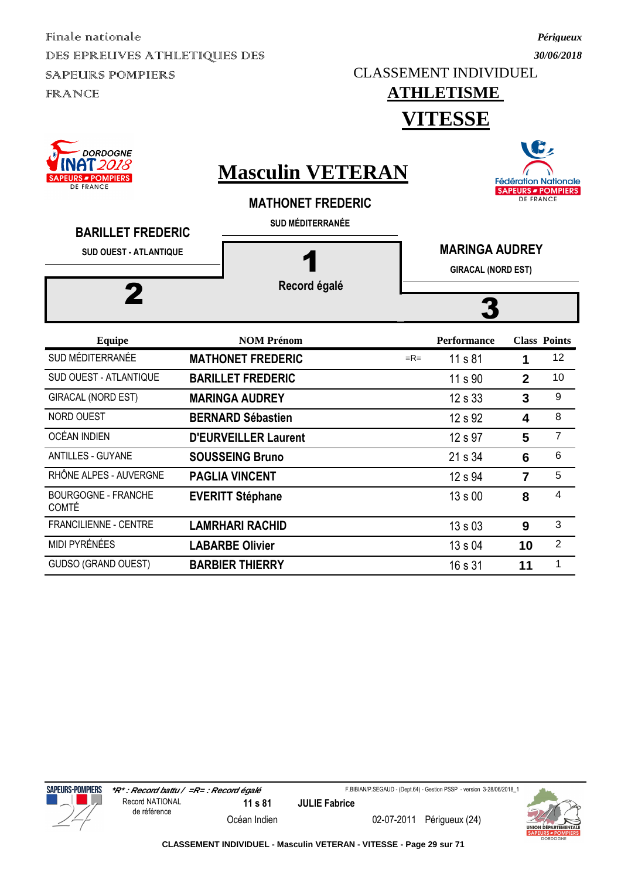Finale nationale
DES EPREUVES ATHLETIQUES DES SAPEURS POMPIERS FRANCE

*Périgueux*
*30/06/2018*

CLASSEMENT INDIVIDUEL

# ATHLETISME

# VITESSE

DORDOGNE INAT 2018 SAPEURS POMPIERS DE FRANCE

## Masculin VETERAN

Fédération Nationale SAPEURS POMPIERS DE FRANCE

**MATHONET FREDERIC**
SUD MÉDITERRANÉE
**1**
Record égalé

**BARILLET FREDERIC**
SUD OUEST - ATLANTIQUE
**2**

**MARINGA AUDREY**
GIRACAL (NORD EST)
**3**

| Equipe | NOM Prénom | | Performance | Class | Points |
|---|---|---|---|---|---|
| SUD MÉDITERRANÉE | **MATHONET FREDERIC** | =R= | 11 s 81 | **1** | 12 |
| SUD OUEST - ATLANTIQUE | **BARILLET FREDERIC** | | 11 s 90 | **2** | 10 |
| GIRACAL (NORD EST) | **MARINGA AUDREY** | | 12 s 33 | **3** | 9 |
| NORD OUEST | **BERNARD Sébastien** | | 12 s 92 | **4** | 8 |
| OCÉAN INDIEN | **D'EURVEILLER Laurent** | | 12 s 97 | **5** | 7 |
| ANTILLES - GUYANE | **SOUSSEING Bruno** | | 21 s 34 | **6** | 6 |
| RHÔNE ALPES - AUVERGNE | **PAGLIA VINCENT** | | 12 s 94 | **7** | 5 |
| BOURGOGNE - FRANCHE COMTÉ | **EVERITT Stéphane** | | 13 s 00 | **8** | 4 |
| FRANCILIENNE - CENTRE | **LAMRHARI RACHID** | | 13 s 03 | **9** | 3 |
| MIDI PYRÉNÉES | **LABARBE Olivier** | | 13 s 04 | **10** | 2 |
| GUDSO (GRAND OUEST) | **BARBIER THIERRY** | | 16 s 31 | **11** | 1 |

*\*R\* : Record battu / =R= : Record égalé*

Record NATIONAL de référence | **11 s 81** | **JULIE Fabrice** | Océan Indien | 02-07-2011 | Périgueux (24)

F.BIBIAN/P.SEGAUD - (Dept.64) - Gestion PSSP - version 3-28/06/2018_1

**CLASSEMENT INDIVIDUEL - Masculin VETERAN - VITESSE**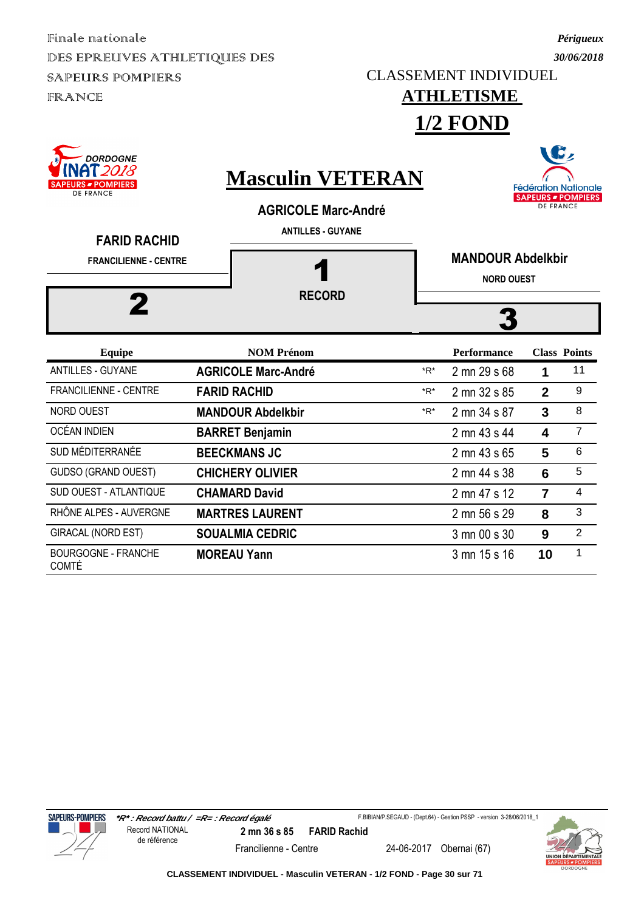Finale nationale
DES EPREUVES ATHLETIQUES DES SAPEURS POMPIERS FRANCE

*Périgueux*
*30/06/2018*

CLASSEMENT INDIVIDUEL

# ATHLETISME

# 1/2 FOND

DORDOGNE INAT 2018 SAPEURS POMPIERS DE FRANCE

Fédération Nationale SAPEURS POMPIERS DE FRANCE

## Masculin VETERAN

**AGRICOLE Marc-André**
**ANTILLES - GUYANE**
**1**
**RECORD**

**FARID RACHID**
**FRANCILIENNE - CENTRE**
**2**

**MANDOUR Abdelkbir**
**NORD OUEST**
**3**

| Equipe | NOM Prénom | | Performance | Class | Points |
|---|---|---|---|---|---|
| ANTILLES - GUYANE | **AGRICOLE Marc-André** | *R* | 2 mn 29 s 68 | **1** | 11 |
| FRANCILIENNE - CENTRE | **FARID RACHID** | *R* | 2 mn 32 s 85 | **2** | 9 |
| NORD OUEST | **MANDOUR Abdelkbir** | *R* | 2 mn 34 s 87 | **3** | 8 |
| OCÉAN INDIEN | **BARRET Benjamin** | | 2 mn 43 s 44 | **4** | 7 |
| SUD MÉDITERRANÉE | **BEECKMANS JC** | | 2 mn 43 s 65 | **5** | 6 |
| GUDSO (GRAND OUEST) | **CHICHERY OLIVIER** | | 2 mn 44 s 38 | **6** | 5 |
| SUD OUEST - ATLANTIQUE | **CHAMARD David** | | 2 mn 47 s 12 | **7** | 4 |
| RHÔNE ALPES - AUVERGNE | **MARTRES LAURENT** | | 2 mn 56 s 29 | **8** | 3 |
| GIRACAL (NORD EST) | **SOUALMIA CEDRIC** | | 3 mn 00 s 30 | **9** | 2 |
| BOURGOGNE - FRANCHE COMTÉ | **MOREAU Yann** | | 3 mn 15 s 16 | **10** | 1 |

*\*R\* : Record battu / =R= : Record égalé*

F.BIBIAN/P.SEGAUD - (Dept.64) - Gestion PSSP - version 3-28/06/2018_1

Record NATIONAL de référence — **2 mn 36 s 85** — **FARID Rachid** — Francilienne - Centre — 24-06-2017 — Obernai (67)

CLASSEMENT INDIVIDUEL - Masculin VETERAN - 1/2 FOND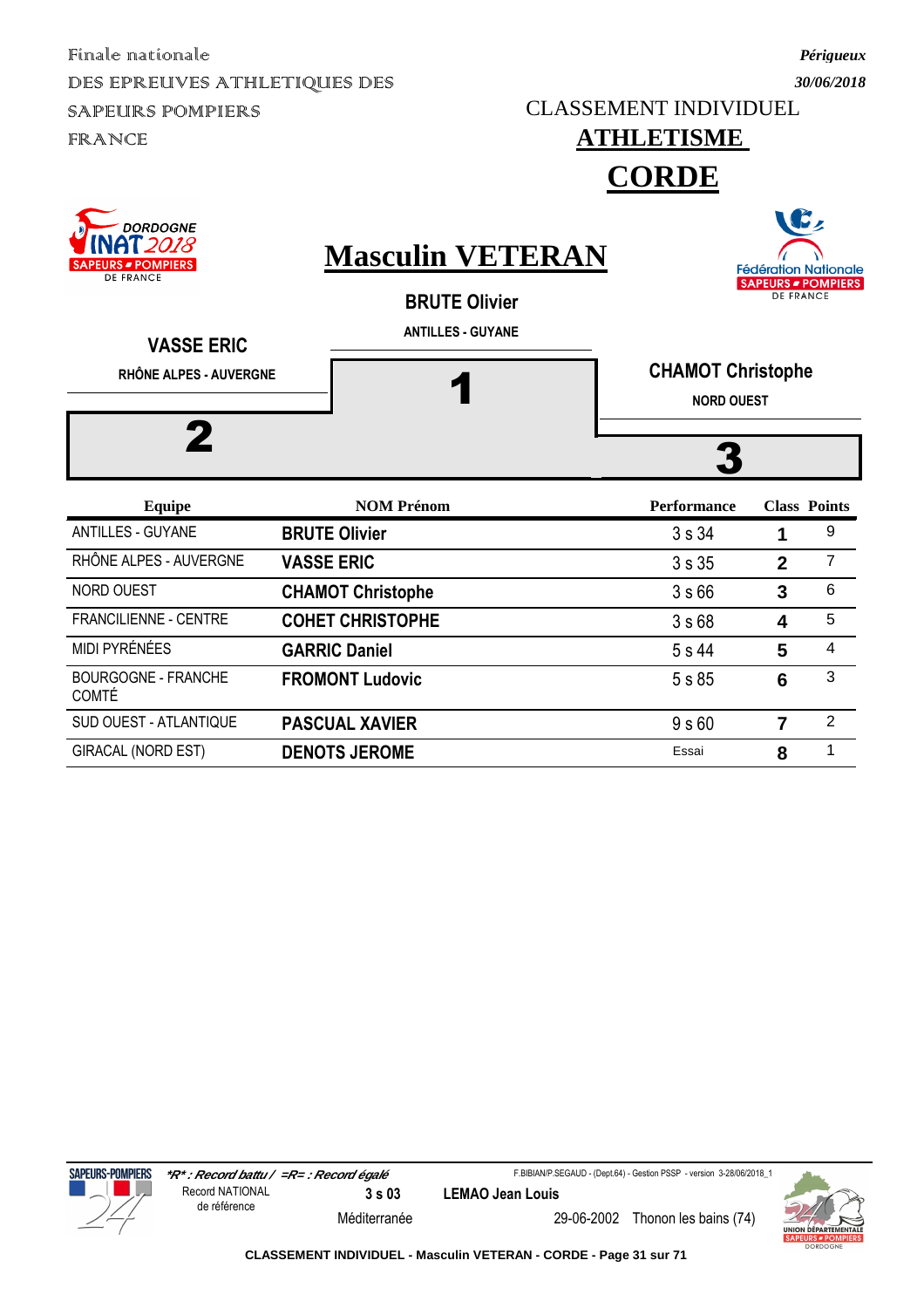Finale nationale
DES EPREUVES ATHLETIQUES DES SAPEURS POMPIERS FRANCE

*Périgueux*
*30/06/2018*

CLASSEMENT INDIVIDUEL

# ATHLETISME

# CORDE

## Masculin VETERAN

**BRUTE Olivier**
ANTILLES - GUYANE
**1**

**VASSE ERIC**
RHÔNE ALPES - AUVERGNE
**2**

**CHAMOT Christophe**
NORD OUEST
**3**

| Equipe | NOM Prénom | Performance | Class | Points |
|---|---|---|---|---|
| ANTILLES - GUYANE | **BRUTE Olivier** | 3 s 34 | **1** | 9 |
| RHÔNE ALPES - AUVERGNE | **VASSE ERIC** | 3 s 35 | **2** | 7 |
| NORD OUEST | **CHAMOT Christophe** | 3 s 66 | **3** | 6 |
| FRANCILIENNE - CENTRE | **COHET CHRISTOPHE** | 3 s 68 | **4** | 5 |
| MIDI PYRÉNÉES | **GARRIC Daniel** | 5 s 44 | **5** | 4 |
| BOURGOGNE - FRANCHE COMTÉ | **FROMONT Ludovic** | 5 s 85 | **6** | 3 |
| SUD OUEST - ATLANTIQUE | **PASCUAL XAVIER** | 9 s 60 | **7** | 2 |
| GIRACAL (NORD EST) | **DENOTS JEROME** | Essai | **8** | 1 |

*\*R\* : Record battu / =R= : Record égalé*

F.BIBIAN/P.SEGAUD - (Dept.64) - Gestion PSSP - version 3-28/06/2018_1

Record NATIONAL de référence — **3 s 03** — **LEMAO Jean Louis** — Méditerranée — 29-06-2002 — Thonon les bains (74)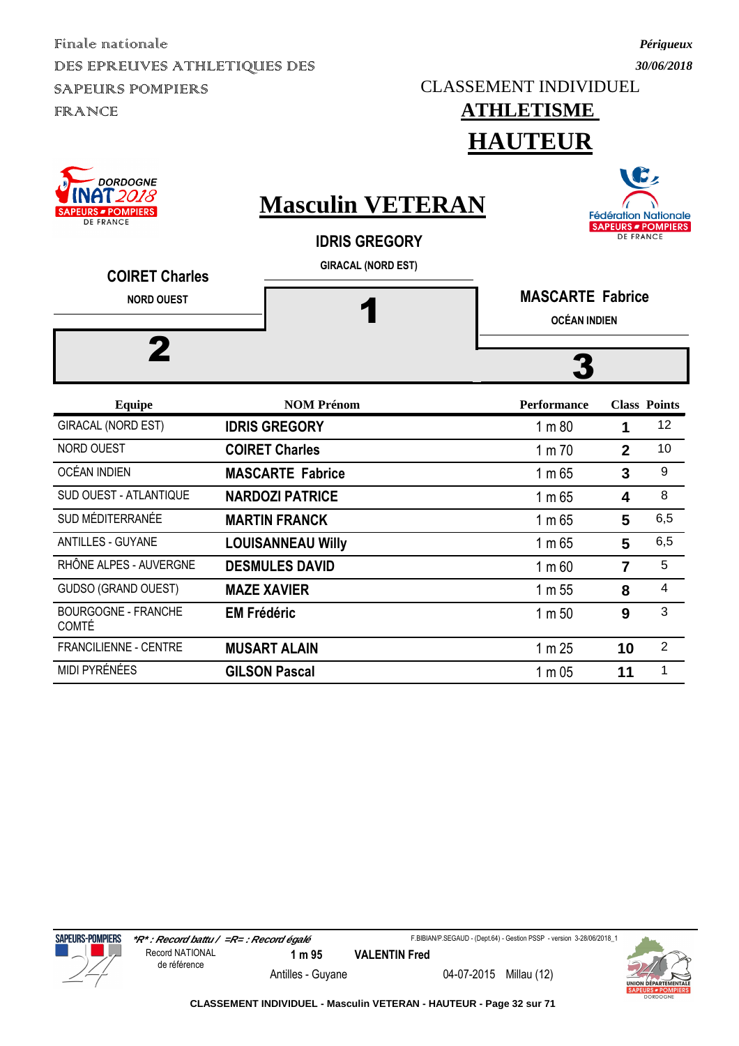Finale nationale
DES EPREUVES ATHLETIQUES DES SAPEURS POMPIERS FRANCE

*Périgueux*
*30/06/2018*

CLASSEMENT INDIVIDUEL

# ATHLETISME

# HAUTEUR

## Masculin VETERAN

| 2 | 1 | 3 |
|---|---|---|
| **COIRET Charles** | **IDRIS GREGORY** | **MASCARTE Fabrice** |
| NORD OUEST | GIRACAL (NORD EST) | OCÉAN INDIEN |

| Equipe | NOM Prénom | Performance | Class | Points |
|---|---|---|---|---|
| GIRACAL (NORD EST) | **IDRIS GREGORY** | 1 m 80 | **1** | 12 |
| NORD OUEST | **COIRET Charles** | 1 m 70 | **2** | 10 |
| OCÉAN INDIEN | **MASCARTE Fabrice** | 1 m 65 | **3** | 9 |
| SUD OUEST - ATLANTIQUE | **NARDOZI PATRICE** | 1 m 65 | **4** | 8 |
| SUD MÉDITERRANÉE | **MARTIN FRANCK** | 1 m 65 | **5** | 6,5 |
| ANTILLES - GUYANE | **LOUISANNEAU Willy** | 1 m 65 | **5** | 6,5 |
| RHÔNE ALPES - AUVERGNE | **DESMULES DAVID** | 1 m 60 | **7** | 5 |
| GUDSO (GRAND OUEST) | **MAZE XAVIER** | 1 m 55 | **8** | 4 |
| BOURGOGNE - FRANCHE COMTÉ | **EM Frédéric** | 1 m 50 | **9** | 3 |
| FRANCILIENNE - CENTRE | **MUSART ALAIN** | 1 m 25 | **10** | 2 |
| MIDI PYRÉNÉES | **GILSON Pascal** | 1 m 05 | **11** | 1 |

*\*R\* : Record battu / =R= : Record égalé*

F.BIBIAN/P.SEGAUD - (Dept.64) - Gestion PSSP - version 3-28/06/2018_1

Record NATIONAL de référence | **1 m 95** | **VALENTIN Fred** | Antilles - Guyane | 04-07-2015 | Millau (12)

**CLASSEMENT INDIVIDUEL - Masculin VETERAN - HAUTEUR**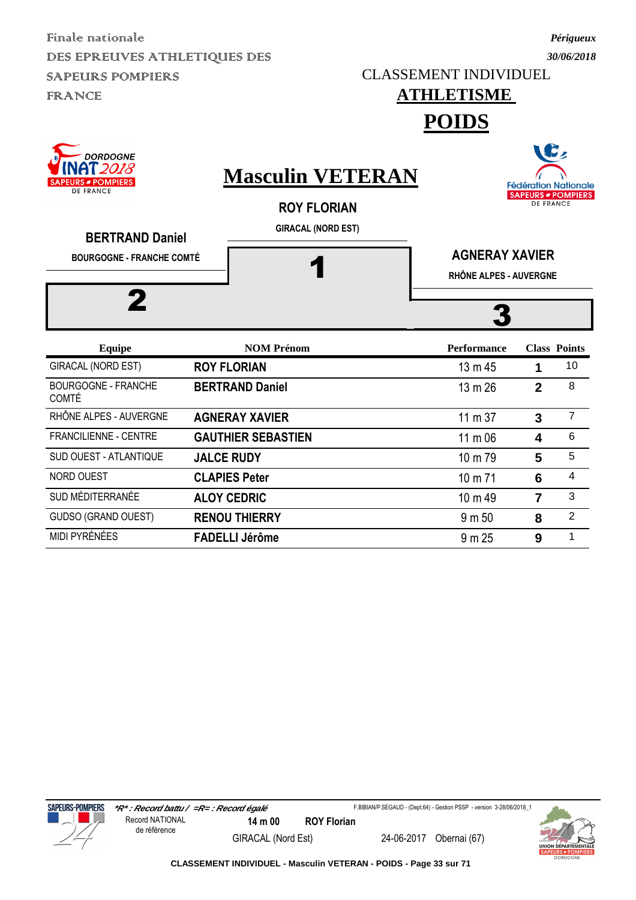Finale nationale
DES EPREUVES ATHLETIQUES DES
SAPEURS POMPIERS
FRANCE

*Périgueux*
*30/06/2018*

CLASSEMENT INDIVIDUEL

# ATHLETISME

# POIDS

## Masculin VETERAN

**ROY FLORIAN**
GIRACAL (NORD EST)
**1**

**BERTRAND Daniel**
BOURGOGNE - FRANCHE COMTÉ
**2**

**AGNERAY XAVIER**
RHÔNE ALPES - AUVERGNE
**3**

| Equipe | NOM Prénom | Performance | Class | Points |
|---|---|---|---|---|
| GIRACAL (NORD EST) | **ROY FLORIAN** | 13 m 45 | **1** | 10 |
| BOURGOGNE - FRANCHE COMTÉ | **BERTRAND Daniel** | 13 m 26 | **2** | 8 |
| RHÔNE ALPES - AUVERGNE | **AGNERAY XAVIER** | 11 m 37 | **3** | 7 |
| FRANCILIENNE - CENTRE | **GAUTHIER SEBASTIEN** | 11 m 06 | **4** | 6 |
| SUD OUEST - ATLANTIQUE | **JALCE RUDY** | 10 m 79 | **5** | 5 |
| NORD OUEST | **CLAPIES Peter** | 10 m 71 | **6** | 4 |
| SUD MÉDITERRANÉE | **ALOY CEDRIC** | 10 m 49 | **7** | 3 |
| GUDSO (GRAND OUEST) | **RENOU THIERRY** | 9 m 50 | **8** | 2 |
| MIDI PYRÉNÉES | **FADELLI Jérôme** | 9 m 25 | **9** | 1 |

*\*R\* : Record battu / =R= : Record égalé*

F.BIBIAN/P.SEGAUD - (Dept.64) - Gestion PSSP - version 3-28/06/2018_1

Record NATIONAL de référence — **14 m 00** — **ROY Florian** — GIRACAL (Nord Est) — 24-06-2017 — Obernai (67)

**CLASSEMENT INDIVIDUEL - Masculin VETERAN - POIDS**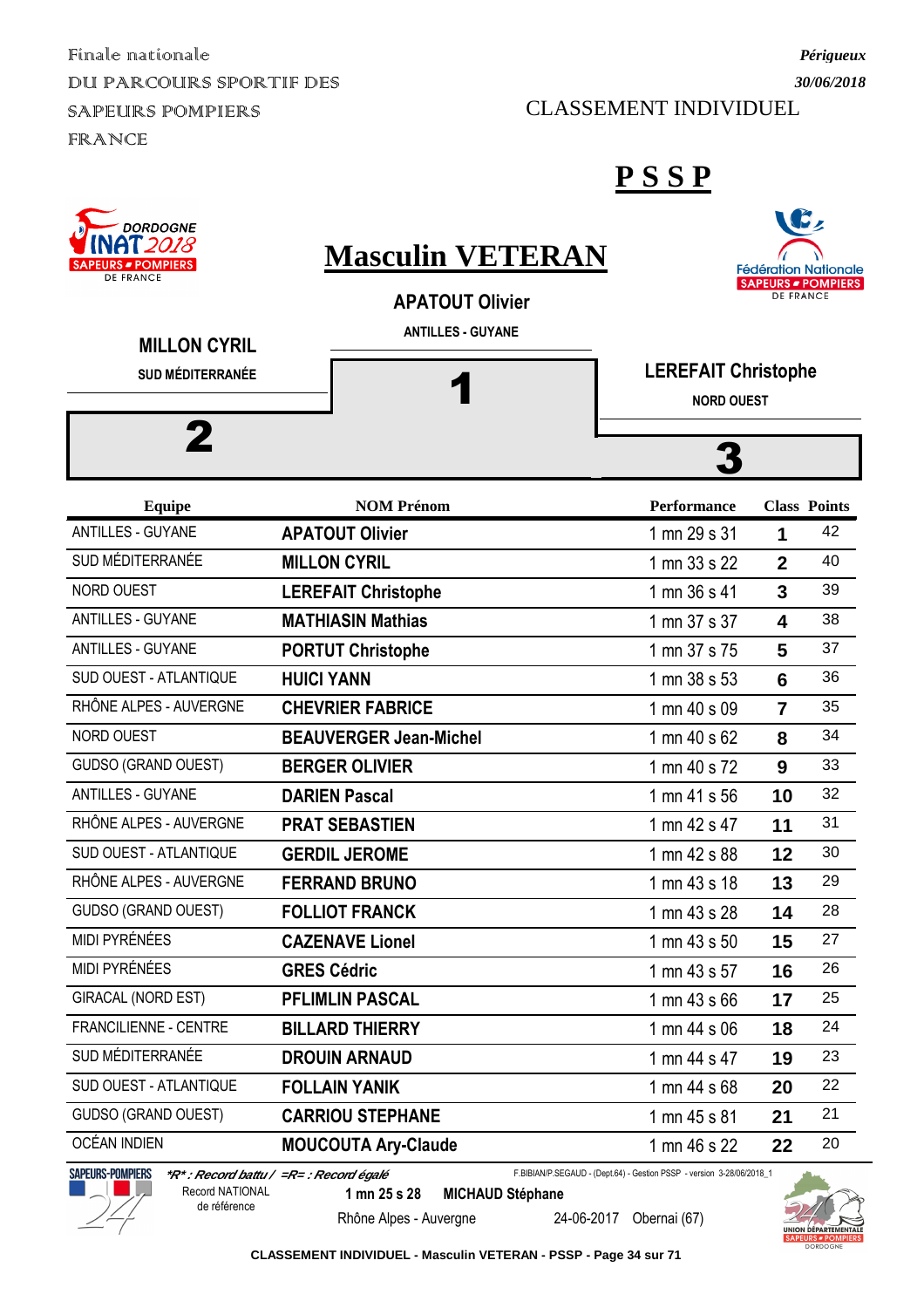Finale nationale
DU PARCOURS SPORTIF DES
SAPEURS POMPIERS
FRANCE

*Périgueux*
*30/06/2018*

CLASSEMENT INDIVIDUEL

# PSSP

# Masculin VETERAN

**APATOUT Olivier**
ANTILLES - GUYANE
**1**

**MILLON CYRIL**
SUD MÉDITERRANÉE
**2**

**LEREFAIT Christophe**
NORD OUEST
**3**

| Equipe | NOM Prénom | Performance | Class | Points |
|---|---|---|---|---|
| ANTILLES - GUYANE | **APATOUT Olivier** | 1 mn 29 s 31 | **1** | 42 |
| SUD MÉDITERRANÉE | **MILLON CYRIL** | 1 mn 33 s 22 | **2** | 40 |
| NORD OUEST | **LEREFAIT Christophe** | 1 mn 36 s 41 | **3** | 39 |
| ANTILLES - GUYANE | **MATHIASIN Mathias** | 1 mn 37 s 37 | **4** | 38 |
| ANTILLES - GUYANE | **PORTUT Christophe** | 1 mn 37 s 75 | **5** | 37 |
| SUD OUEST - ATLANTIQUE | **HUICI YANN** | 1 mn 38 s 53 | **6** | 36 |
| RHÔNE ALPES - AUVERGNE | **CHEVRIER FABRICE** | 1 mn 40 s 09 | **7** | 35 |
| NORD OUEST | **BEAUVERGER Jean-Michel** | 1 mn 40 s 62 | **8** | 34 |
| GUDSO (GRAND OUEST) | **BERGER OLIVIER** | 1 mn 40 s 72 | **9** | 33 |
| ANTILLES - GUYANE | **DARIEN Pascal** | 1 mn 41 s 56 | **10** | 32 |
| RHÔNE ALPES - AUVERGNE | **PRAT SEBASTIEN** | 1 mn 42 s 47 | **11** | 31 |
| SUD OUEST - ATLANTIQUE | **GERDIL JEROME** | 1 mn 42 s 88 | **12** | 30 |
| RHÔNE ALPES - AUVERGNE | **FERRAND BRUNO** | 1 mn 43 s 18 | **13** | 29 |
| GUDSO (GRAND OUEST) | **FOLLIOT FRANCK** | 1 mn 43 s 28 | **14** | 28 |
| MIDI PYRÉNÉES | **CAZENAVE Lionel** | 1 mn 43 s 50 | **15** | 27 |
| MIDI PYRÉNÉES | **GRES Cédric** | 1 mn 43 s 57 | **16** | 26 |
| GIRACAL (NORD EST) | **PFLIMLIN PASCAL** | 1 mn 43 s 66 | **17** | 25 |
| FRANCILIENNE - CENTRE | **BILLARD THIERRY** | 1 mn 44 s 06 | **18** | 24 |
| SUD MÉDITERRANÉE | **DROUIN ARNAUD** | 1 mn 44 s 47 | **19** | 23 |
| SUD OUEST - ATLANTIQUE | **FOLLAIN YANIK** | 1 mn 44 s 68 | **20** | 22 |
| GUDSO (GRAND OUEST) | **CARRIOU STEPHANE** | 1 mn 45 s 81 | **21** | 21 |
| OCÉAN INDIEN | **MOUCOUTA Ary-Claude** | 1 mn 46 s 22 | **22** | 20 |

*\*R\* : Record battu / =R= : Record égalé*

F.BIBIAN/P.SEGAUD - (Dept.64) - Gestion PSSP - version 3-28/06/2018_1

Record NATIONAL de référence: **1 mn 25 s 28** **MICHAUD Stéphane** Rhône Alpes - Auvergne 24-06-2017 Obernai (67)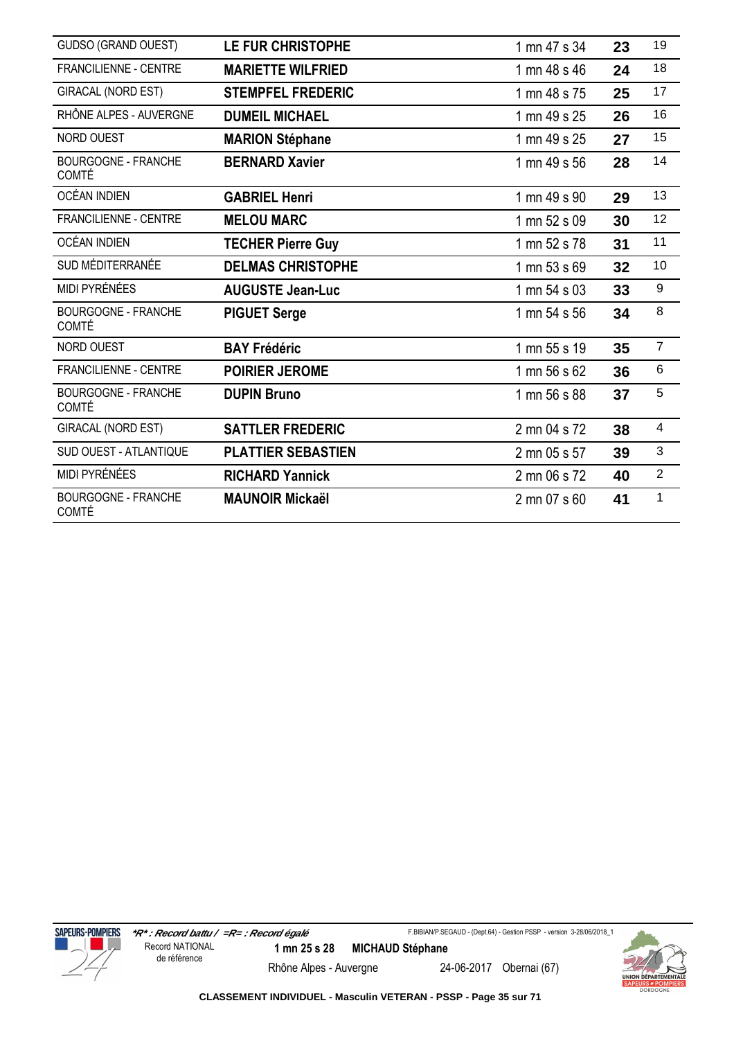| | | | | |
|---|---|---|---|---|
| GUDSO (GRAND OUEST) | **LE FUR CHRISTOPHE** | 1 mn 47 s 34 | **23** | 19 |
| FRANCILIENNE - CENTRE | **MARIETTE WILFRIED** | 1 mn 48 s 46 | **24** | 18 |
| GIRACAL (NORD EST) | **STEMPFEL FREDERIC** | 1 mn 48 s 75 | **25** | 17 |
| RHÔNE ALPES - AUVERGNE | **DUMEIL MICHAEL** | 1 mn 49 s 25 | **26** | 16 |
| NORD OUEST | **MARION Stéphane** | 1 mn 49 s 25 | **27** | 15 |
| BOURGOGNE - FRANCHE COMTÉ | **BERNARD Xavier** | 1 mn 49 s 56 | **28** | 14 |
| OCÉAN INDIEN | **GABRIEL Henri** | 1 mn 49 s 90 | **29** | 13 |
| FRANCILIENNE - CENTRE | **MELOU MARC** | 1 mn 52 s 09 | **30** | 12 |
| OCÉAN INDIEN | **TECHER Pierre Guy** | 1 mn 52 s 78 | **31** | 11 |
| SUD MÉDITERRANÉE | **DELMAS CHRISTOPHE** | 1 mn 53 s 69 | **32** | 10 |
| MIDI PYRÉNÉES | **AUGUSTE Jean-Luc** | 1 mn 54 s 03 | **33** | 9 |
| BOURGOGNE - FRANCHE COMTÉ | **PIGUET Serge** | 1 mn 54 s 56 | **34** | 8 |
| NORD OUEST | **BAY Frédéric** | 1 mn 55 s 19 | **35** | 7 |
| FRANCILIENNE - CENTRE | **POIRIER JEROME** | 1 mn 56 s 62 | **36** | 6 |
| BOURGOGNE - FRANCHE COMTÉ | **DUPIN Bruno** | 1 mn 56 s 88 | **37** | 5 |
| GIRACAL (NORD EST) | **SATTLER FREDERIC** | 2 mn 04 s 72 | **38** | 4 |
| SUD OUEST - ATLANTIQUE | **PLATTIER SEBASTIEN** | 2 mn 05 s 57 | **39** | 3 |
| MIDI PYRÉNÉES | **RICHARD Yannick** | 2 mn 06 s 72 | **40** | 2 |
| BOURGOGNE - FRANCHE COMTÉ | **MAUNOIR Mickaël** | 2 mn 07 s 60 | **41** | 1 |

*\*R\* : Record battu / =R= : Record égalé*

Record NATIONAL de référence: **1 mn 25 s 28** **MICHAUD Stéphane** Rhône Alpes - Auvergne 24-06-2017 Obernai (67)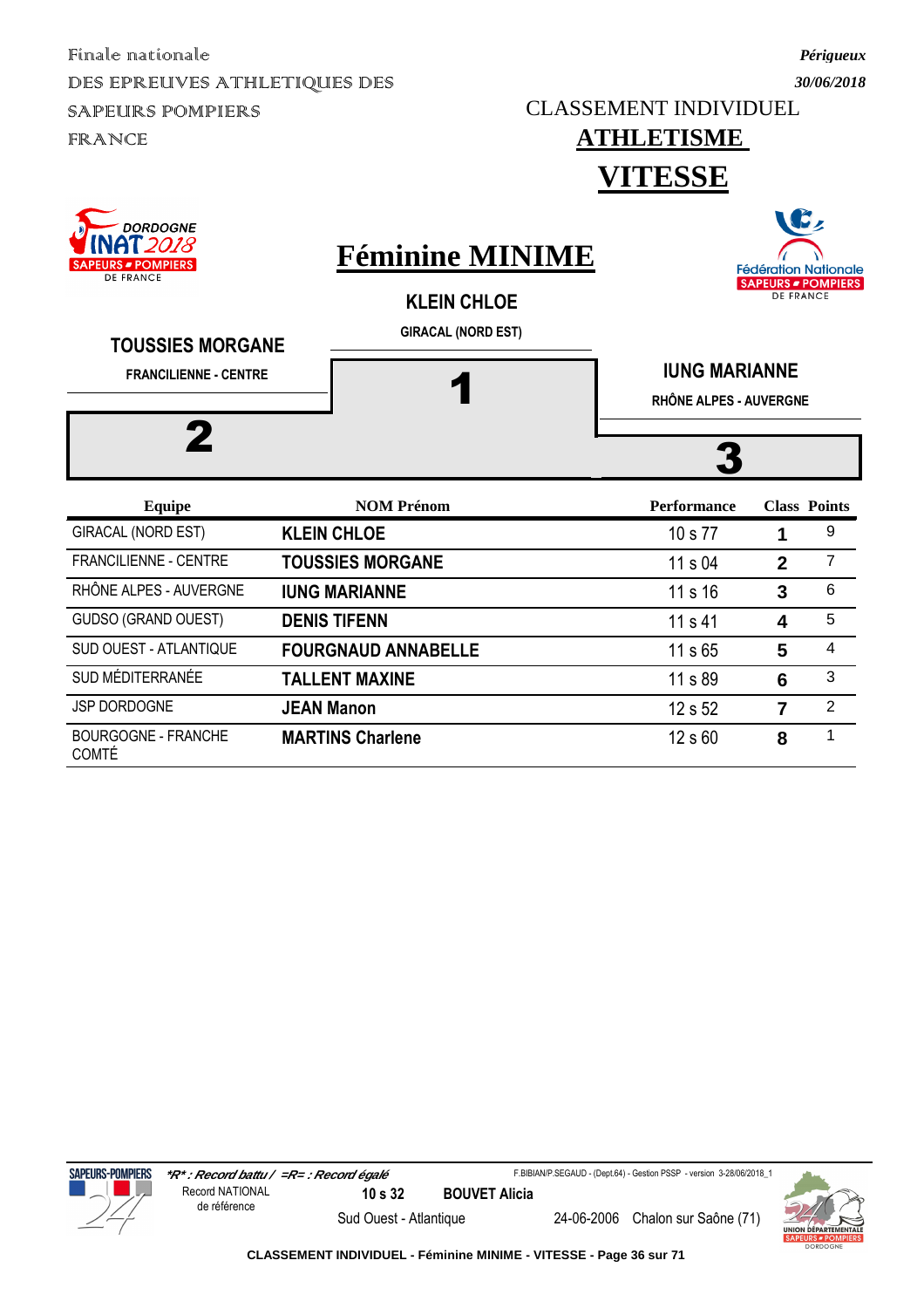Finale nationale
DES EPREUVES ATHLETIQUES DES SAPEURS POMPIERS FRANCE

*Périgueux*
*30/06/2018*

CLASSEMENT INDIVIDUEL

# ATHLETISME

# VITESSE

## Féminine MINIME

**KLEIN CHLOE**
GIRACAL (NORD EST)
**1**

**TOUSSIES MORGANE**
FRANCILIENNE - CENTRE
**2**

**IUNG MARIANNE**
RHÔNE ALPES - AUVERGNE
**3**

| Equipe | NOM Prénom | Performance | Class | Points |
|---|---|---|---|---|
| GIRACAL (NORD EST) | **KLEIN CHLOE** | 10 s 77 | **1** | 9 |
| FRANCILIENNE - CENTRE | **TOUSSIES MORGANE** | 11 s 04 | **2** | 7 |
| RHÔNE ALPES - AUVERGNE | **IUNG MARIANNE** | 11 s 16 | **3** | 6 |
| GUDSO (GRAND OUEST) | **DENIS TIFENN** | 11 s 41 | **4** | 5 |
| SUD OUEST - ATLANTIQUE | **FOURGNAUD ANNABELLE** | 11 s 65 | **5** | 4 |
| SUD MÉDITERRANÉE | **TALLENT MAXINE** | 11 s 89 | **6** | 3 |
| JSP DORDOGNE | **JEAN Manon** | 12 s 52 | **7** | 2 |
| BOURGOGNE - FRANCHE COMTÉ | **MARTINS Charlene** | 12 s 60 | **8** | 1 |

*\*R\* : Record battu / =R= : Record égalé*

F.BIBIAN/P.SEGAUD - (Dept.64) - Gestion PSSP - version 3-28/06/2018_1

Record NATIONAL de référence: **10 s 32** **BOUVET Alicia** — Sud Ouest - Atlantique — 24-06-2006 — Chalon sur Saône (71)

**CLASSEMENT INDIVIDUEL - Féminine MINIME - VITESSE**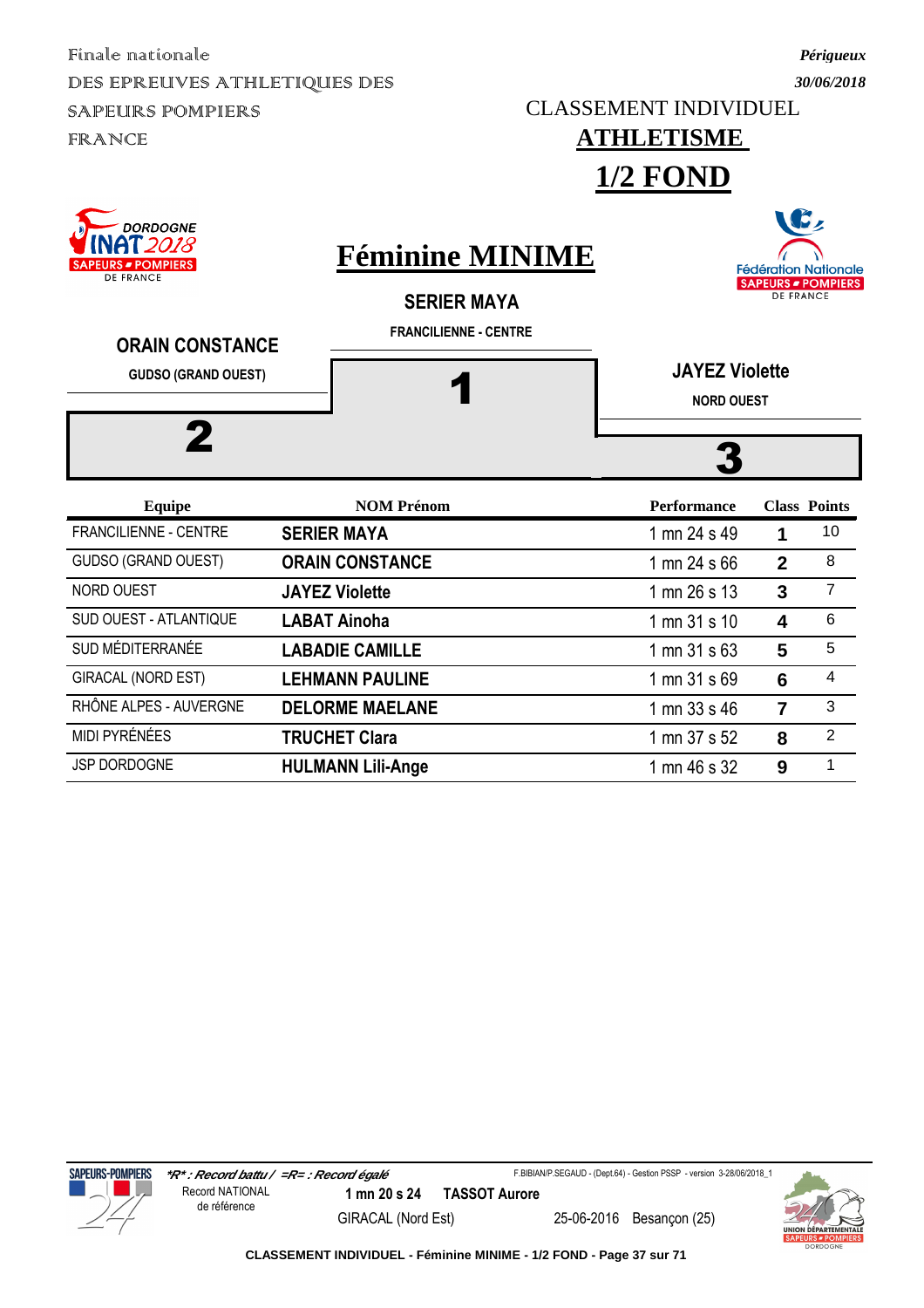Finale nationale
DES EPREUVES ATHLETIQUES DES SAPEURS POMPIERS FRANCE

*Périgueux*
*30/06/2018*

CLASSEMENT INDIVIDUEL

# ATHLETISME

# 1/2 FOND

## Féminine MINIME

**SERIER MAYA**
**FRANCILIENNE - CENTRE**

**1**

**ORAIN CONSTANCE**
**GUDSO (GRAND OUEST)**

**2**

**JAYEZ Violette**
**NORD OUEST**

**3**

| Equipe | NOM Prénom | Performance | Class | Points |
|---|---|---|---|---|
| FRANCILIENNE - CENTRE | **SERIER MAYA** | 1 mn 24 s 49 | **1** | 10 |
| GUDSO (GRAND OUEST) | **ORAIN CONSTANCE** | 1 mn 24 s 66 | **2** | 8 |
| NORD OUEST | **JAYEZ Violette** | 1 mn 26 s 13 | **3** | 7 |
| SUD OUEST - ATLANTIQUE | **LABAT Ainoha** | 1 mn 31 s 10 | **4** | 6 |
| SUD MÉDITERRANÉE | **LABADIE CAMILLE** | 1 mn 31 s 63 | **5** | 5 |
| GIRACAL (NORD EST) | **LEHMANN PAULINE** | 1 mn 31 s 69 | **6** | 4 |
| RHÔNE ALPES - AUVERGNE | **DELORME MAELANE** | 1 mn 33 s 46 | **7** | 3 |
| MIDI PYRÉNÉES | **TRUCHET Clara** | 1 mn 37 s 52 | **8** | 2 |
| JSP DORDOGNE | **HULMANN Lili-Ange** | 1 mn 46 s 32 | **9** | 1 |

***R* : Record battu / =R= : Record égalé**

Record NATIONAL de référence: **1 mn 20 s 24** **TASSOT Aurore** — GIRACAL (Nord Est) — 25-06-2016 Besançon (25)

F.BIBIAN/P.SEGAUD - (Dept.64) - Gestion PSSP - version 3-28/06/2018_1

**CLASSEMENT INDIVIDUEL - Féminine MINIME - 1/2 FOND**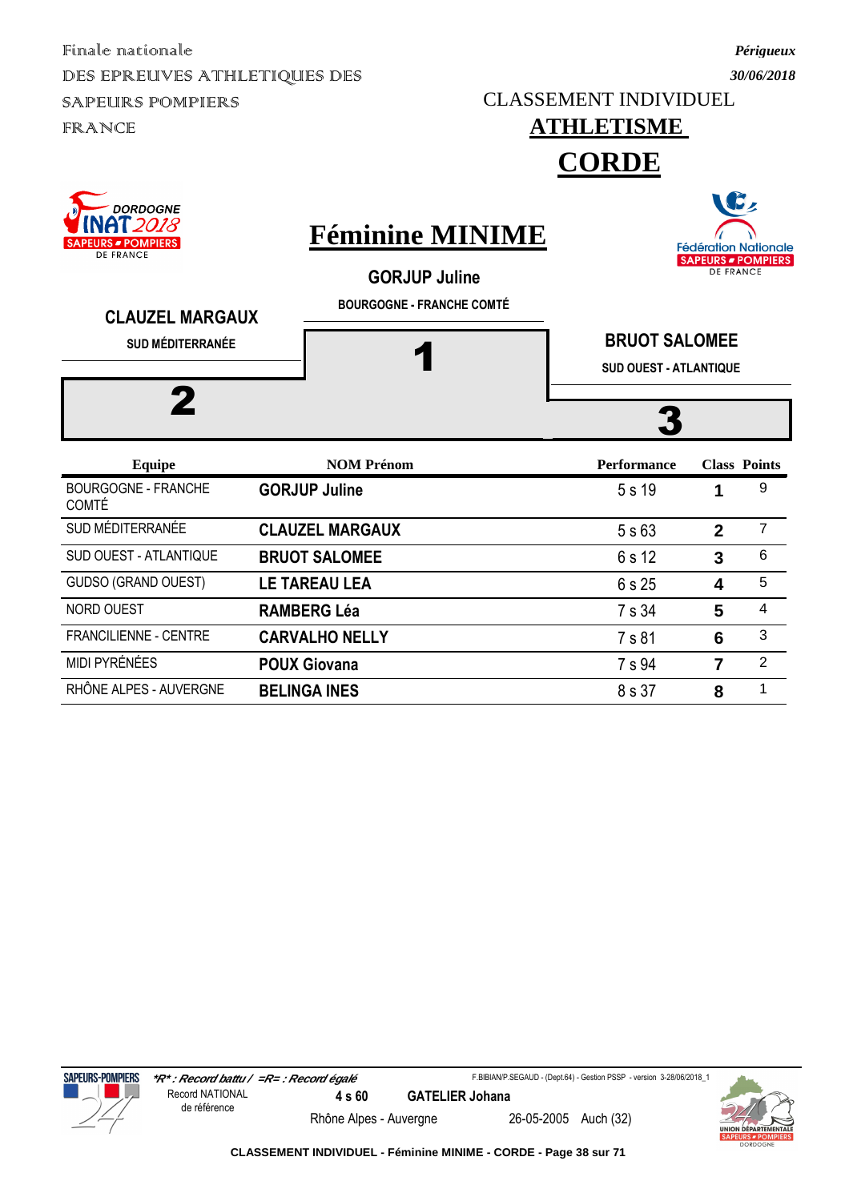Finale nationale
DES EPREUVES ATHLETIQUES DES SAPEURS POMPIERS FRANCE

*Périgueux*
*30/06/2018*

CLASSEMENT INDIVIDUEL

# ATHLETISME

# CORDE

## Féminine MINIME

**GORJUP Juline**
BOURGOGNE - FRANCHE COMTÉ
**1**

**CLAUZEL MARGAUX**
SUD MÉDITERRANÉE
**2**

**BRUOT SALOMEE**
SUD OUEST - ATLANTIQUE
**3**

| Equipe | NOM Prénom | Performance | Class | Points |
|---|---|---|---|---|
| BOURGOGNE - FRANCHE COMTÉ | **GORJUP Juline** | 5 s 19 | **1** | 9 |
| SUD MÉDITERRANÉE | **CLAUZEL MARGAUX** | 5 s 63 | **2** | 7 |
| SUD OUEST - ATLANTIQUE | **BRUOT SALOMEE** | 6 s 12 | **3** | 6 |
| GUDSO (GRAND OUEST) | **LE TAREAU LEA** | 6 s 25 | **4** | 5 |
| NORD OUEST | **RAMBERG Léa** | 7 s 34 | **5** | 4 |
| FRANCILIENNE - CENTRE | **CARVALHO NELLY** | 7 s 81 | **6** | 3 |
| MIDI PYRÉNÉES | **POUX Giovana** | 7 s 94 | **7** | 2 |
| RHÔNE ALPES - AUVERGNE | **BELINGA INES** | 8 s 37 | **8** | 1 |

*\*R\* : Record battu / =R= : Record égalé*

Record NATIONAL de référence | **4 s 60** | **GATELIER Johana** | Rhône Alpes - Auvergne | 26-05-2005 | Auch (32)

F.BIBIAN/P.SEGAUD - (Dept.64) - Gestion PSSP - version 3-28/06/2018_1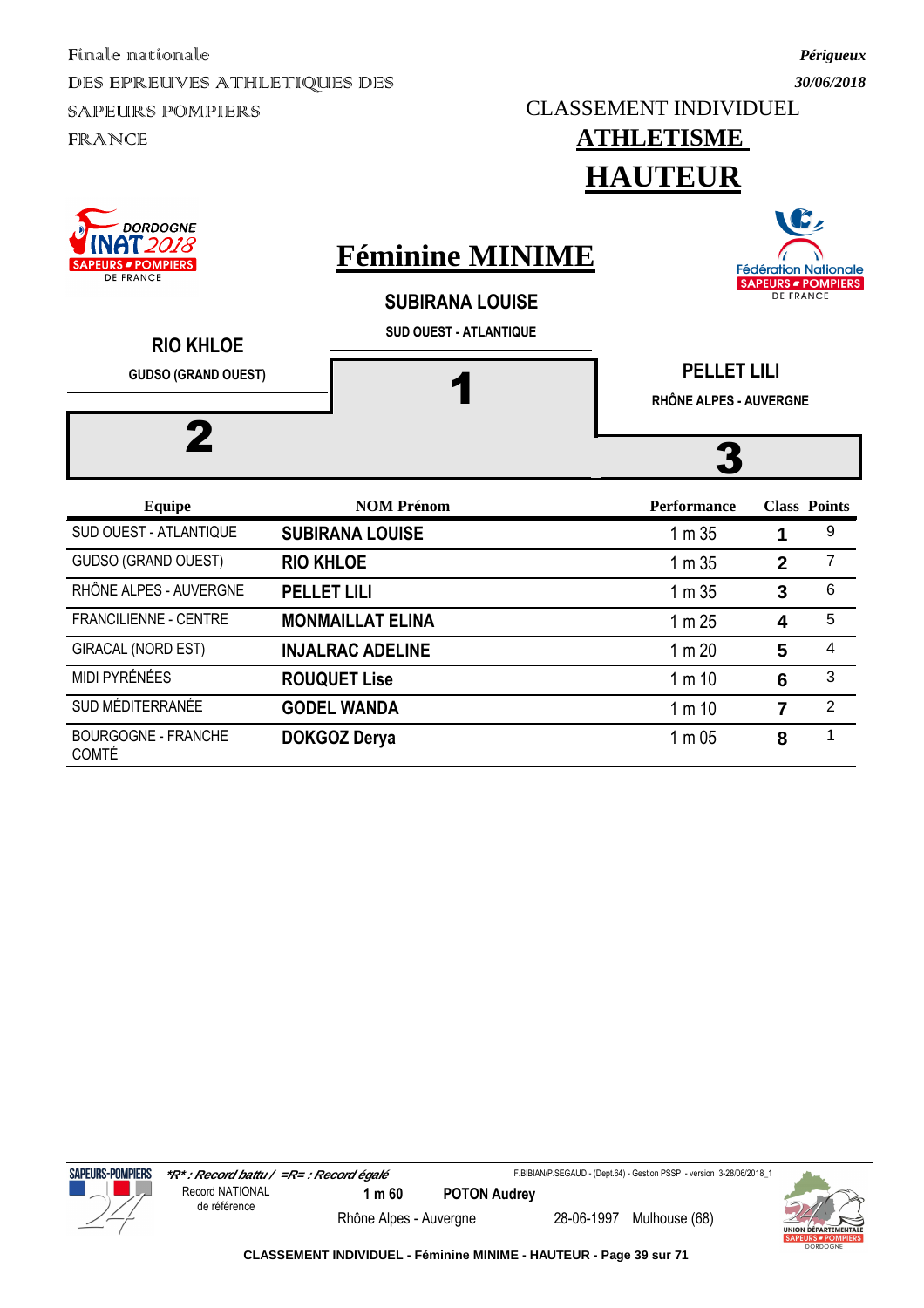Finale nationale
DES EPREUVES ATHLETIQUES DES
SAPEURS POMPIERS
FRANCE

*Périgueux*
*30/06/2018*

CLASSEMENT INDIVIDUEL

# ATHLETISME

# HAUTEUR

## Féminine MINIME

**SUBIRANA LOUISE**
SUD OUEST - ATLANTIQUE
**1**

**RIO KHLOE**
GUDSO (GRAND OUEST)
**2**

**PELLET LILI**
RHÔNE ALPES - AUVERGNE
**3**

| Equipe | NOM Prénom | Performance | Class | Points |
|---|---|---|---|---|
| SUD OUEST - ATLANTIQUE | **SUBIRANA LOUISE** | 1 m 35 | **1** | 9 |
| GUDSO (GRAND OUEST) | **RIO KHLOE** | 1 m 35 | **2** | 7 |
| RHÔNE ALPES - AUVERGNE | **PELLET LILI** | 1 m 35 | **3** | 6 |
| FRANCILIENNE - CENTRE | **MONMAILLAT ELINA** | 1 m 25 | **4** | 5 |
| GIRACAL (NORD EST) | **INJALRAC ADELINE** | 1 m 20 | **5** | 4 |
| MIDI PYRÉNÉES | **ROUQUET Lise** | 1 m 10 | **6** | 3 |
| SUD MÉDITERRANÉE | **GODEL WANDA** | 1 m 10 | **7** | 2 |
| BOURGOGNE - FRANCHE COMTÉ | **DOKGOZ Derya** | 1 m 05 | **8** | 1 |

*\*R\* : Record battu / =R= : Record égalé*

F.BIBIAN/P.SEGAUD - (Dept.64) - Gestion PSSP - version 3-28/06/2018_1

Record NATIONAL de référence — **1 m 60** — **POTON Audrey** — Rhône Alpes - Auvergne — 28-06-1997 — Mulhouse (68)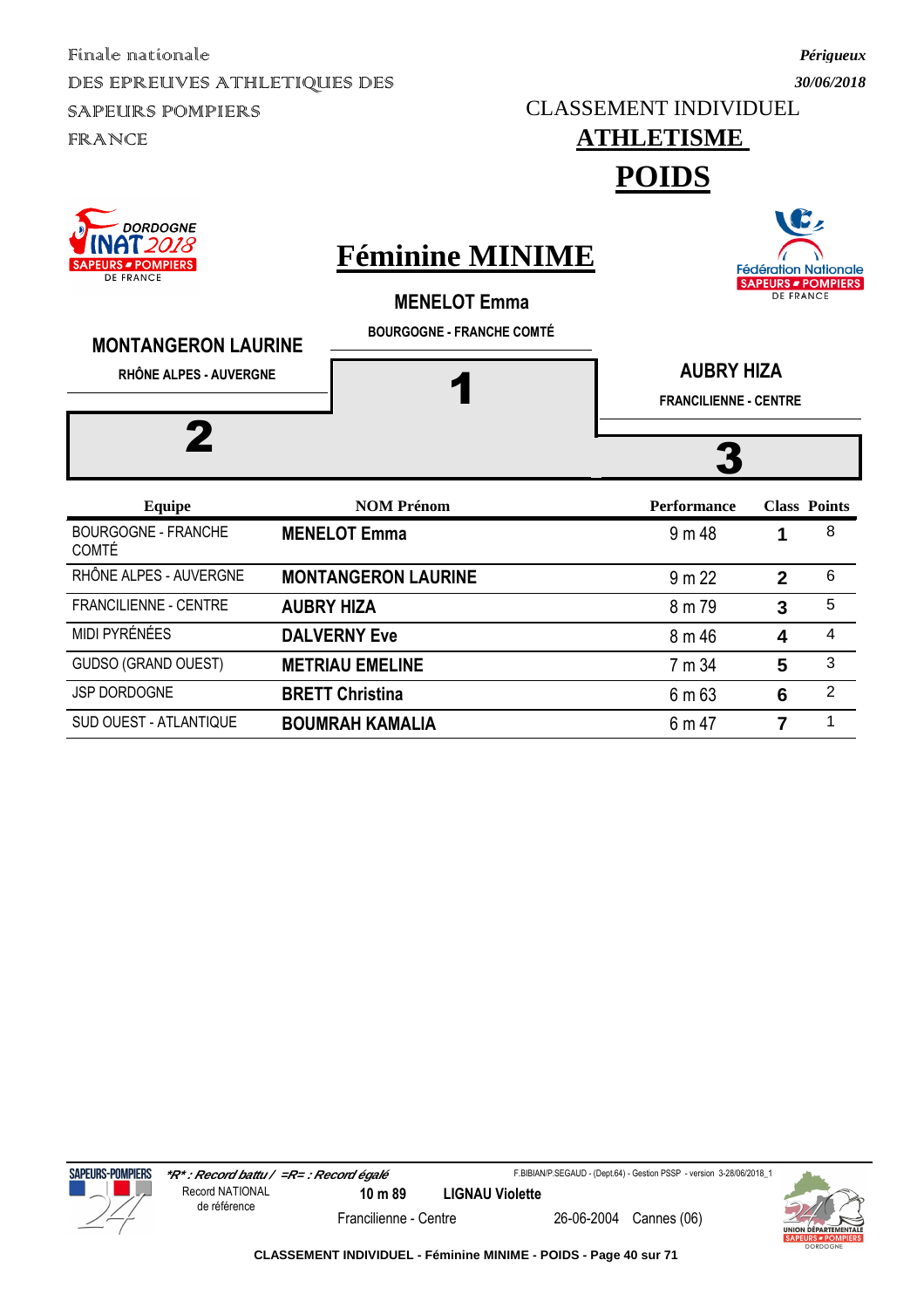Finale nationale
DES EPREUVES ATHLETIQUES DES SAPEURS POMPIERS FRANCE

*Périgueux*
*30/06/2018*

CLASSEMENT INDIVIDUEL

# ATHLETISME

# POIDS

## Féminine MINIME

**MENELOT Emma**
BOURGOGNE - FRANCHE COMTÉ
**1**

**MONTANGERON LAURINE**
RHÔNE ALPES - AUVERGNE
**2**

**AUBRY HIZA**
FRANCILIENNE - CENTRE
**3**

| Equipe | NOM Prénom | Performance | Class | Points |
|---|---|---|---|---|
| BOURGOGNE - FRANCHE COMTÉ | **MENELOT Emma** | 9 m 48 | **1** | 8 |
| RHÔNE ALPES - AUVERGNE | **MONTANGERON LAURINE** | 9 m 22 | **2** | 6 |
| FRANCILIENNE - CENTRE | **AUBRY HIZA** | 8 m 79 | **3** | 5 |
| MIDI PYRÉNÉES | **DALVERNY Eve** | 8 m 46 | **4** | 4 |
| GUDSO (GRAND OUEST) | **METRIAU EMELINE** | 7 m 34 | **5** | 3 |
| JSP DORDOGNE | **BRETT Christina** | 6 m 63 | **6** | 2 |
| SUD OUEST - ATLANTIQUE | **BOUMRAH KAMALIA** | 6 m 47 | **7** | 1 |

*\*R\* : Record battu / =R= : Record égalé*

Record NATIONAL de référence | **10 m 89** | **LIGNAU Violette** | Francilienne - Centre | 26-06-2004 | Cannes (06)

F.BIBIAN/P.SEGAUD - (Dept.64) - Gestion PSSP - version 3-28/06/2018_1

CLASSEMENT INDIVIDUEL - Féminine MINIME - POIDS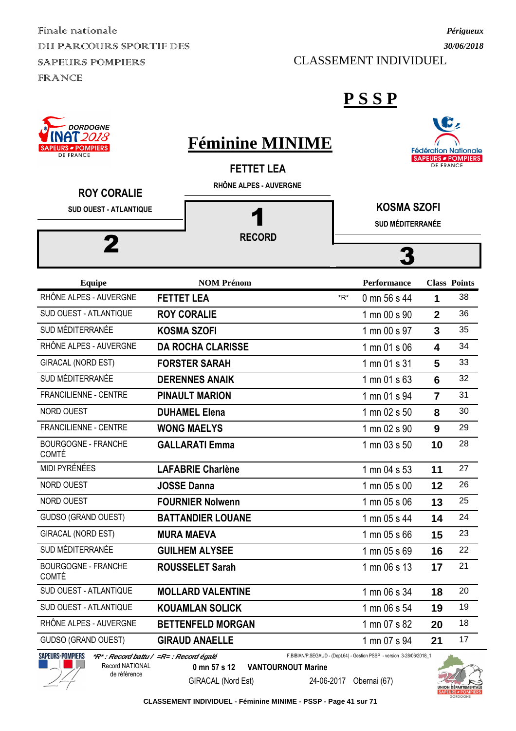Finale nationale
DU PARCOURS SPORTIF DES SAPEURS POMPIERS FRANCE

*Périgueux*
*30/06/2018*

CLASSEMENT INDIVIDUEL

# PSSP

## Féminine MINIME

**FETTET LEA**
RHÔNE ALPES - AUVERGNE
**1**
RECORD

**ROY CORALIE**
SUD OUEST - ATLANTIQUE
**2**

**KOSMA SZOFI**
SUD MÉDITERRANÉE
**3**

| Equipe | NOM Prénom | | Performance | Class | Points |
|---|---|---|---|---|---|
| RHÔNE ALPES - AUVERGNE | **FETTET LEA** | *R* | 0 mn 56 s 44 | **1** | 38 |
| SUD OUEST - ATLANTIQUE | **ROY CORALIE** | | 1 mn 00 s 90 | **2** | 36 |
| SUD MÉDITERRANÉE | **KOSMA SZOFI** | | 1 mn 00 s 97 | **3** | 35 |
| RHÔNE ALPES - AUVERGNE | **DA ROCHA CLARISSE** | | 1 mn 01 s 06 | **4** | 34 |
| GIRACAL (NORD EST) | **FORSTER SARAH** | | 1 mn 01 s 31 | **5** | 33 |
| SUD MÉDITERRANÉE | **DERENNES ANAIK** | | 1 mn 01 s 63 | **6** | 32 |
| FRANCILIENNE - CENTRE | **PINAULT MARION** | | 1 mn 01 s 94 | **7** | 31 |
| NORD OUEST | **DUHAMEL Elena** | | 1 mn 02 s 50 | **8** | 30 |
| FRANCILIENNE - CENTRE | **WONG MAELYS** | | 1 mn 02 s 90 | **9** | 29 |
| BOURGOGNE - FRANCHE COMTÉ | **GALLARATI Emma** | | 1 mn 03 s 50 | **10** | 28 |
| MIDI PYRÉNÉES | **LAFABRIE Charlène** | | 1 mn 04 s 53 | **11** | 27 |
| NORD OUEST | **JOSSE Danna** | | 1 mn 05 s 00 | **12** | 26 |
| NORD OUEST | **FOURNIER Nolwenn** | | 1 mn 05 s 06 | **13** | 25 |
| GUDSO (GRAND OUEST) | **BATTANDIER LOUANE** | | 1 mn 05 s 44 | **14** | 24 |
| GIRACAL (NORD EST) | **MURA MAEVA** | | 1 mn 05 s 66 | **15** | 23 |
| SUD MÉDITERRANÉE | **GUILHEM ALYSEE** | | 1 mn 05 s 69 | **16** | 22 |
| BOURGOGNE - FRANCHE COMTÉ | **ROUSSELET Sarah** | | 1 mn 06 s 13 | **17** | 21 |
| SUD OUEST - ATLANTIQUE | **MOLLARD VALENTINE** | | 1 mn 06 s 34 | **18** | 20 |
| SUD OUEST - ATLANTIQUE | **KOUAMLAN SOLICK** | | 1 mn 06 s 54 | **19** | 19 |
| RHÔNE ALPES - AUVERGNE | **BETTENFELD MORGAN** | | 1 mn 07 s 82 | **20** | 18 |
| GUDSO (GRAND OUEST) | **GIRAUD ANAELLE** | | 1 mn 07 s 94 | **21** | 17 |

*\*R\* : Record battu / =R= : Record égalé*

F.BIBIAN/P.SEGAUD - (Dept.64) - Gestion PSSP - version 3-28/06/2018_1

Record NATIONAL de référence: **0 mn 57 s 12** **VANTOURNOUT Marine** GIRACAL (Nord Est) 24-06-2017 Obernai (67)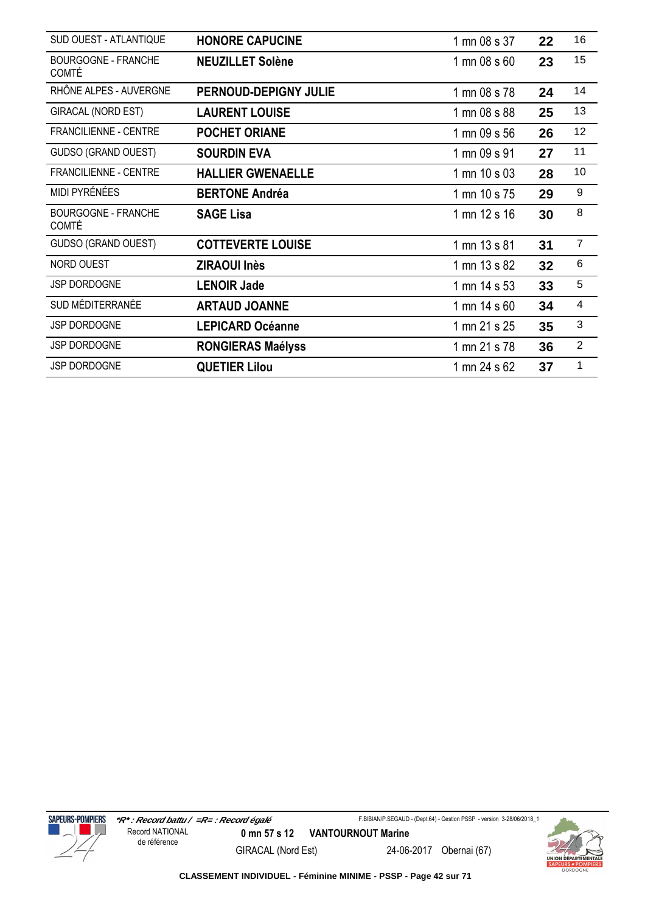| | | | | |
|---|---|---|---|---|
| SUD OUEST - ATLANTIQUE | **HONORE CAPUCINE** | 1 mn 08 s 37 | **22** | 16 |
| BOURGOGNE - FRANCHE COMTÉ | **NEUZILLET Solène** | 1 mn 08 s 60 | **23** | 15 |
| RHÔNE ALPES - AUVERGNE | **PERNOUD-DEPIGNY JULIE** | 1 mn 08 s 78 | **24** | 14 |
| GIRACAL (NORD EST) | **LAURENT LOUISE** | 1 mn 08 s 88 | **25** | 13 |
| FRANCILIENNE - CENTRE | **POCHET ORIANE** | 1 mn 09 s 56 | **26** | 12 |
| GUDSO (GRAND OUEST) | **SOURDIN EVA** | 1 mn 09 s 91 | **27** | 11 |
| FRANCILIENNE - CENTRE | **HALLIER GWENAELLE** | 1 mn 10 s 03 | **28** | 10 |
| MIDI PYRÉNÉES | **BERTONE Andréa** | 1 mn 10 s 75 | **29** | 9 |
| BOURGOGNE - FRANCHE COMTÉ | **SAGE Lisa** | 1 mn 12 s 16 | **30** | 8 |
| GUDSO (GRAND OUEST) | **COTTEVERTE LOUISE** | 1 mn 13 s 81 | **31** | 7 |
| NORD OUEST | **ZIRAOUI Inès** | 1 mn 13 s 82 | **32** | 6 |
| JSP DORDOGNE | **LENOIR Jade** | 1 mn 14 s 53 | **33** | 5 |
| SUD MÉDITERRANÉE | **ARTAUD JOANNE** | 1 mn 14 s 60 | **34** | 4 |
| JSP DORDOGNE | **LEPICARD Océanne** | 1 mn 21 s 25 | **35** | 3 |
| JSP DORDOGNE | **RONGIERAS Maélyss** | 1 mn 21 s 78 | **36** | 2 |
| JSP DORDOGNE | **QUETIER Lilou** | 1 mn 24 s 62 | **37** | 1 |

*\*R\* : Record battu / =R= : Record égalé*

Record NATIONAL de référence — **0 mn 57 s 12** **VANTOURNOUT Marine** — GIRACAL (Nord Est) — 24-06-2017 Obernai (67)

**CLASSEMENT INDIVIDUEL - Féminine MINIME - PSSP**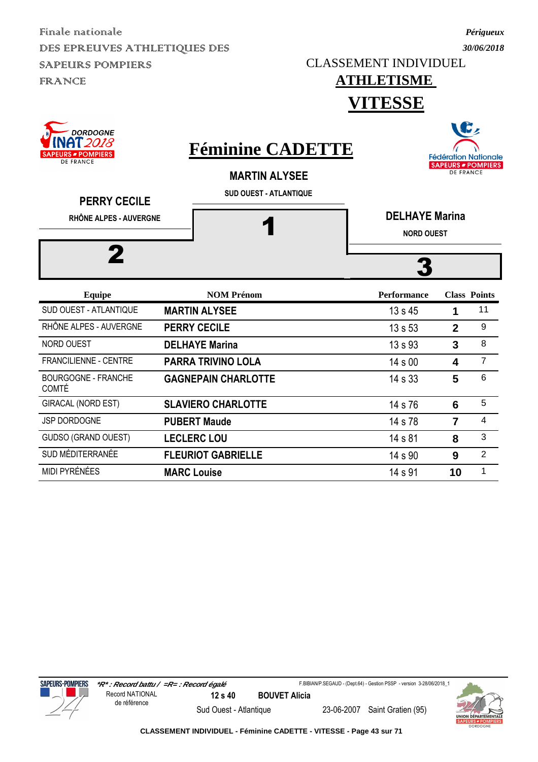Finale nationale
DES EPREUVES ATHLETIQUES DES SAPEURS POMPIERS FRANCE

*Périgueux*
*30/06/2018*

CLASSEMENT INDIVIDUEL

## ATHLETISME

# VITESSE

## Féminine CADETTE

**MARTIN ALYSEE**
**SUD OUEST - ATLANTIQUE**
**1**

**PERRY CECILE**
**RHÔNE ALPES - AUVERGNE**
**2**

**DELHAYE Marina**
**NORD OUEST**
**3**

| Equipe | NOM Prénom | Performance | Class | Points |
|---|---|---|---|---|
| SUD OUEST - ATLANTIQUE | **MARTIN ALYSEE** | 13 s 45 | **1** | 11 |
| RHÔNE ALPES - AUVERGNE | **PERRY CECILE** | 13 s 53 | **2** | 9 |
| NORD OUEST | **DELHAYE Marina** | 13 s 93 | **3** | 8 |
| FRANCILIENNE - CENTRE | **PARRA TRIVINO LOLA** | 14 s 00 | **4** | 7 |
| BOURGOGNE - FRANCHE COMTÉ | **GAGNEPAIN CHARLOTTE** | 14 s 33 | **5** | 6 |
| GIRACAL (NORD EST) | **SLAVIERO CHARLOTTE** | 14 s 76 | **6** | 5 |
| JSP DORDOGNE | **PUBERT Maude** | 14 s 78 | **7** | 4 |
| GUDSO (GRAND OUEST) | **LECLERC LOU** | 14 s 81 | **8** | 3 |
| SUD MÉDITERRANÉE | **FLEURIOT GABRIELLE** | 14 s 90 | **9** | 2 |
| MIDI PYRÉNÉES | **MARC Louise** | 14 s 91 | **10** | 1 |

***R* : Record battu / =R= : Record égalé**

F.BIBIAN/P.SEGAUD - (Dept.64) - Gestion PSSP - version 3-28/06/2018_1

Record NATIONAL de référence — **12 s 40** — **BOUVET Alicia** — Sud Ouest - Atlantique — 23-06-2007 — Saint Gratien (95)

**CLASSEMENT INDIVIDUEL - Féminine CADETTE - VITESSE**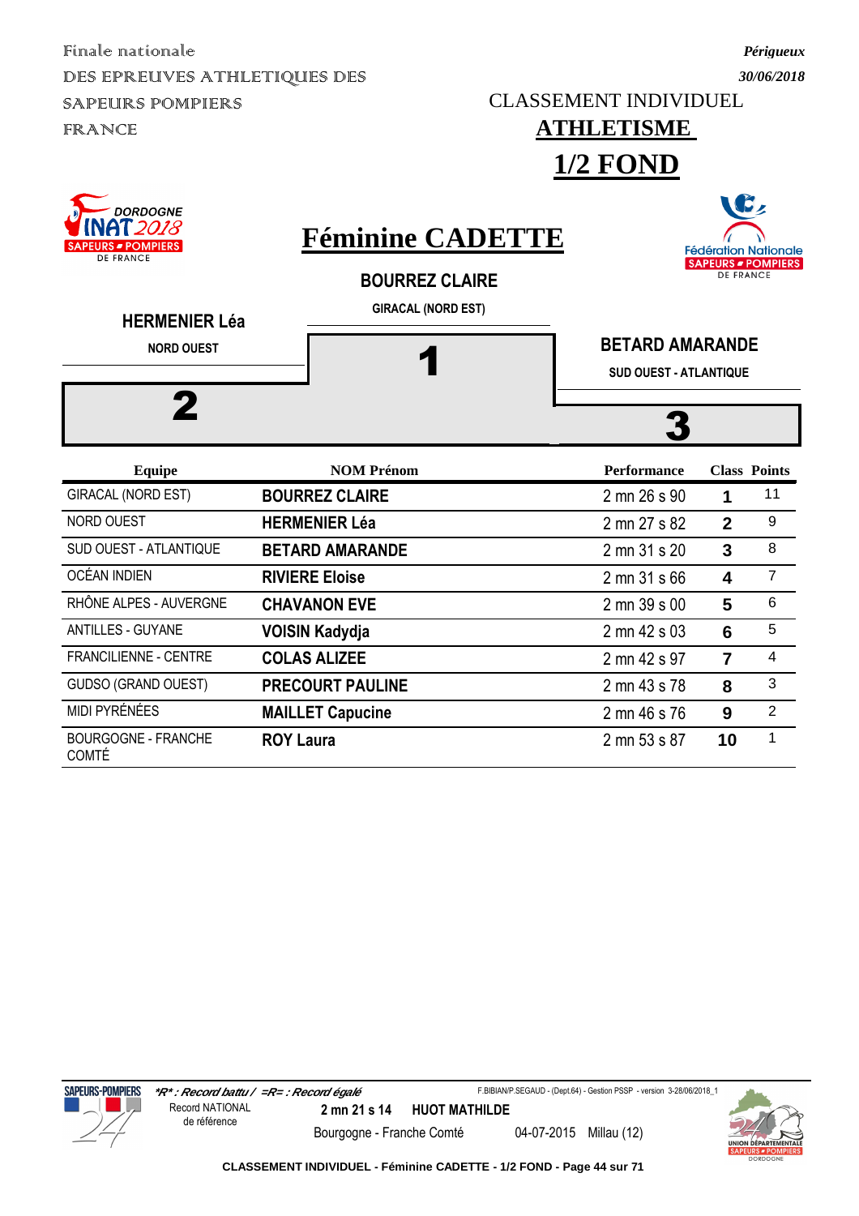Finale nationale
DES EPREUVES ATHLETIQUES DES SAPEURS POMPIERS FRANCE

*Périgueux*
*30/06/2018*

CLASSEMENT INDIVIDUEL

# ATHLETISME

# 1/2 FOND

DORDOGNE INAT 2018 SAPEURS POMPIERS DE FRANCE

## Féminine CADETTE

Fédération Nationale SAPEURS POMPIERS DE FRANCE

**BOURREZ CLAIRE**
GIRACAL (NORD EST)
1

**HERMENIER Léa**
NORD OUEST
2

**BETARD AMARANDE**
SUD OUEST - ATLANTIQUE
3

| Equipe | NOM Prénom | Performance | Class | Points |
|---|---|---|---|---|
| GIRACAL (NORD EST) | **BOURREZ CLAIRE** | 2 mn 26 s 90 | **1** | 11 |
| NORD OUEST | **HERMENIER Léa** | 2 mn 27 s 82 | **2** | 9 |
| SUD OUEST - ATLANTIQUE | **BETARD AMARANDE** | 2 mn 31 s 20 | **3** | 8 |
| OCÉAN INDIEN | **RIVIERE Eloise** | 2 mn 31 s 66 | **4** | 7 |
| RHÔNE ALPES - AUVERGNE | **CHAVANON EVE** | 2 mn 39 s 00 | **5** | 6 |
| ANTILLES - GUYANE | **VOISIN Kadydja** | 2 mn 42 s 03 | **6** | 5 |
| FRANCILIENNE - CENTRE | **COLAS ALIZEE** | 2 mn 42 s 97 | **7** | 4 |
| GUDSO (GRAND OUEST) | **PRECOURT PAULINE** | 2 mn 43 s 78 | **8** | 3 |
| MIDI PYRÉNÉES | **MAILLET Capucine** | 2 mn 46 s 76 | **9** | 2 |
| BOURGOGNE - FRANCHE COMTÉ | **ROY Laura** | 2 mn 53 s 87 | **10** | 1 |

***R* : Record battu / =R= : Record égalé**

F.BIBIAN/P.SEGAUD - (Dept.64) - Gestion PSSP - version 3-28/06/2018_1

Record NATIONAL de référence — **2 mn 21 s 14** — **HUOT MATHILDE** — Bourgogne - Franche Comté — 04-07-2015 — Millau (12)

CLASSEMENT INDIVIDUEL - Féminine CADETTE - 1/2 FOND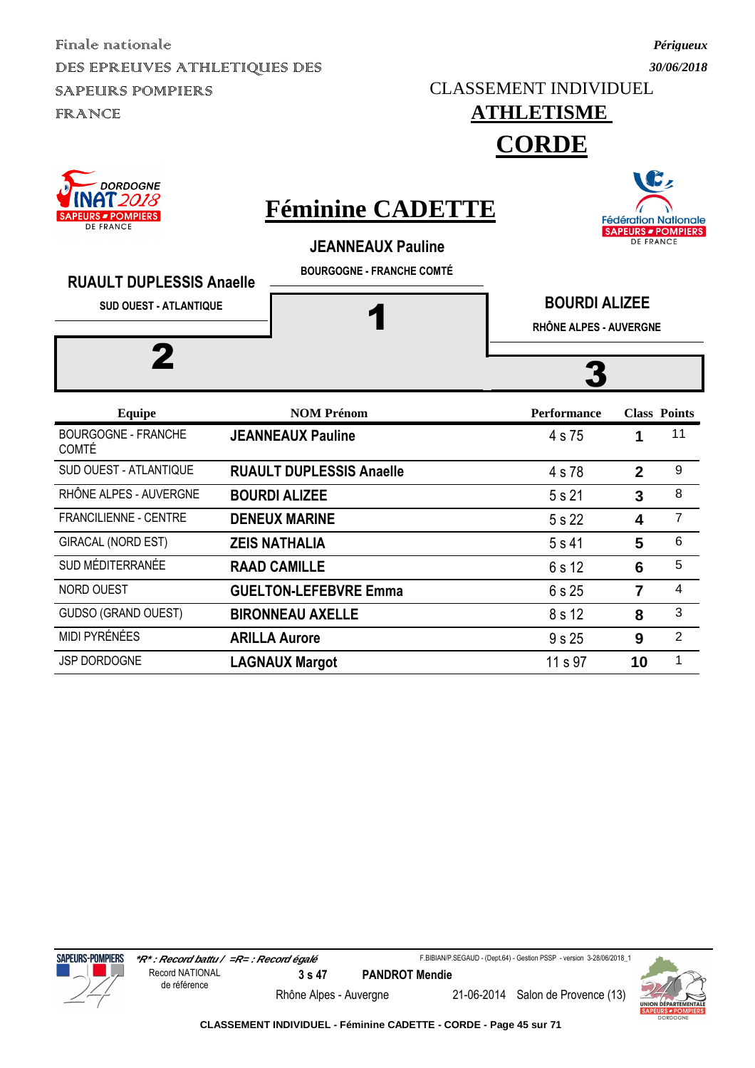Finale nationale
DES EPREUVES ATHLETIQUES DES SAPEURS POMPIERS
FRANCE

*Périgueux*
*30/06/2018*

CLASSEMENT INDIVIDUEL

# ATHLETISME

# CORDE

## Féminine CADETTE

**JEANNEAUX Pauline**
BOURGOGNE - FRANCHE COMTÉ
**1**

**RUAULT DUPLESSIS Anaelle**
SUD OUEST - ATLANTIQUE
**2**

**BOURDI ALIZEE**
RHÔNE ALPES - AUVERGNE
**3**

| Equipe | NOM Prénom | Performance | Class | Points |
|---|---|---|---|---|
| BOURGOGNE - FRANCHE COMTÉ | **JEANNEAUX Pauline** | 4 s 75 | **1** | 11 |
| SUD OUEST - ATLANTIQUE | **RUAULT DUPLESSIS Anaelle** | 4 s 78 | **2** | 9 |
| RHÔNE ALPES - AUVERGNE | **BOURDI ALIZEE** | 5 s 21 | **3** | 8 |
| FRANCILIENNE - CENTRE | **DENEUX MARINE** | 5 s 22 | **4** | 7 |
| GIRACAL (NORD EST) | **ZEIS NATHALIA** | 5 s 41 | **5** | 6 |
| SUD MÉDITERRANÉE | **RAAD CAMILLE** | 6 s 12 | **6** | 5 |
| NORD OUEST | **GUELTON-LEFEBVRE Emma** | 6 s 25 | **7** | 4 |
| GUDSO (GRAND OUEST) | **BIRONNEAU AXELLE** | 8 s 12 | **8** | 3 |
| MIDI PYRÉNÉES | **ARILLA Aurore** | 9 s 25 | **9** | 2 |
| JSP DORDOGNE | **LAGNAUX Margot** | 11 s 97 | **10** | 1 |

*\*R\* : Record battu / =R= : Record égalé*

F.BIBIAN/P.SEGAUD - (Dept.64) - Gestion PSSP - version 3-28/06/2018_1

Record NATIONAL de référence: **3 s 47** — **PANDROT Mendie** — Rhône Alpes - Auvergne — 21-06-2014 — Salon de Provence (13)

**CLASSEMENT INDIVIDUEL - Féminine CADETTE - CORDE**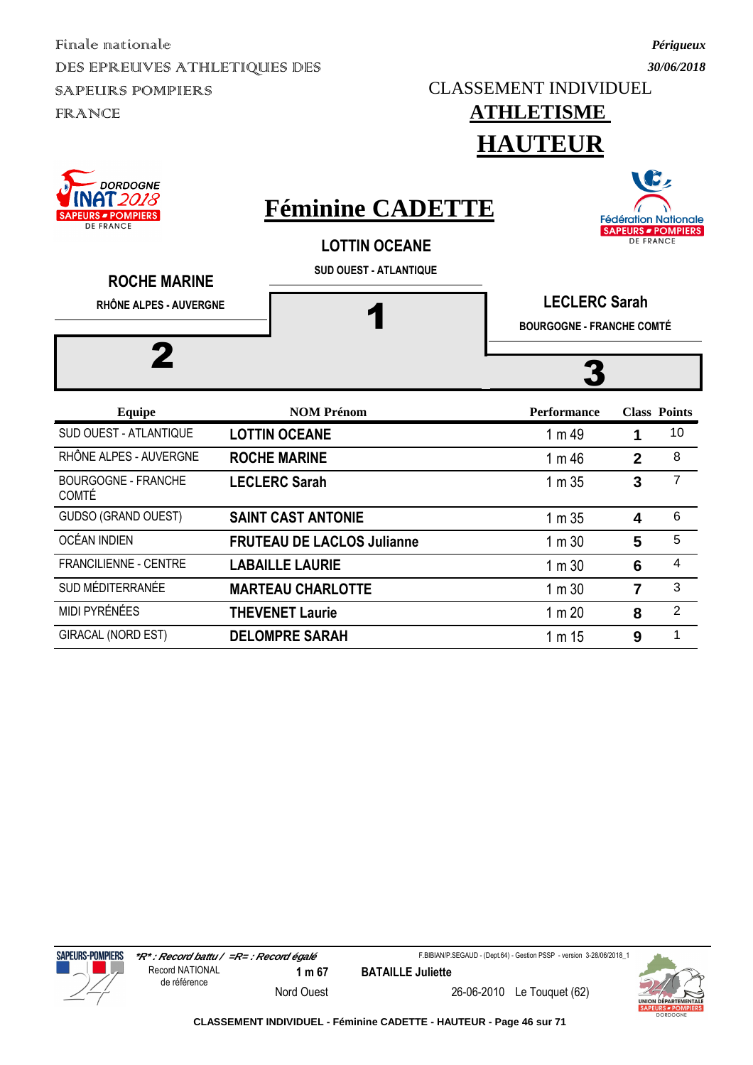Finale nationale
DES EPREUVES ATHLETIQUES DES SAPEURS POMPIERS FRANCE

*Périgueux*
*30/06/2018*

CLASSEMENT INDIVIDUEL

# ATHLETISME

# HAUTEUR

## Féminine CADETTE

**LOTTIN OCEANE**
SUD OUEST - ATLANTIQUE
**1**

**ROCHE MARINE**
RHÔNE ALPES - AUVERGNE
**2**

**LECLERC Sarah**
BOURGOGNE - FRANCHE COMTÉ
**3**

| Equipe | NOM Prénom | Performance | Class | Points |
|---|---|---|---|---|
| SUD OUEST - ATLANTIQUE | **LOTTIN OCEANE** | 1 m 49 | **1** | 10 |
| RHÔNE ALPES - AUVERGNE | **ROCHE MARINE** | 1 m 46 | **2** | 8 |
| BOURGOGNE - FRANCHE COMTÉ | **LECLERC Sarah** | 1 m 35 | **3** | 7 |
| GUDSO (GRAND OUEST) | **SAINT CAST ANTONIE** | 1 m 35 | **4** | 6 |
| OCÉAN INDIEN | **FRUTEAU DE LACLOS Julianne** | 1 m 30 | **5** | 5 |
| FRANCILIENNE - CENTRE | **LABAILLE LAURIE** | 1 m 30 | **6** | 4 |
| SUD MÉDITERRANÉE | **MARTEAU CHARLOTTE** | 1 m 30 | **7** | 3 |
| MIDI PYRÉNÉES | **THEVENET Laurie** | 1 m 20 | **8** | 2 |
| GIRACAL (NORD EST) | **DELOMPRE SARAH** | 1 m 15 | **9** | 1 |

*\*R\* : Record battu / =R= : Record égalé*

F.BIBIAN/P.SEGAUD - (Dept.64) - Gestion PSSP - version 3-28/06/2018_1

Record NATIONAL de référence | **1 m 67** | **BATAILLE Juliette**
Nord Ouest | 26-06-2010 | Le Touquet (62)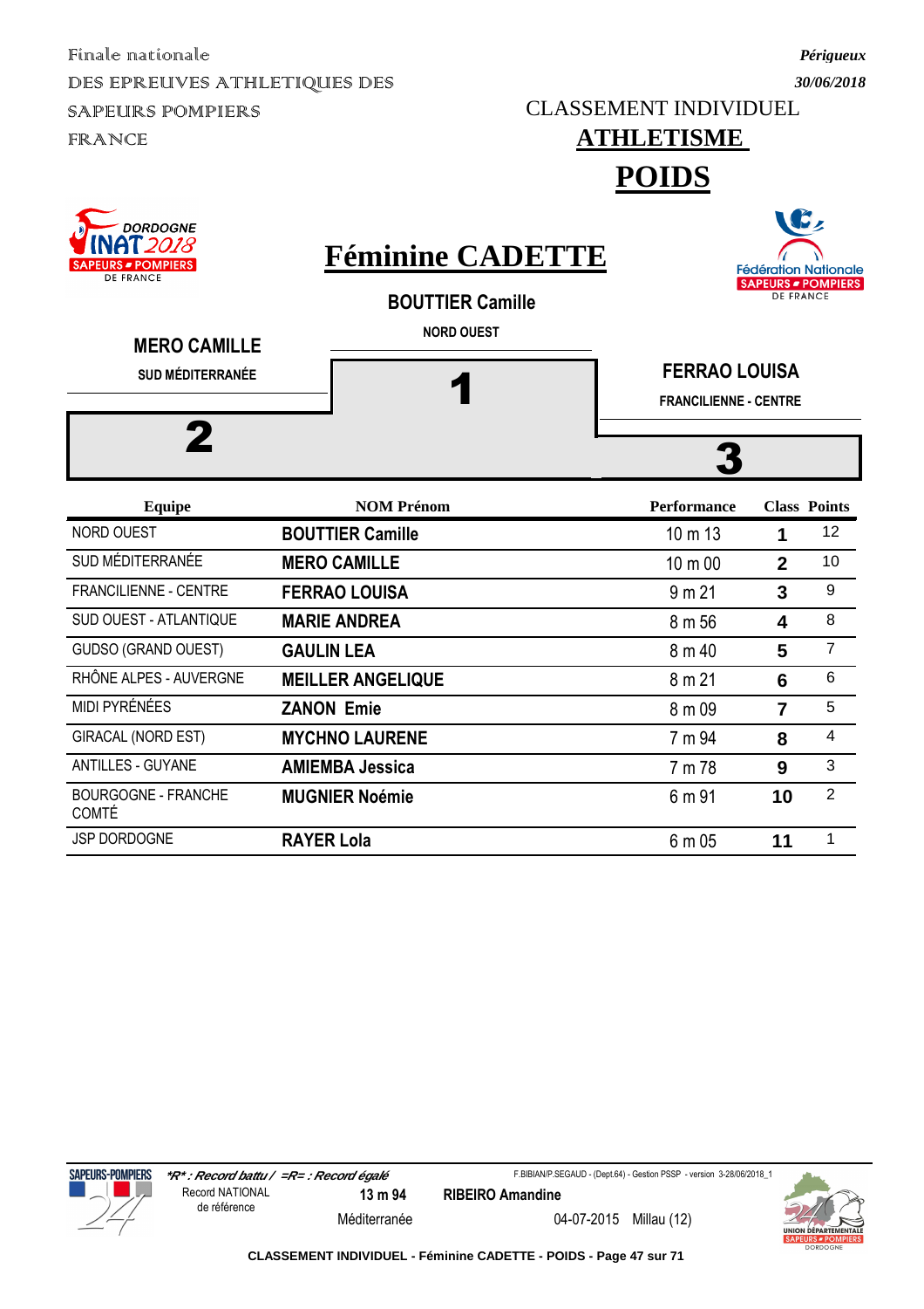Finale nationale
DES EPREUVES ATHLETIQUES DES SAPEURS POMPIERS FRANCE

*Périgueux*
*30/06/2018*

CLASSEMENT INDIVIDUEL

# ATHLETISME

# POIDS

## Féminine CADETTE

**BOUTTIER Camille**
NORD OUEST
**1**

**MERO CAMILLE**
SUD MÉDITERRANÉE
**2**

**FERRAO LOUISA**
FRANCILIENNE - CENTRE
**3**

| Equipe | NOM Prénom | Performance | Class | Points |
|---|---|---|---|---|
| NORD OUEST | **BOUTTIER Camille** | 10 m 13 | **1** | 12 |
| SUD MÉDITERRANÉE | **MERO CAMILLE** | 10 m 00 | **2** | 10 |
| FRANCILIENNE - CENTRE | **FERRAO LOUISA** | 9 m 21 | **3** | 9 |
| SUD OUEST - ATLANTIQUE | **MARIE ANDREA** | 8 m 56 | **4** | 8 |
| GUDSO (GRAND OUEST) | **GAULIN LEA** | 8 m 40 | **5** | 7 |
| RHÔNE ALPES - AUVERGNE | **MEILLER ANGELIQUE** | 8 m 21 | **6** | 6 |
| MIDI PYRÉNÉES | **ZANON Emie** | 8 m 09 | **7** | 5 |
| GIRACAL (NORD EST) | **MYCHNO LAURENE** | 7 m 94 | **8** | 4 |
| ANTILLES - GUYANE | **AMIEMBA Jessica** | 7 m 78 | **9** | 3 |
| BOURGOGNE - FRANCHE COMTÉ | **MUGNIER Noémie** | 6 m 91 | **10** | 2 |
| JSP DORDOGNE | **RAYER Lola** | 6 m 05 | **11** | 1 |

*\*R\* : Record battu / =R= : Record égalé*

F.BIBIAN/P.SEGAUD - (Dept.64) - Gestion PSSP - version 3-28/06/2018_1

Record NATIONAL de référence | 13 m 94 | **RIBEIRO Amandine** | Méditerranée | 04-07-2015 | Millau (12)

**CLASSEMENT INDIVIDUEL - Féminine CADETTE - POIDS**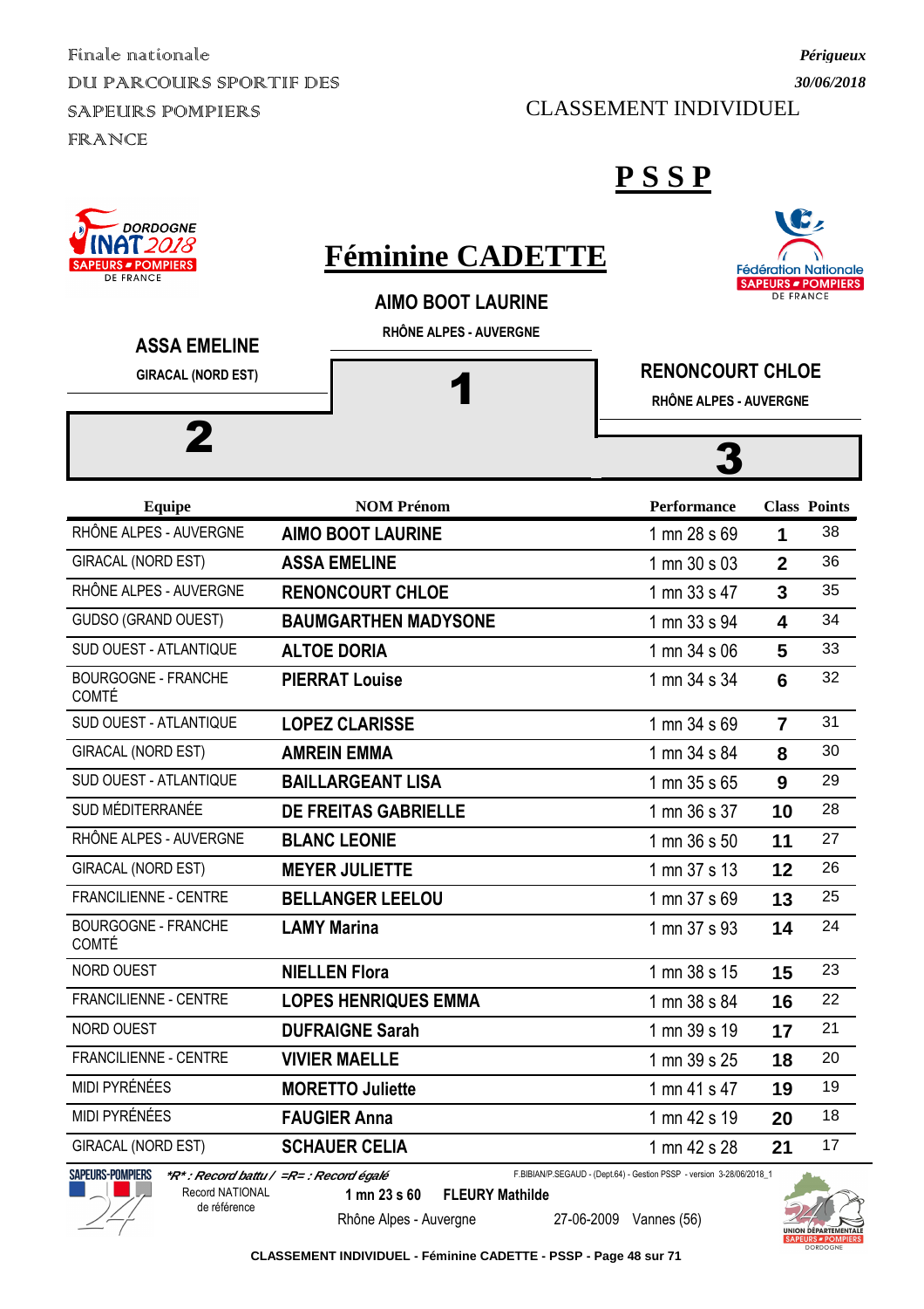Finale nationale
DU PARCOURS SPORTIF DES
SAPEURS POMPIERS
FRANCE

*Périgueux*
*30/06/2018*

CLASSEMENT INDIVIDUEL

# P S S P

# Féminine CADETTE

**1** — AIMO BOOT LAURINE — RHÔNE ALPES - AUVERGNE

**2** — ASSA EMELINE — GIRACAL (NORD EST)

**3** — RENONCOURT CHLOE — RHÔNE ALPES - AUVERGNE

| Equipe | NOM Prénom | Performance | Class | Points |
|---|---|---|---|---|
| RHÔNE ALPES - AUVERGNE | AIMO BOOT LAURINE | 1 mn 28 s 69 | 1 | 38 |
| GIRACAL (NORD EST) | ASSA EMELINE | 1 mn 30 s 03 | 2 | 36 |
| RHÔNE ALPES - AUVERGNE | RENONCOURT CHLOE | 1 mn 33 s 47 | 3 | 35 |
| GUDSO (GRAND OUEST) | BAUMGARTHEN MADYSONE | 1 mn 33 s 94 | 4 | 34 |
| SUD OUEST - ATLANTIQUE | ALTOE DORIA | 1 mn 34 s 06 | 5 | 33 |
| BOURGOGNE - FRANCHE COMTÉ | PIERRAT Louise | 1 mn 34 s 34 | 6 | 32 |
| SUD OUEST - ATLANTIQUE | LOPEZ CLARISSE | 1 mn 34 s 69 | 7 | 31 |
| GIRACAL (NORD EST) | AMREIN EMMA | 1 mn 34 s 84 | 8 | 30 |
| SUD OUEST - ATLANTIQUE | BAILLARGEANT LISA | 1 mn 35 s 65 | 9 | 29 |
| SUD MÉDITERRANÉE | DE FREITAS GABRIELLE | 1 mn 36 s 37 | 10 | 28 |
| RHÔNE ALPES - AUVERGNE | BLANC LEONIE | 1 mn 36 s 50 | 11 | 27 |
| GIRACAL (NORD EST) | MEYER JULIETTE | 1 mn 37 s 13 | 12 | 26 |
| FRANCILIENNE - CENTRE | BELLANGER LEELOU | 1 mn 37 s 69 | 13 | 25 |
| BOURGOGNE - FRANCHE COMTÉ | LAMY Marina | 1 mn 37 s 93 | 14 | 24 |
| NORD OUEST | NIELLEN Flora | 1 mn 38 s 15 | 15 | 23 |
| FRANCILIENNE - CENTRE | LOPES HENRIQUES EMMA | 1 mn 38 s 84 | 16 | 22 |
| NORD OUEST | DUFRAIGNE Sarah | 1 mn 39 s 19 | 17 | 21 |
| FRANCILIENNE - CENTRE | VIVIER MAELLE | 1 mn 39 s 25 | 18 | 20 |
| MIDI PYRÉNÉES | MORETTO Juliette | 1 mn 41 s 47 | 19 | 19 |
| MIDI PYRÉNÉES | FAUGIER Anna | 1 mn 42 s 19 | 20 | 18 |
| GIRACAL (NORD EST) | SCHAUER CELIA | 1 mn 42 s 28 | 21 | 17 |

*\*R\* : Record battu / =R= : Record égalé*

F.BIBIAN/P.SEGAUD - (Dept.64) - Gestion PSSP - version 3-28/06/2018_1

Record NATIONAL de référence: **1 mn 23 s 60** **FLEURY Mathilde** — Rhône Alpes - Auvergne — 27-06-2009 Vannes (56)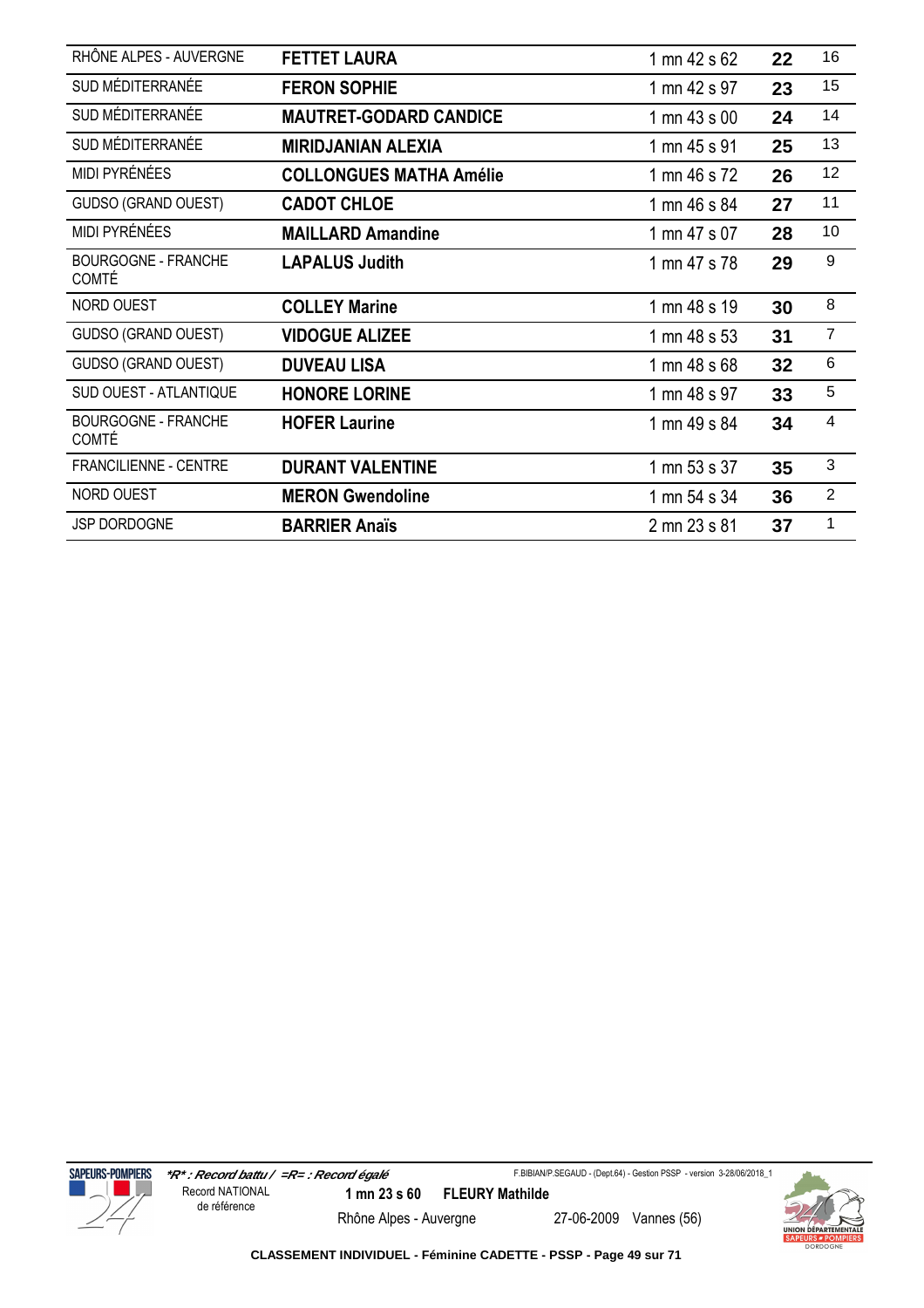| | | | | |
|---|---|---|---|---|
| RHÔNE ALPES - AUVERGNE | **FETTET LAURA** | 1 mn 42 s 62 | **22** | 16 |
| SUD MÉDITERRANÉE | **FERON SOPHIE** | 1 mn 42 s 97 | **23** | 15 |
| SUD MÉDITERRANÉE | **MAUTRET-GODARD CANDICE** | 1 mn 43 s 00 | **24** | 14 |
| SUD MÉDITERRANÉE | **MIRIDJANIAN ALEXIA** | 1 mn 45 s 91 | **25** | 13 |
| MIDI PYRÉNÉES | **COLLONGUES MATHA Amélie** | 1 mn 46 s 72 | **26** | 12 |
| GUDSO (GRAND OUEST) | **CADOT CHLOE** | 1 mn 46 s 84 | **27** | 11 |
| MIDI PYRÉNÉES | **MAILLARD Amandine** | 1 mn 47 s 07 | **28** | 10 |
| BOURGOGNE - FRANCHE COMTÉ | **LAPALUS Judith** | 1 mn 47 s 78 | **29** | 9 |
| NORD OUEST | **COLLEY Marine** | 1 mn 48 s 19 | **30** | 8 |
| GUDSO (GRAND OUEST) | **VIDOGUE ALIZEE** | 1 mn 48 s 53 | **31** | 7 |
| GUDSO (GRAND OUEST) | **DUVEAU LISA** | 1 mn 48 s 68 | **32** | 6 |
| SUD OUEST - ATLANTIQUE | **HONORE LORINE** | 1 mn 48 s 97 | **33** | 5 |
| BOURGOGNE - FRANCHE COMTÉ | **HOFER Laurine** | 1 mn 49 s 84 | **34** | 4 |
| FRANCILIENNE - CENTRE | **DURANT VALENTINE** | 1 mn 53 s 37 | **35** | 3 |
| NORD OUEST | **MERON Gwendoline** | 1 mn 54 s 34 | **36** | 2 |
| JSP DORDOGNE | **BARRIER Anaïs** | 2 mn 23 s 81 | **37** | 1 |

*\*R\* : Record battu / =R= : Record égalé*

Record NATIONAL de référence — **1 mn 23 s 60** — **FLEURY Mathilde** — Rhône Alpes - Auvergne — 27-06-2009 — Vannes (56)

**CLASSEMENT INDIVIDUEL - Féminine CADETTE - PSSP**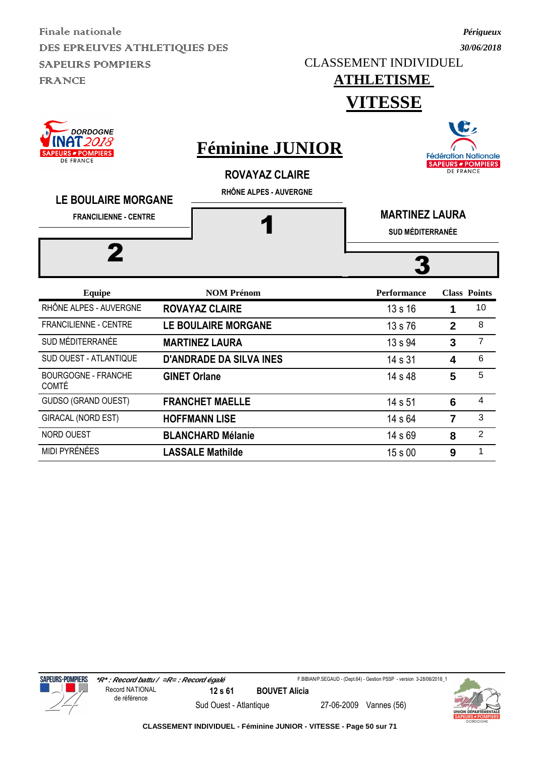Finale nationale
DES EPREUVES ATHLETIQUES DES SAPEURS POMPIERS FRANCE

*Périgueux*
*30/06/2018*

CLASSEMENT INDIVIDUEL

# ATHLETISME

# VITESSE

## Féminine JUNIOR

**ROVAYAZ CLAIRE**
RHÔNE ALPES - AUVERGNE
1

**LE BOULAIRE MORGANE**
FRANCILIENNE - CENTRE
2

**MARTINEZ LAURA**
SUD MÉDITERRANÉE
3

| Equipe | NOM Prénom | Performance | Class | Points |
|---|---|---|---|---|
| RHÔNE ALPES - AUVERGNE | **ROVAYAZ CLAIRE** | 13 s 16 | **1** | 10 |
| FRANCILIENNE - CENTRE | **LE BOULAIRE MORGANE** | 13 s 76 | **2** | 8 |
| SUD MÉDITERRANÉE | **MARTINEZ LAURA** | 13 s 94 | **3** | 7 |
| SUD OUEST - ATLANTIQUE | **D'ANDRADE DA SILVA INES** | 14 s 31 | **4** | 6 |
| BOURGOGNE - FRANCHE COMTÉ | **GINET Orlane** | 14 s 48 | **5** | 5 |
| GUDSO (GRAND OUEST) | **FRANCHET MAELLE** | 14 s 51 | **6** | 4 |
| GIRACAL (NORD EST) | **HOFFMANN LISE** | 14 s 64 | **7** | 3 |
| NORD OUEST | **BLANCHARD Mélanie** | 14 s 69 | **8** | 2 |
| MIDI PYRÉNÉES | **LASSALE Mathilde** | 15 s 00 | **9** | 1 |

*\*R\* : Record battu / =R= : Record égalé*

F.BIBIAN/P.SEGAUD - (Dept.64) - Gestion PSSP - version 3-28/06/2018_1

Record NATIONAL de référence — **12 s 61** — **BOUVET Alicia** — Sud Ouest - Atlantique — 27-06-2009 — Vannes (56)

**CLASSEMENT INDIVIDUEL - Féminine JUNIOR - VITESSE**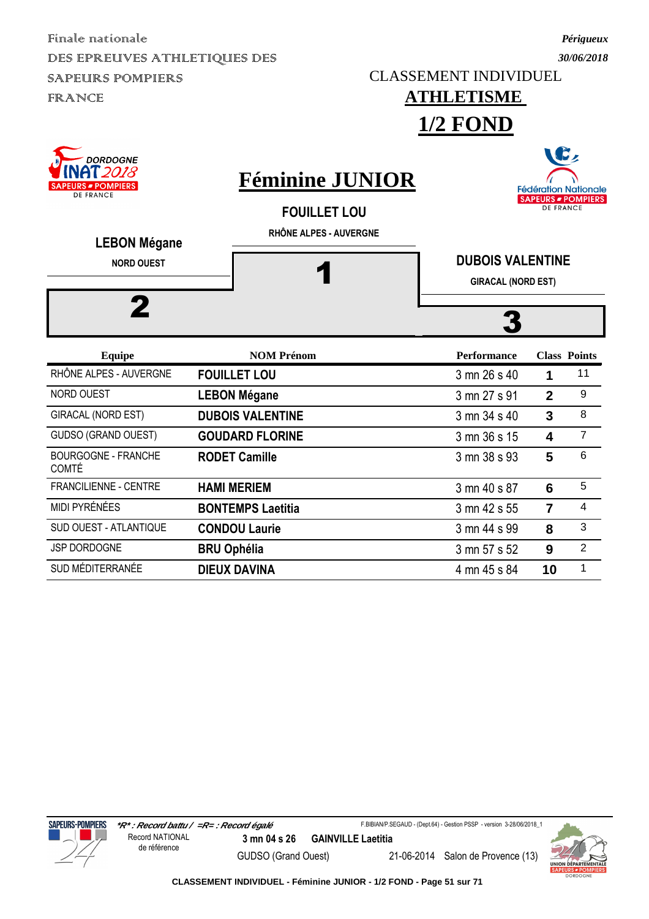Finale nationale

DES EPREUVES ATHLETIQUES DES SAPEURS POMPIERS FRANCE

*Périgueux*

*30/06/2018*

CLASSEMENT INDIVIDUEL

# ATHLETISME

# 1/2 FOND

## Féminine JUNIOR

**FOUILLET LOU**

**RHÔNE ALPES - AUVERGNE**

**1**

**LEBON Mégane**

**NORD OUEST**

**2**

**DUBOIS VALENTINE**

**GIRACAL (NORD EST)**

**3**

| Equipe | NOM Prénom | Performance | Class | Points |
|---|---|---|---|---|
| RHÔNE ALPES - AUVERGNE | **FOUILLET LOU** | 3 mn 26 s 40 | **1** | 11 |
| NORD OUEST | **LEBON Mégane** | 3 mn 27 s 91 | **2** | 9 |
| GIRACAL (NORD EST) | **DUBOIS VALENTINE** | 3 mn 34 s 40 | **3** | 8 |
| GUDSO (GRAND OUEST) | **GOUDARD FLORINE** | 3 mn 36 s 15 | **4** | 7 |
| BOURGOGNE - FRANCHE COMTÉ | **RODET Camille** | 3 mn 38 s 93 | **5** | 6 |
| FRANCILIENNE - CENTRE | **HAMI MERIEM** | 3 mn 40 s 87 | **6** | 5 |
| MIDI PYRÉNÉES | **BONTEMPS Laetitia** | 3 mn 42 s 55 | **7** | 4 |
| SUD OUEST - ATLANTIQUE | **CONDOU Laurie** | 3 mn 44 s 99 | **8** | 3 |
| JSP DORDOGNE | **BRU Ophélia** | 3 mn 57 s 52 | **9** | 2 |
| SUD MÉDITERRANÉE | **DIEUX DAVINA** | 4 mn 45 s 84 | **10** | 1 |

***R* : Record battu / =R= : Record égalé***

Record NATIONAL de référence: **3 mn 04 s 26** **GAINVILLE Laetitia** GUDSO (Grand Ouest) 21-06-2014 Salon de Provence (13)

F.BIBIAN/P.SEGAUD - (Dept.64) - Gestion PSSP - version 3-28/06/2018_1

**CLASSEMENT INDIVIDUEL - Féminine JUNIOR - 1/2 FOND**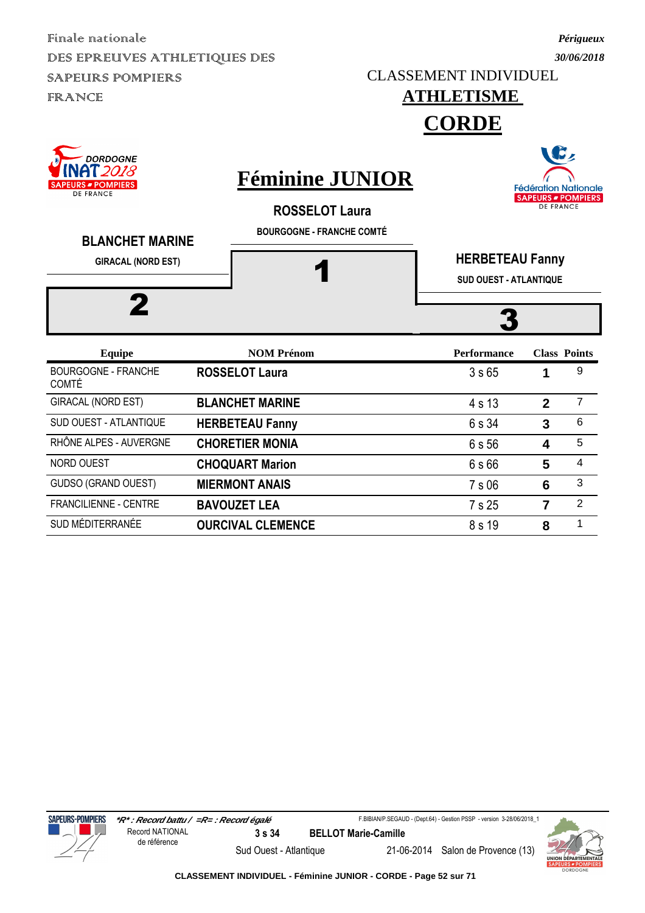Finale nationale
DES EPREUVES ATHLETIQUES DES SAPEURS POMPIERS FRANCE

*Périgueux*
*30/06/2018*

CLASSEMENT INDIVIDUEL

# ATHLETISME

# CORDE

## Féminine JUNIOR

**ROSSELOT Laura**
BOURGOGNE - FRANCHE COMTÉ
**1**

**BLANCHET MARINE**
GIRACAL (NORD EST)
**2**

**HERBETEAU Fanny**
SUD OUEST - ATLANTIQUE
**3**

| Equipe | NOM Prénom | Performance | Class | Points |
|---|---|---|---|---|
| BOURGOGNE - FRANCHE COMTÉ | **ROSSELOT Laura** | 3 s 65 | **1** | 9 |
| GIRACAL (NORD EST) | **BLANCHET MARINE** | 4 s 13 | **2** | 7 |
| SUD OUEST - ATLANTIQUE | **HERBETEAU Fanny** | 6 s 34 | **3** | 6 |
| RHÔNE ALPES - AUVERGNE | **CHORETIER MONIA** | 6 s 56 | **4** | 5 |
| NORD OUEST | **CHOQUART Marion** | 6 s 66 | **5** | 4 |
| GUDSO (GRAND OUEST) | **MIERMONT ANAIS** | 7 s 06 | **6** | 3 |
| FRANCILIENNE - CENTRE | **BAVOUZET LEA** | 7 s 25 | **7** | 2 |
| SUD MÉDITERRANÉE | **OURCIVAL CLEMENCE** | 8 s 19 | **8** | 1 |

*\*R\* : Record battu / =R= : Record égalé*

F.BIBIAN/P.SEGAUD - (Dept.64) - Gestion PSSP - version 3-28/06/2018_1

Record NATIONAL de référence | **3 s 34** | **BELLOT Marie-Camille** | Sud Ouest - Atlantique | 21-06-2014 | Salon de Provence (13)

**CLASSEMENT INDIVIDUEL - Féminine JUNIOR - CORDE**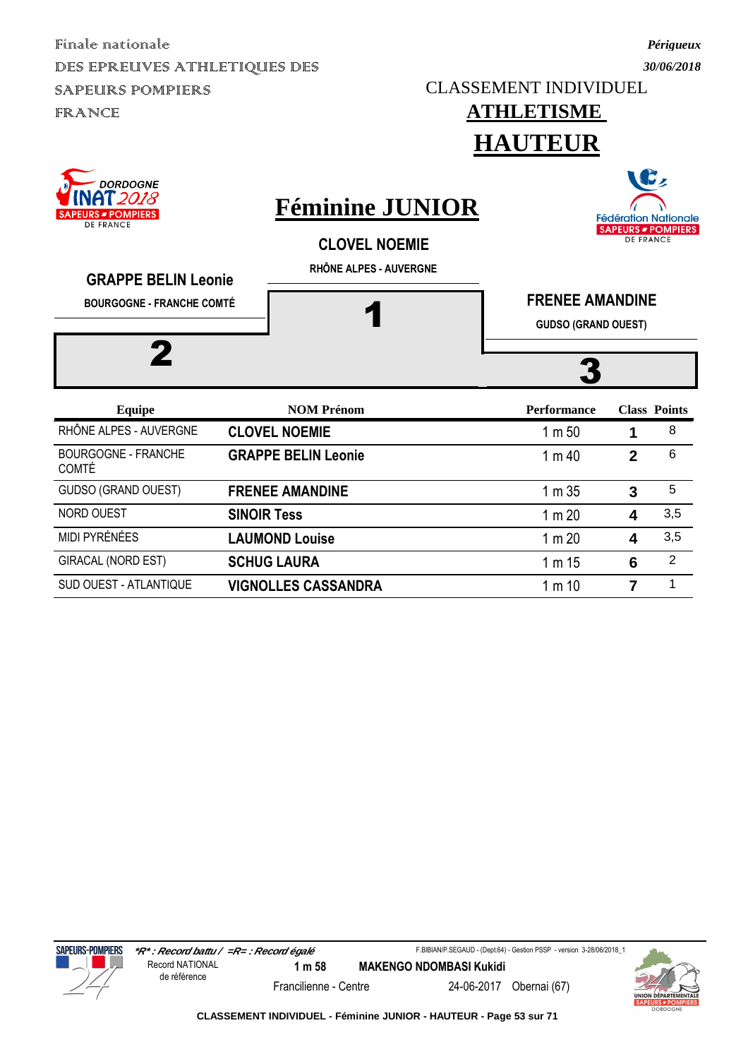Finale nationale
DES EPREUVES ATHLETIQUES DES
SAPEURS POMPIERS
FRANCE

*Périgueux*
*30/06/2018*

CLASSEMENT INDIVIDUEL

# ATHLETISME

# HAUTEUR

## Féminine JUNIOR

**CLOVEL NOEMIE**
**RHÔNE ALPES - AUVERGNE**
**1**

**GRAPPE BELIN Leonie**
**BOURGOGNE - FRANCHE COMTÉ**
**2**

**FRENEE AMANDINE**
**GUDSO (GRAND OUEST)**
**3**

| Equipe | NOM Prénom | Performance | Class | Points |
|---|---|---|---|---|
| RHÔNE ALPES - AUVERGNE | **CLOVEL NOEMIE** | 1 m 50 | **1** | 8 |
| BOURGOGNE - FRANCHE COMTÉ | **GRAPPE BELIN Leonie** | 1 m 40 | **2** | 6 |
| GUDSO (GRAND OUEST) | **FRENEE AMANDINE** | 1 m 35 | **3** | 5 |
| NORD OUEST | **SINOIR Tess** | 1 m 20 | **4** | 3,5 |
| MIDI PYRÉNÉES | **LAUMOND Louise** | 1 m 20 | **4** | 3,5 |
| GIRACAL (NORD EST) | **SCHUG LAURA** | 1 m 15 | **6** | 2 |
| SUD OUEST - ATLANTIQUE | **VIGNOLLES CASSANDRA** | 1 m 10 | **7** | 1 |

*\*R\* : Record battu / =R= : Record égalé*

F.BIBIAN/P.SEGAUD - (Dept.64) - Gestion PSSP - version 3-28/06/2018_1

Record NATIONAL de référence — **1 m 58** — **MAKENGO NDOMBASI Kukidi** — Francilienne - Centre — 24-06-2017 — Obernai (67)

**CLASSEMENT INDIVIDUEL - Féminine JUNIOR - HAUTEUR**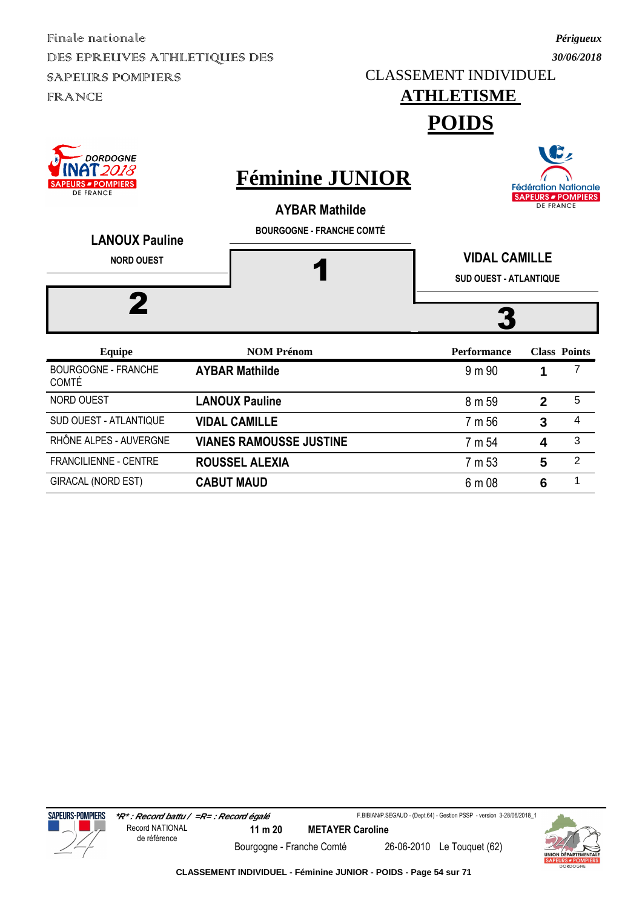Finale nationale
DES EPREUVES ATHLETIQUES DES SAPEURS POMPIERS FRANCE

*Périgueux*
*30/06/2018*

CLASSEMENT INDIVIDUEL

# ATHLETISME

# POIDS

## Féminine JUNIOR

**1** — **AYBAR Mathilde** — BOURGOGNE - FRANCHE COMTÉ

**2** — **LANOUX Pauline** — NORD OUEST

**3** — **VIDAL CAMILLE** — SUD OUEST - ATLANTIQUE

| Equipe | NOM Prénom | Performance | Class | Points |
|---|---|---|---|---|
| BOURGOGNE - FRANCHE COMTÉ | **AYBAR Mathilde** | 9 m 90 | **1** | 7 |
| NORD OUEST | **LANOUX Pauline** | 8 m 59 | **2** | 5 |
| SUD OUEST - ATLANTIQUE | **VIDAL CAMILLE** | 7 m 56 | **3** | 4 |
| RHÔNE ALPES - AUVERGNE | **VIANES RAMOUSSE JUSTINE** | 7 m 54 | **4** | 3 |
| FRANCILIENNE - CENTRE | **ROUSSEL ALEXIA** | 7 m 53 | **5** | 2 |
| GIRACAL (NORD EST) | **CABUT MAUD** | 6 m 08 | **6** | 1 |

*\*R\* : Record battu / =R= : Record égalé*

F.BIBIAN/P.SEGAUD - (Dept.64) - Gestion PSSP - version 3-28/06/2018_1

Record NATIONAL de référence: **11 m 20** — **METAYER Caroline** — Bourgogne - Franche Comté — 26-06-2010 — Le Touquet (62)

**CLASSEMENT INDIVIDUEL - Féminine JUNIOR - POIDS**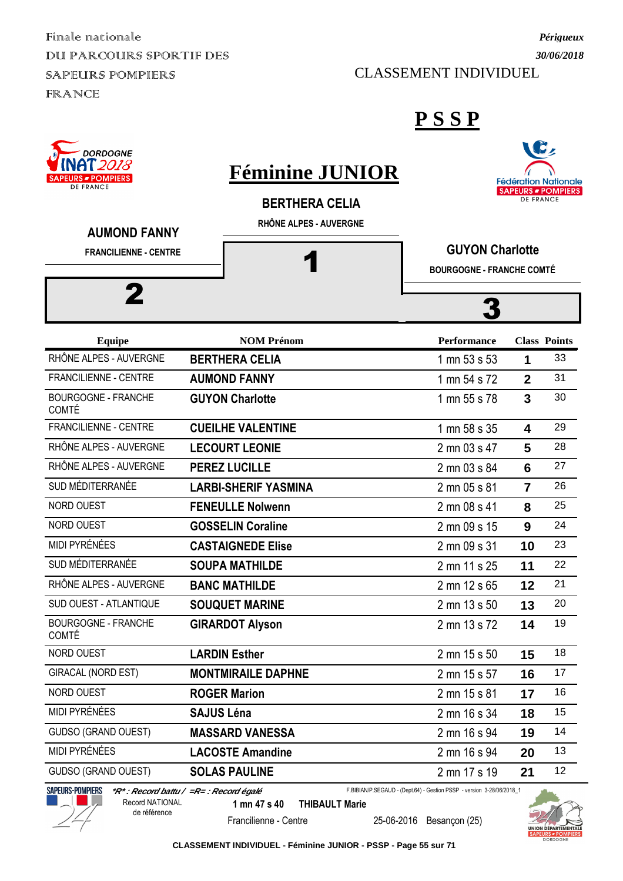Finale nationale
DU PARCOURS SPORTIF DES SAPEURS POMPIERS FRANCE

*Périgueux*
*30/06/2018*

CLASSEMENT INDIVIDUEL

# PSSP

## Féminine JUNIOR

**1 — BERTHERA CELIA**
RHÔNE ALPES - AUVERGNE

**2 — AUMOND FANNY**
FRANCILIENNE - CENTRE

**3 — GUYON Charlotte**
BOURGOGNE - FRANCHE COMTÉ

| Equipe | NOM Prénom | Performance | Class | Points |
|---|---|---|---|---|
| RHÔNE ALPES - AUVERGNE | **BERTHERA CELIA** | 1 mn 53 s 53 | **1** | 33 |
| FRANCILIENNE - CENTRE | **AUMOND FANNY** | 1 mn 54 s 72 | **2** | 31 |
| BOURGOGNE - FRANCHE COMTÉ | **GUYON Charlotte** | 1 mn 55 s 78 | **3** | 30 |
| FRANCILIENNE - CENTRE | **CUEILHE VALENTINE** | 1 mn 58 s 35 | **4** | 29 |
| RHÔNE ALPES - AUVERGNE | **LECOURT LEONIE** | 2 mn 03 s 47 | **5** | 28 |
| RHÔNE ALPES - AUVERGNE | **PEREZ LUCILLE** | 2 mn 03 s 84 | **6** | 27 |
| SUD MÉDITERRANÉE | **LARBI-SHERIF YASMINA** | 2 mn 05 s 81 | **7** | 26 |
| NORD OUEST | **FENEULLE Nolwenn** | 2 mn 08 s 41 | **8** | 25 |
| NORD OUEST | **GOSSELIN Coraline** | 2 mn 09 s 15 | **9** | 24 |
| MIDI PYRÉNÉES | **CASTAIGNEDE Elise** | 2 mn 09 s 31 | **10** | 23 |
| SUD MÉDITERRANÉE | **SOUPA MATHILDE** | 2 mn 11 s 25 | **11** | 22 |
| RHÔNE ALPES - AUVERGNE | **BANC MATHILDE** | 2 mn 12 s 65 | **12** | 21 |
| SUD OUEST - ATLANTIQUE | **SOUQUET MARINE** | 2 mn 13 s 50 | **13** | 20 |
| BOURGOGNE - FRANCHE COMTÉ | **GIRARDOT Alyson** | 2 mn 13 s 72 | **14** | 19 |
| NORD OUEST | **LARDIN Esther** | 2 mn 15 s 50 | **15** | 18 |
| GIRACAL (NORD EST) | **MONTMIRAILE DAPHNE** | 2 mn 15 s 57 | **16** | 17 |
| NORD OUEST | **ROGER Marion** | 2 mn 15 s 81 | **17** | 16 |
| MIDI PYRÉNÉES | **SAJUS Léna** | 2 mn 16 s 34 | **18** | 15 |
| GUDSO (GRAND OUEST) | **MASSARD VANESSA** | 2 mn 16 s 94 | **19** | 14 |
| MIDI PYRÉNÉES | **LACOSTE Amandine** | 2 mn 16 s 94 | **20** | 13 |
| GUDSO (GRAND OUEST) | **SOLAS PAULINE** | 2 mn 17 s 19 | **21** | 12 |

*\*R\* : Record battu / =R= : Record égalé*

F.BIBIAN/P.SEGAUD - (Dept.64) - Gestion PSSP - version 3-28/06/2018_1

Record NATIONAL de référence — **1 mn 47 s 40** — **THIBAULT Marie** — Francilienne - Centre — 25-06-2016 — Besançon (25)

**CLASSEMENT INDIVIDUEL - Féminine JUNIOR - PSSP**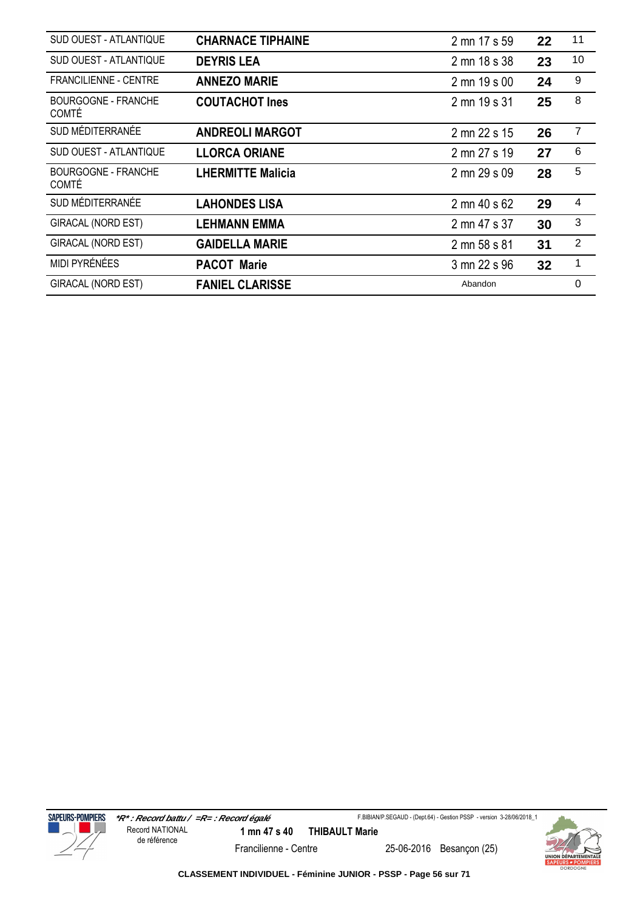| | | | | |
|---|---|---|---|---|
| SUD OUEST - ATLANTIQUE | **CHARNACE TIPHAINE** | 2 mn 17 s 59 | **22** | 11 |
| SUD OUEST - ATLANTIQUE | **DEYRIS LEA** | 2 mn 18 s 38 | **23** | 10 |
| FRANCILIENNE - CENTRE | **ANNEZO MARIE** | 2 mn 19 s 00 | **24** | 9 |
| BOURGOGNE - FRANCHE COMTÉ | **COUTACHOT Ines** | 2 mn 19 s 31 | **25** | 8 |
| SUD MÉDITERRANÉE | **ANDREOLI MARGOT** | 2 mn 22 s 15 | **26** | 7 |
| SUD OUEST - ATLANTIQUE | **LLORCA ORIANE** | 2 mn 27 s 19 | **27** | 6 |
| BOURGOGNE - FRANCHE COMTÉ | **LHERMITTE Malicia** | 2 mn 29 s 09 | **28** | 5 |
| SUD MÉDITERRANÉE | **LAHONDES LISA** | 2 mn 40 s 62 | **29** | 4 |
| GIRACAL (NORD EST) | **LEHMANN EMMA** | 2 mn 47 s 37 | **30** | 3 |
| GIRACAL (NORD EST) | **GAIDELLA MARIE** | 2 mn 58 s 81 | **31** | 2 |
| MIDI PYRÉNÉES | **PACOT Marie** | 3 mn 22 s 96 | **32** | 1 |
| GIRACAL (NORD EST) | **FANIEL CLARISSE** | Abandon | | 0 |

***R* : Record battu / =R= : Record égalé***

F.BIBIAN/P.SEGAUD - (Dept.64) - Gestion PSSP - version 3-28/06/2018_1

Record NATIONAL de référence — **1 mn 47 s 40** — **THIBAULT Marie** — Francilienne - Centre — 25-06-2016 — Besançon (25)

**CLASSEMENT INDIVIDUEL - Féminine JUNIOR - PSSP**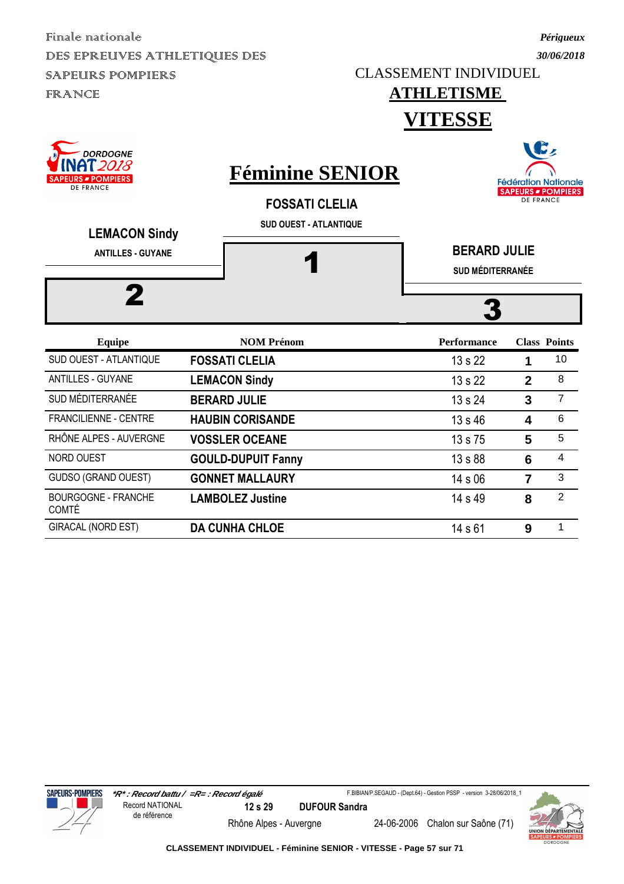Finale nationale

DES EPREUVES ATHLETIQUES DES SAPEURS POMPIERS FRANCE

*Périgueux*

*30/06/2018*

CLASSEMENT INDIVIDUEL

# ATHLETISME

# VITESSE

## Féminine SENIOR

**FOSSATI CLELIA**
SUD OUEST - ATLANTIQUE
**1**

**LEMACON Sindy**
ANTILLES - GUYANE
**2**

**BERARD JULIE**
SUD MÉDITERRANÉE
**3**

| Equipe | NOM Prénom | Performance | Class | Points |
|---|---|---|---|---|
| SUD OUEST - ATLANTIQUE | **FOSSATI CLELIA** | 13 s 22 | **1** | 10 |
| ANTILLES - GUYANE | **LEMACON Sindy** | 13 s 22 | **2** | 8 |
| SUD MÉDITERRANÉE | **BERARD JULIE** | 13 s 24 | **3** | 7 |
| FRANCILIENNE - CENTRE | **HAUBIN CORISANDE** | 13 s 46 | **4** | 6 |
| RHÔNE ALPES - AUVERGNE | **VOSSLER OCEANE** | 13 s 75 | **5** | 5 |
| NORD OUEST | **GOULD-DUPUIT Fanny** | 13 s 88 | **6** | 4 |
| GUDSO (GRAND OUEST) | **GONNET MALLAURY** | 14 s 06 | **7** | 3 |
| BOURGOGNE - FRANCHE COMTÉ | **LAMBOLEZ Justine** | 14 s 49 | **8** | 2 |
| GIRACAL (NORD EST) | **DA CUNHA CHLOE** | 14 s 61 | **9** | 1 |

*\*R\* : Record battu / =R= : Record égalé*

Record NATIONAL de référence: **12 s 29** **DUFOUR Sandra** — Rhône Alpes - Auvergne — 24-06-2006 — Chalon sur Saône (71)

F.BIBIAN/P.SEGAUD - (Dept.64) - Gestion PSSP - version 3-28/06/2018_1

CLASSEMENT INDIVIDUEL - Féminine SENIOR - VITESSE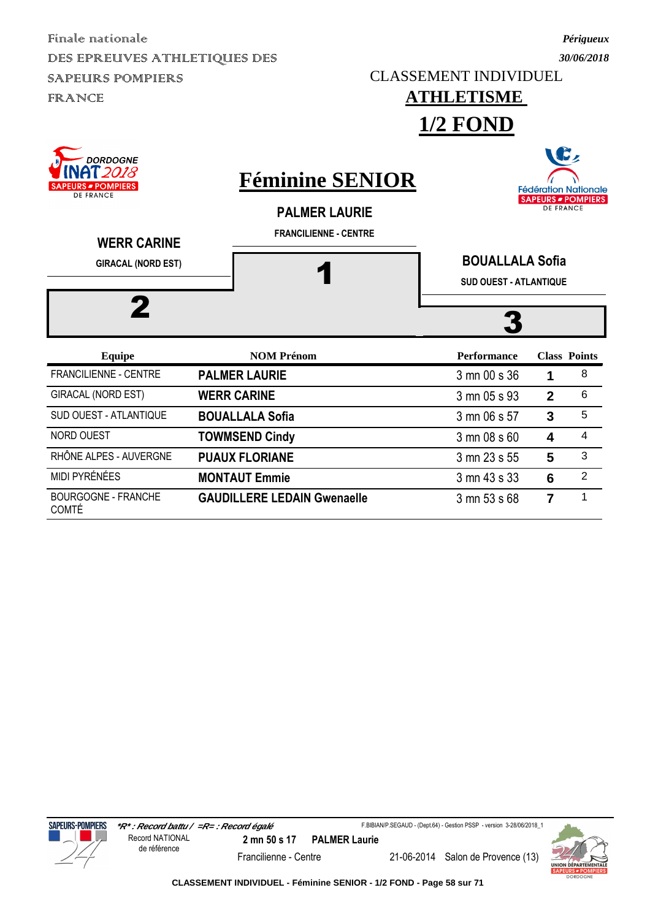Finale nationale
DES EPREUVES ATHLETIQUES DES SAPEURS POMPIERS FRANCE

*Périgueux*
*30/06/2018*

CLASSEMENT INDIVIDUEL

# ATHLETISME

# 1/2 FOND

## Féminine SENIOR

**PALMER LAURIE**
FRANCILIENNE - CENTRE
**1**

**WERR CARINE**
GIRACAL (NORD EST)
**2**

**BOUALLALA Sofia**
SUD OUEST - ATLANTIQUE
**3**

| Equipe | NOM Prénom | Performance | Class | Points |
|---|---|---|---|---|
| FRANCILIENNE - CENTRE | **PALMER LAURIE** | 3 mn 00 s 36 | **1** | 8 |
| GIRACAL (NORD EST) | **WERR CARINE** | 3 mn 05 s 93 | **2** | 6 |
| SUD OUEST - ATLANTIQUE | **BOUALLALA Sofia** | 3 mn 06 s 57 | **3** | 5 |
| NORD OUEST | **TOWMSEND Cindy** | 3 mn 08 s 60 | **4** | 4 |
| RHÔNE ALPES - AUVERGNE | **PUAUX FLORIANE** | 3 mn 23 s 55 | **5** | 3 |
| MIDI PYRÉNÉES | **MONTAUT Emmie** | 3 mn 43 s 33 | **6** | 2 |
| BOURGOGNE - FRANCHE COMTÉ | **GAUDILLERE LEDAIN Gwenaelle** | 3 mn 53 s 68 | **7** | 1 |

*\*R\* : Record battu / =R= : Record égalé*

F.BIBIAN/P.SEGAUD - (Dept.64) - Gestion PSSP - version 3-28/06/2018_1

Record NATIONAL de référence — **2 mn 50 s 17** — **PALMER Laurie** — Francilienne - Centre — 21-06-2014 — Salon de Provence (13)

**CLASSEMENT INDIVIDUEL - Féminine SENIOR - 1/2 FOND**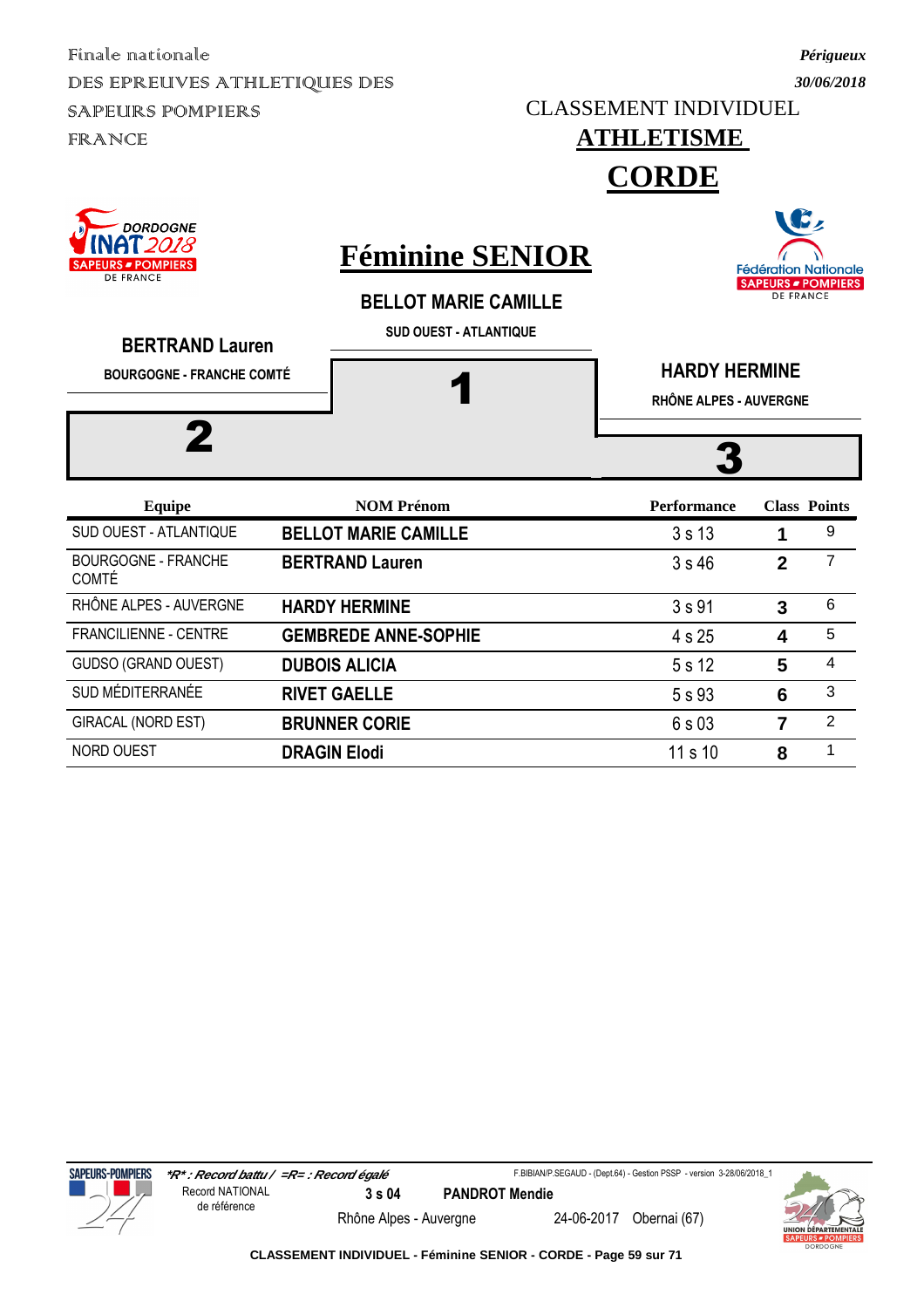Finale nationale
DES EPREUVES ATHLETIQUES DES SAPEURS POMPIERS FRANCE

*Périgueux*
*30/06/2018*

CLASSEMENT INDIVIDUEL

# ATHLETISME

# CORDE

DORDOGNE INAT 2018 SAPEURS POMPIERS DE FRANCE

## Féminine SENIOR

Fédération Nationale SAPEURS POMPIERS DE FRANCE

**BELLOT MARIE CAMILLE**
SUD OUEST - ATLANTIQUE
**1**

**BERTRAND Lauren**
BOURGOGNE - FRANCHE COMTÉ
**2**

**HARDY HERMINE**
RHÔNE ALPES - AUVERGNE
**3**

| Equipe | NOM Prénom | Performance | Class | Points |
|---|---|---|---|---|
| SUD OUEST - ATLANTIQUE | **BELLOT MARIE CAMILLE** | 3 s 13 | **1** | 9 |
| BOURGOGNE - FRANCHE COMTÉ | **BERTRAND Lauren** | 3 s 46 | **2** | 7 |
| RHÔNE ALPES - AUVERGNE | **HARDY HERMINE** | 3 s 91 | **3** | 6 |
| FRANCILIENNE - CENTRE | **GEMBREDE ANNE-SOPHIE** | 4 s 25 | **4** | 5 |
| GUDSO (GRAND OUEST) | **DUBOIS ALICIA** | 5 s 12 | **5** | 4 |
| SUD MÉDITERRANÉE | **RIVET GAELLE** | 5 s 93 | **6** | 3 |
| GIRACAL (NORD EST) | **BRUNNER CORIE** | 6 s 03 | **7** | 2 |
| NORD OUEST | **DRAGIN Elodi** | 11 s 10 | **8** | 1 |

*\*R\* : Record battu / =R= : Record égalé*

F.BIBIAN/P.SEGAUD - (Dept.64) - Gestion PSSP - version 3-28/06/2018_1

Record NATIONAL de référence | **3 s 04** | **PANDROT Mendie** | Rhône Alpes - Auvergne | 24-06-2017 | Obernai (67)

**CLASSEMENT INDIVIDUEL - Féminine SENIOR - CORDE**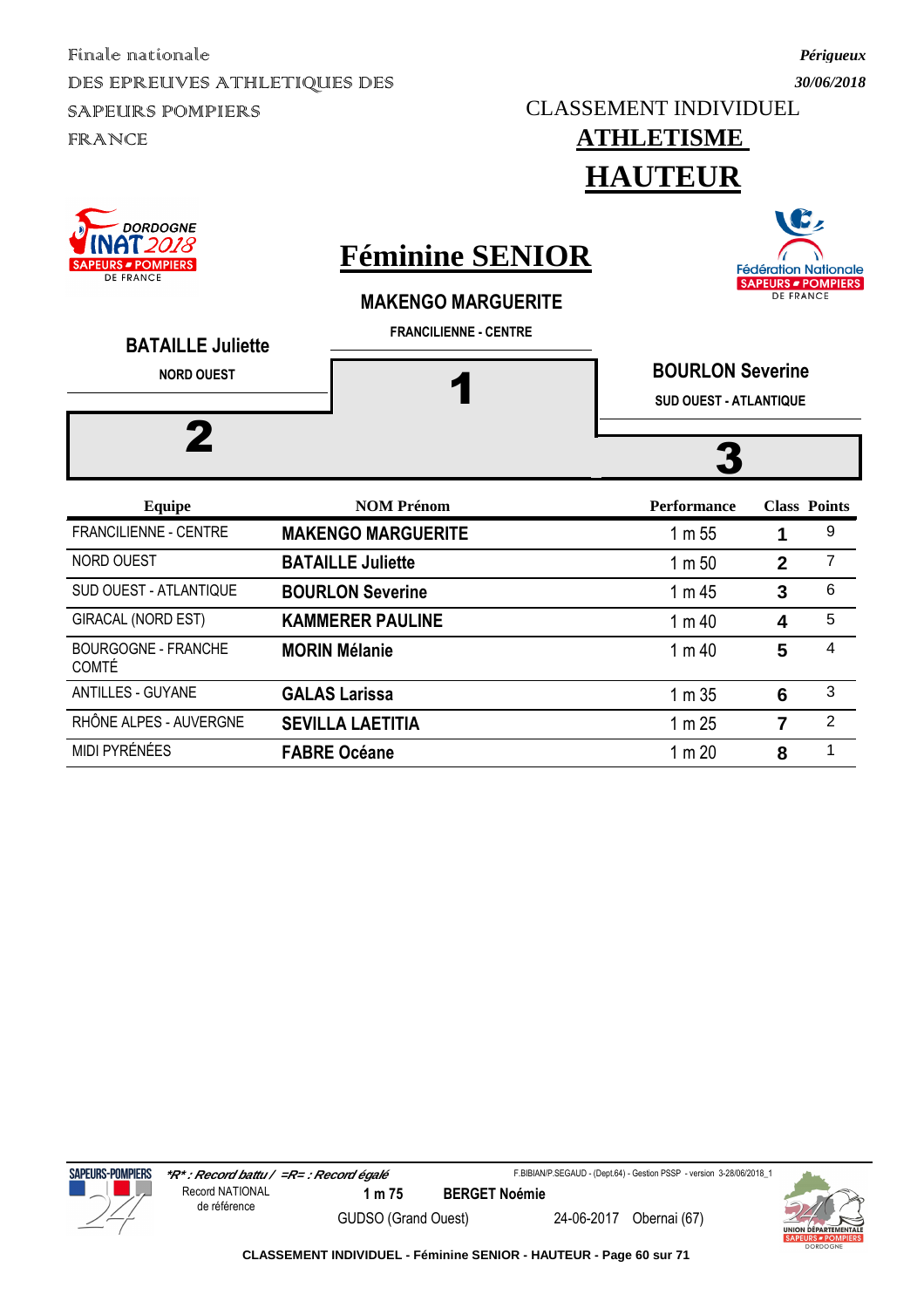Finale nationale
DES EPREUVES ATHLETIQUES DES SAPEURS POMPIERS FRANCE

*Périgueux*
*30/06/2018*

CLASSEMENT INDIVIDUEL

# ATHLETISME

# HAUTEUR

## Féminine SENIOR

**MAKENGO MARGUERITE**
FRANCILIENNE - CENTRE
**1**

**BATAILLE Juliette**
NORD OUEST
**2**

**BOURLON Severine**
SUD OUEST - ATLANTIQUE
**3**

| Equipe | NOM Prénom | Performance | Class | Points |
|---|---|---|---|---|
| FRANCILIENNE - CENTRE | **MAKENGO MARGUERITE** | 1 m 55 | **1** | 9 |
| NORD OUEST | **BATAILLE Juliette** | 1 m 50 | **2** | 7 |
| SUD OUEST - ATLANTIQUE | **BOURLON Severine** | 1 m 45 | **3** | 6 |
| GIRACAL (NORD EST) | **KAMMERER PAULINE** | 1 m 40 | **4** | 5 |
| BOURGOGNE - FRANCHE COMTÉ | **MORIN Mélanie** | 1 m 40 | **5** | 4 |
| ANTILLES - GUYANE | **GALAS Larissa** | 1 m 35 | **6** | 3 |
| RHÔNE ALPES - AUVERGNE | **SEVILLA LAETITIA** | 1 m 25 | **7** | 2 |
| MIDI PYRÉNÉES | **FABRE Océane** | 1 m 20 | **8** | 1 |

*\*R\* : Record battu / =R= : Record égalé*

F.BIBIAN/P.SEGAUD - (Dept.64) - Gestion PSSP - version 3-28/06/2018_1

Record NATIONAL de référence — **1 m 75** — **BERGET Noémie** — GUDSO (Grand Ouest) — 24-06-2017 — Obernai (67)

**CLASSEMENT INDIVIDUEL - Féminine SENIOR - HAUTEUR**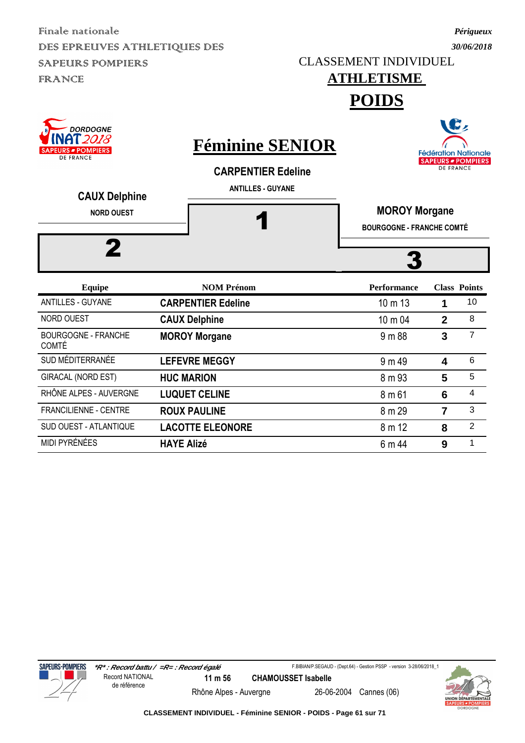Finale nationale
DES EPREUVES ATHLETIQUES DES SAPEURS POMPIERS FRANCE

*Périgueux*
*30/06/2018*

CLASSEMENT INDIVIDUEL

# ATHLETISME

# POIDS

## Féminine SENIOR

**CARPENTIER Edeline**
ANTILLES - GUYANE
**1**

**CAUX Delphine**
NORD OUEST
**2**

**MOROY Morgane**
BOURGOGNE - FRANCHE COMTÉ
**3**

| Equipe | NOM Prénom | Performance | Class | Points |
|---|---|---|---|---|
| ANTILLES - GUYANE | **CARPENTIER Edeline** | 10 m 13 | **1** | 10 |
| NORD OUEST | **CAUX Delphine** | 10 m 04 | **2** | 8 |
| BOURGOGNE - FRANCHE COMTÉ | **MOROY Morgane** | 9 m 88 | **3** | 7 |
| SUD MÉDITERRANÉE | **LEFEVRE MEGGY** | 9 m 49 | **4** | 6 |
| GIRACAL (NORD EST) | **HUC MARION** | 8 m 93 | **5** | 5 |
| RHÔNE ALPES - AUVERGNE | **LUQUET CELINE** | 8 m 61 | **6** | 4 |
| FRANCILIENNE - CENTRE | **ROUX PAULINE** | 8 m 29 | **7** | 3 |
| SUD OUEST - ATLANTIQUE | **LACOTTE ELEONORE** | 8 m 12 | **8** | 2 |
| MIDI PYRÉNÉES | **HAYE Alizé** | 6 m 44 | **9** | 1 |

*\*R\* : Record battu / =R= : Record égalé*

F.BIBIAN/P.SEGAUD - (Dept.64) - Gestion PSSP - version 3-28/06/2018_1

Record NATIONAL de référence — **11 m 56** — **CHAMOUSSET Isabelle** — Rhône Alpes - Auvergne — 26-06-2004 — Cannes (06)

**CLASSEMENT INDIVIDUEL - Féminine SENIOR - POIDS**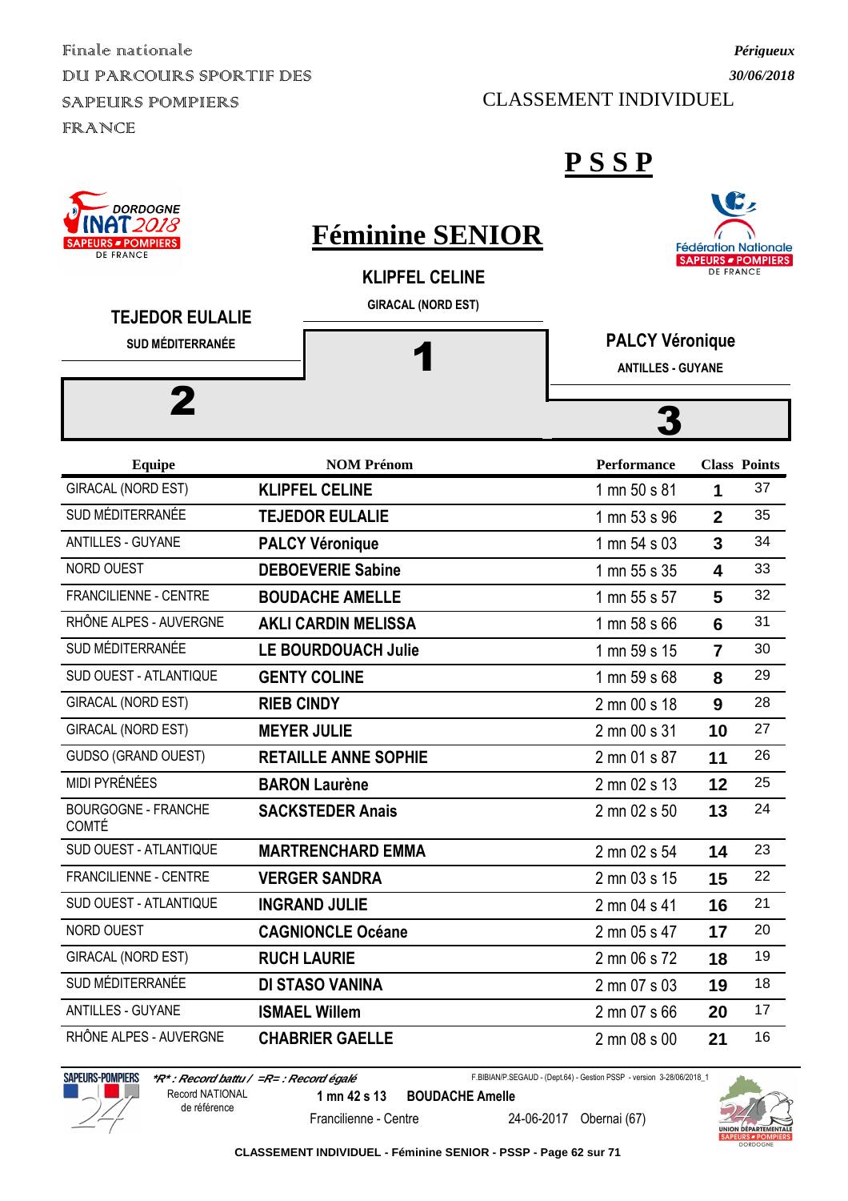Finale nationale
DU PARCOURS SPORTIF DES
SAPEURS POMPIERS
FRANCE

*Périgueux*
*30/06/2018*

CLASSEMENT INDIVIDUEL

# PSSP

## Féminine SENIOR

**KLIPFEL CELINE**
GIRACAL (NORD EST)
**1**

**TEJEDOR EULALIE**
SUD MÉDITERRANÉE
**2**

**PALCY Véronique**
ANTILLES - GUYANE
**3**

| Equipe | NOM Prénom | Performance | Class | Points |
|---|---|---|---|---|
| GIRACAL (NORD EST) | **KLIPFEL CELINE** | 1 mn 50 s 81 | **1** | 37 |
| SUD MÉDITERRANÉE | **TEJEDOR EULALIE** | 1 mn 53 s 96 | **2** | 35 |
| ANTILLES - GUYANE | **PALCY Véronique** | 1 mn 54 s 03 | **3** | 34 |
| NORD OUEST | **DEBOEVERIE Sabine** | 1 mn 55 s 35 | **4** | 33 |
| FRANCILIENNE - CENTRE | **BOUDACHE AMELLE** | 1 mn 55 s 57 | **5** | 32 |
| RHÔNE ALPES - AUVERGNE | **AKLI CARDIN MELISSA** | 1 mn 58 s 66 | **6** | 31 |
| SUD MÉDITERRANÉE | **LE BOURDOUACH Julie** | 1 mn 59 s 15 | **7** | 30 |
| SUD OUEST - ATLANTIQUE | **GENTY COLINE** | 1 mn 59 s 68 | **8** | 29 |
| GIRACAL (NORD EST) | **RIEB CINDY** | 2 mn 00 s 18 | **9** | 28 |
| GIRACAL (NORD EST) | **MEYER JULIE** | 2 mn 00 s 31 | **10** | 27 |
| GUDSO (GRAND OUEST) | **RETAILLE ANNE SOPHIE** | 2 mn 01 s 87 | **11** | 26 |
| MIDI PYRÉNÉES | **BARON Laurène** | 2 mn 02 s 13 | **12** | 25 |
| BOURGOGNE - FRANCHE COMTÉ | **SACKSTEDER Anais** | 2 mn 02 s 50 | **13** | 24 |
| SUD OUEST - ATLANTIQUE | **MARTRENCHARD EMMA** | 2 mn 02 s 54 | **14** | 23 |
| FRANCILIENNE - CENTRE | **VERGER SANDRA** | 2 mn 03 s 15 | **15** | 22 |
| SUD OUEST - ATLANTIQUE | **INGRAND JULIE** | 2 mn 04 s 41 | **16** | 21 |
| NORD OUEST | **CAGNIONCLE Océane** | 2 mn 05 s 47 | **17** | 20 |
| GIRACAL (NORD EST) | **RUCH LAURIE** | 2 mn 06 s 72 | **18** | 19 |
| SUD MÉDITERRANÉE | **DI STASO VANINA** | 2 mn 07 s 03 | **19** | 18 |
| ANTILLES - GUYANE | **ISMAEL Willem** | 2 mn 07 s 66 | **20** | 17 |
| RHÔNE ALPES - AUVERGNE | **CHABRIER GAELLE** | 2 mn 08 s 00 | **21** | 16 |

*\*R\* : Record battu / =R= : Record égalé*

F.BIBIAN/P.SEGAUD - (Dept.64) - Gestion PSSP - version 3-28/06/2018_1

Record NATIONAL de référence — **1 mn 42 s 13** — **BOUDACHE Amelle** — Francilienne - Centre — 24-06-2017 — Obernai (67)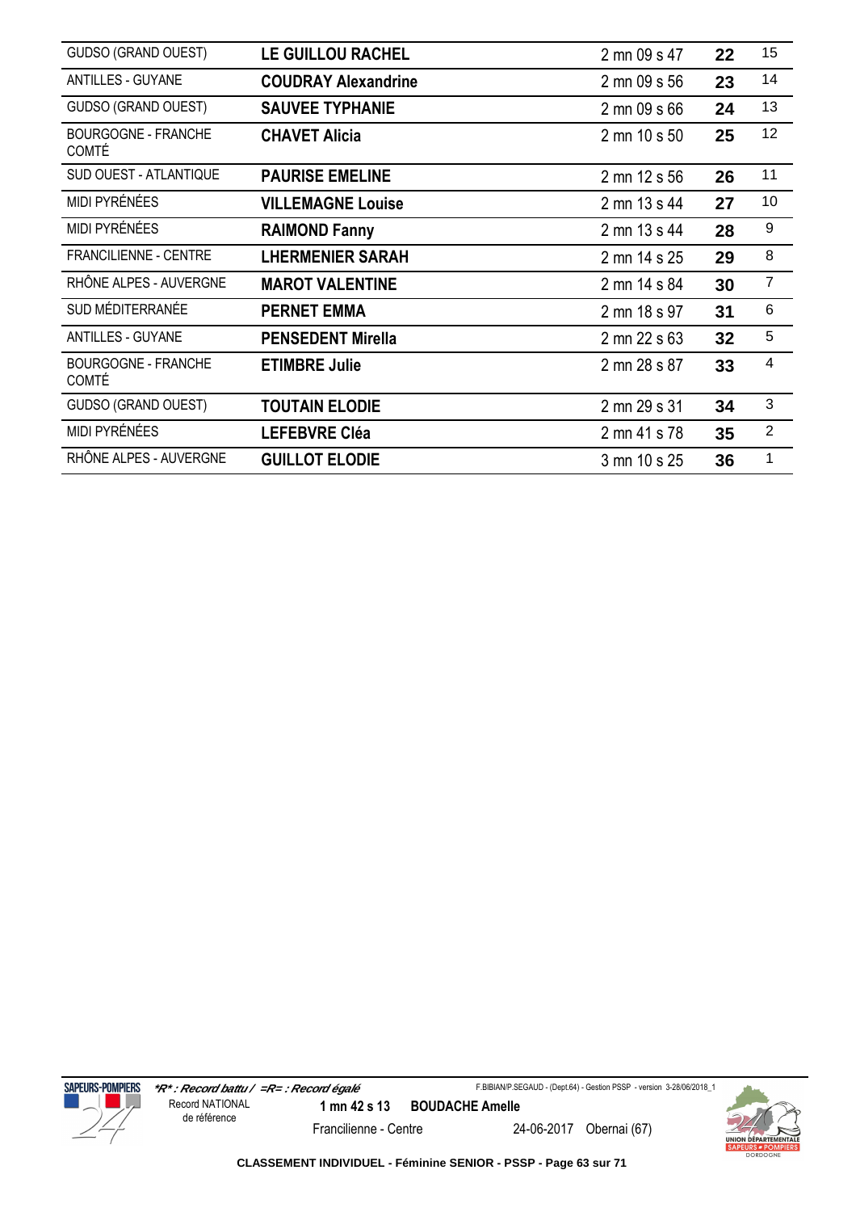| | | | | |
|---|---|---|---|---|
| GUDSO (GRAND OUEST) | **LE GUILLOU RACHEL** | 2 mn 09 s 47 | **22** | 15 |
| ANTILLES - GUYANE | **COUDRAY Alexandrine** | 2 mn 09 s 56 | **23** | 14 |
| GUDSO (GRAND OUEST) | **SAUVEE TYPHANIE** | 2 mn 09 s 66 | **24** | 13 |
| BOURGOGNE - FRANCHE COMTÉ | **CHAVET Alicia** | 2 mn 10 s 50 | **25** | 12 |
| SUD OUEST - ATLANTIQUE | **PAURISE EMELINE** | 2 mn 12 s 56 | **26** | 11 |
| MIDI PYRÉNÉES | **VILLEMAGNE Louise** | 2 mn 13 s 44 | **27** | 10 |
| MIDI PYRÉNÉES | **RAIMOND Fanny** | 2 mn 13 s 44 | **28** | 9 |
| FRANCILIENNE - CENTRE | **LHERMENIER SARAH** | 2 mn 14 s 25 | **29** | 8 |
| RHÔNE ALPES - AUVERGNE | **MAROT VALENTINE** | 2 mn 14 s 84 | **30** | 7 |
| SUD MÉDITERRANÉE | **PERNET EMMA** | 2 mn 18 s 97 | **31** | 6 |
| ANTILLES - GUYANE | **PENSEDENT Mirella** | 2 mn 22 s 63 | **32** | 5 |
| BOURGOGNE - FRANCHE COMTÉ | **ETIMBRE Julie** | 2 mn 28 s 87 | **33** | 4 |
| GUDSO (GRAND OUEST) | **TOUTAIN ELODIE** | 2 mn 29 s 31 | **34** | 3 |
| MIDI PYRÉNÉES | **LEFEBVRE Cléa** | 2 mn 41 s 78 | **35** | 2 |
| RHÔNE ALPES - AUVERGNE | **GUILLOT ELODIE** | 3 mn 10 s 25 | **36** | 1 |

*\*R\* : Record battu / =R= : Record égalé*

Record NATIONAL de référence — **1 mn 42 s 13** — **BOUDACHE Amelle** — Francilienne - Centre — 24-06-2017 — Obernai (67)

**CLASSEMENT INDIVIDUEL - Féminine SENIOR - PSSP**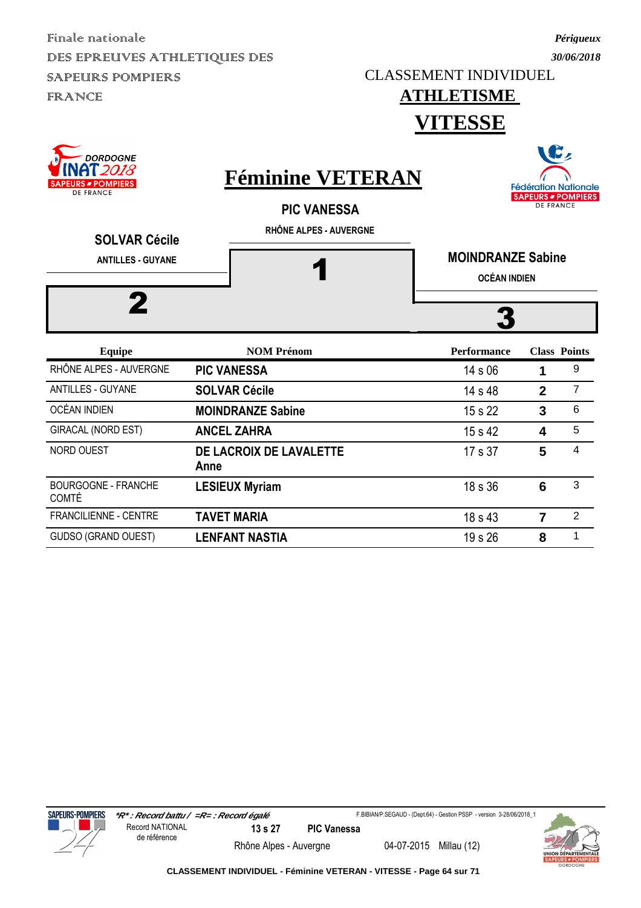Finale nationale
DES EPREUVES ATHLETIQUES DES
SAPEURS POMPIERS
FRANCE

*Périgueux*
*30/06/2018*

CLASSEMENT INDIVIDUEL

# ATHLETISME

# VITESSE

## Féminine VETERAN

**PIC VANESSA**
RHÔNE ALPES - AUVERGNE
**1**

**SOLVAR Cécile**
ANTILLES - GUYANE
**2**

**MOINDRANZE Sabine**
OCÉAN INDIEN
**3**

| Equipe | NOM Prénom | Performance | Class | Points |
|---|---|---|---|---|
| RHÔNE ALPES - AUVERGNE | **PIC VANESSA** | 14 s 06 | **1** | 9 |
| ANTILLES - GUYANE | **SOLVAR Cécile** | 14 s 48 | **2** | 7 |
| OCÉAN INDIEN | **MOINDRANZE Sabine** | 15 s 22 | **3** | 6 |
| GIRACAL (NORD EST) | **ANCEL ZAHRA** | 15 s 42 | **4** | 5 |
| NORD OUEST | **DE LACROIX DE LAVALETTE Anne** | 17 s 37 | **5** | 4 |
| BOURGOGNE - FRANCHE COMTÉ | **LESIEUX Myriam** | 18 s 36 | **6** | 3 |
| FRANCILIENNE - CENTRE | **TAVET MARIA** | 18 s 43 | **7** | 2 |
| GUDSO (GRAND OUEST) | **LENFANT NASTIA** | 19 s 26 | **8** | 1 |

*\*R\* : Record battu / =R= : Record égalé*

F.BIBIAN/P.SEGAUD - (Dept.64) - Gestion PSSP - version 3-28/06/2018_1

Record NATIONAL de référence — **13 s 27** — **PIC Vanessa** — Rhône Alpes - Auvergne — 04-07-2015 — Millau (12)

**CLASSEMENT INDIVIDUEL - Féminine VETERAN - VITESSE**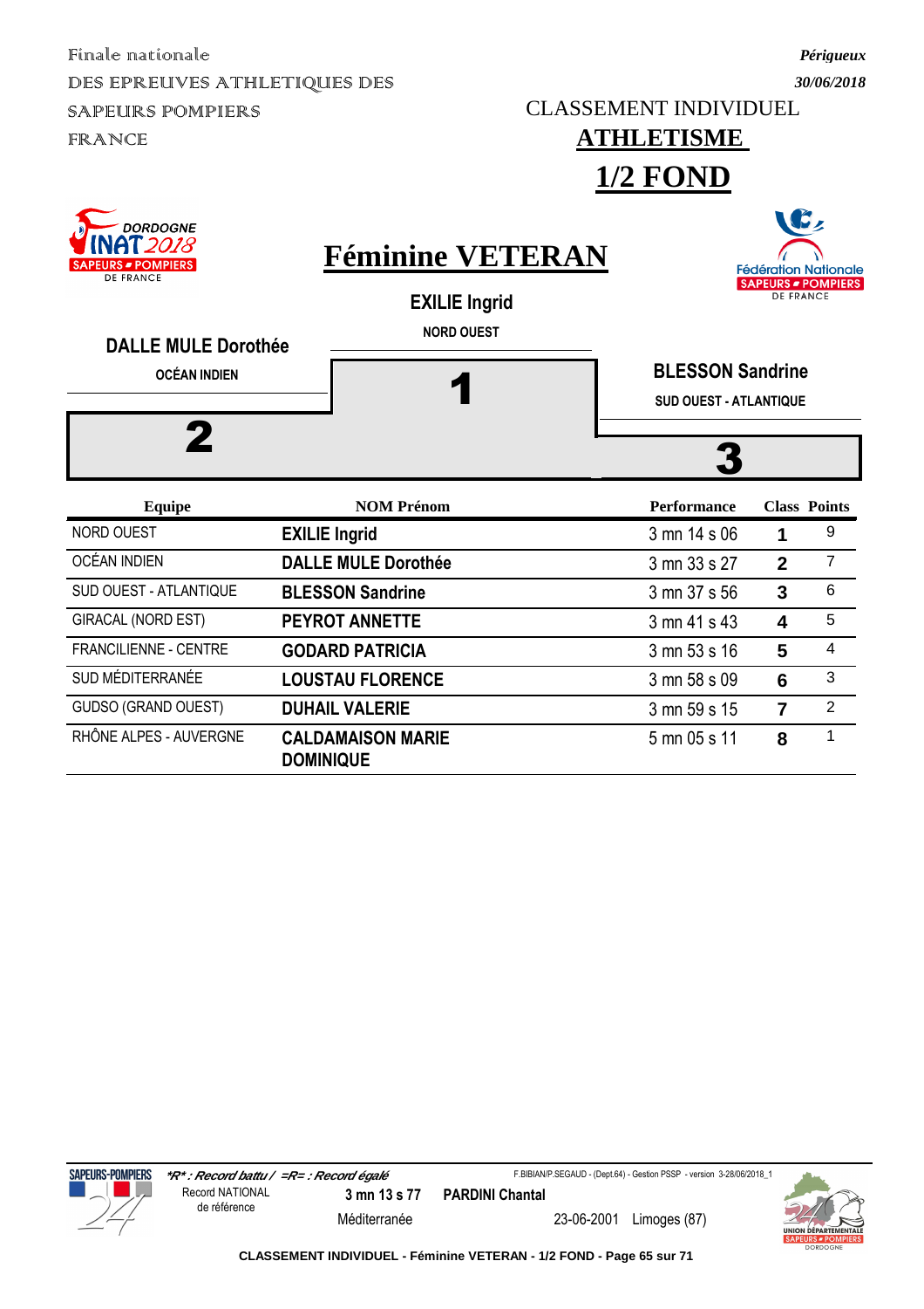Finale nationale
DES EPREUVES ATHLETIQUES DES SAPEURS POMPIERS FRANCE

*Périgueux*
*30/06/2018*

CLASSEMENT INDIVIDUEL

# ATHLETISME

# 1/2 FOND

## Féminine VETERAN

**EXILIE Ingrid**
NORD OUEST
**1**

**DALLE MULE Dorothée**
OCÉAN INDIEN
**2**

**BLESSON Sandrine**
SUD OUEST - ATLANTIQUE
**3**

| Equipe | NOM Prénom | Performance | Class | Points |
|---|---|---|---|---|
| NORD OUEST | **EXILIE Ingrid** | 3 mn 14 s 06 | **1** | 9 |
| OCÉAN INDIEN | **DALLE MULE Dorothée** | 3 mn 33 s 27 | **2** | 7 |
| SUD OUEST - ATLANTIQUE | **BLESSON Sandrine** | 3 mn 37 s 56 | **3** | 6 |
| GIRACAL (NORD EST) | **PEYROT ANNETTE** | 3 mn 41 s 43 | **4** | 5 |
| FRANCILIENNE - CENTRE | **GODARD PATRICIA** | 3 mn 53 s 16 | **5** | 4 |
| SUD MÉDITERRANÉE | **LOUSTAU FLORENCE** | 3 mn 58 s 09 | **6** | 3 |
| GUDSO (GRAND OUEST) | **DUHAIL VALERIE** | 3 mn 59 s 15 | **7** | 2 |
| RHÔNE ALPES - AUVERGNE | **CALDAMAISON MARIE DOMINIQUE** | 5 mn 05 s 11 | **8** | 1 |

*\*R\* : Record battu / =R= : Record égalé*

Record NATIONAL de référence: **3 mn 13 s 77** **PARDINI Chantal** Méditerranée 23-06-2001 Limoges (87)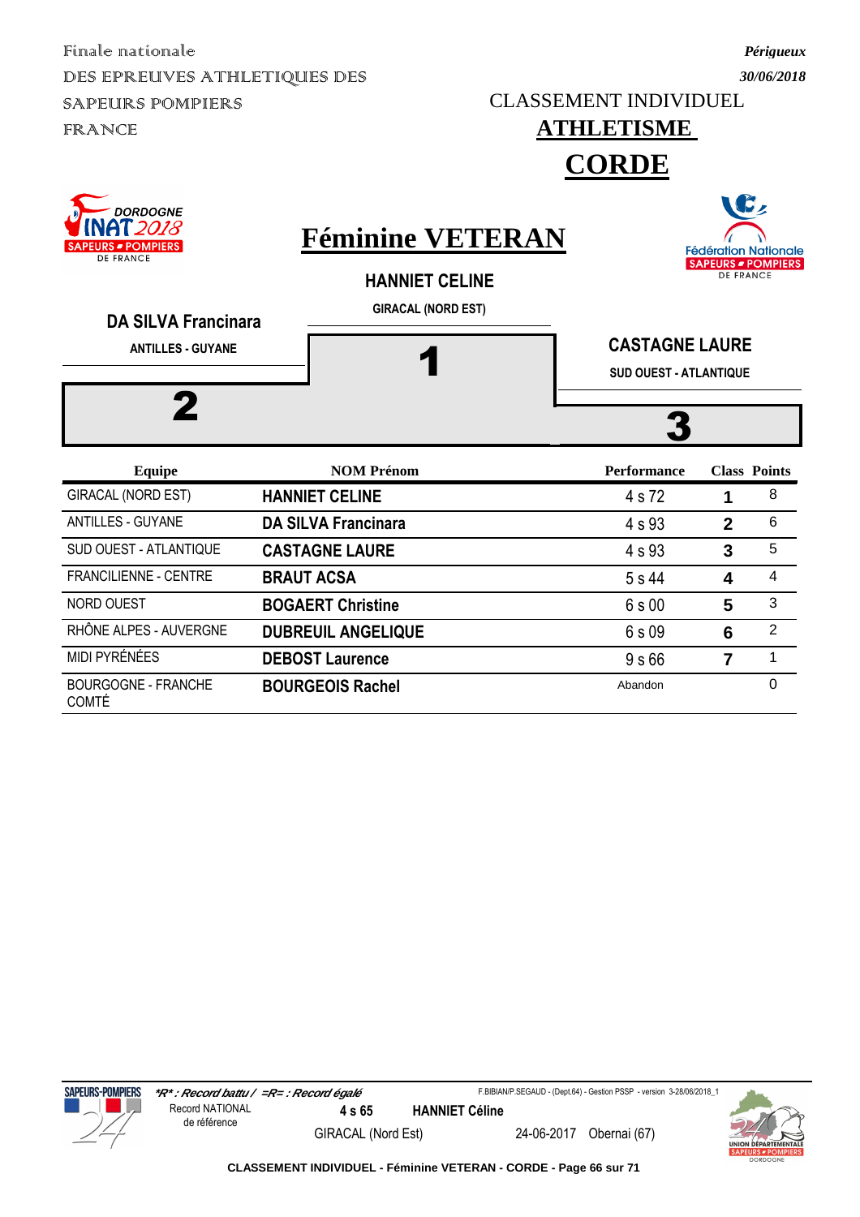Finale nationale
DES EPREUVES ATHLETIQUES DES SAPEURS POMPIERS FRANCE

*Périgueux*
*30/06/2018*

CLASSEMENT INDIVIDUEL

# ATHLETISME

# CORDE

DORDOGNE INAT 2018 SAPEURS POMPIERS DE FRANCE

## Féminine VETERAN

Fédération Nationale SAPEURS POMPIERS DE FRANCE

**1** — **HANNIET CELINE** — GIRACAL (NORD EST)

**2** — **DA SILVA Francinara** — ANTILLES - GUYANE

**3** — **CASTAGNE LAURE** — SUD OUEST - ATLANTIQUE

| Equipe | NOM Prénom | Performance | Class | Points |
|---|---|---|---|---|
| GIRACAL (NORD EST) | **HANNIET CELINE** | 4 s 72 | **1** | 8 |
| ANTILLES - GUYANE | **DA SILVA Francinara** | 4 s 93 | **2** | 6 |
| SUD OUEST - ATLANTIQUE | **CASTAGNE LAURE** | 4 s 93 | **3** | 5 |
| FRANCILIENNE - CENTRE | **BRAUT ACSA** | 5 s 44 | **4** | 4 |
| NORD OUEST | **BOGAERT Christine** | 6 s 00 | **5** | 3 |
| RHÔNE ALPES - AUVERGNE | **DUBREUIL ANGELIQUE** | 6 s 09 | **6** | 2 |
| MIDI PYRÉNÉES | **DEBOST Laurence** | 9 s 66 | **7** | 1 |
| BOURGOGNE - FRANCHE COMTÉ | **BOURGEOIS Rachel** | Abandon | | 0 |

*\*R\* : Record battu / =R= : Record égalé*

F.BIBIAN/P.SEGAUD - (Dept.64) - Gestion PSSP - version 3-28/06/2018_1

Record NATIONAL de référence: **4 s 65** — **HANNIET Céline** — GIRACAL (Nord Est) — 24-06-2017 — Obernai (67)

**CLASSEMENT INDIVIDUEL - Féminine VETERAN - CORDE**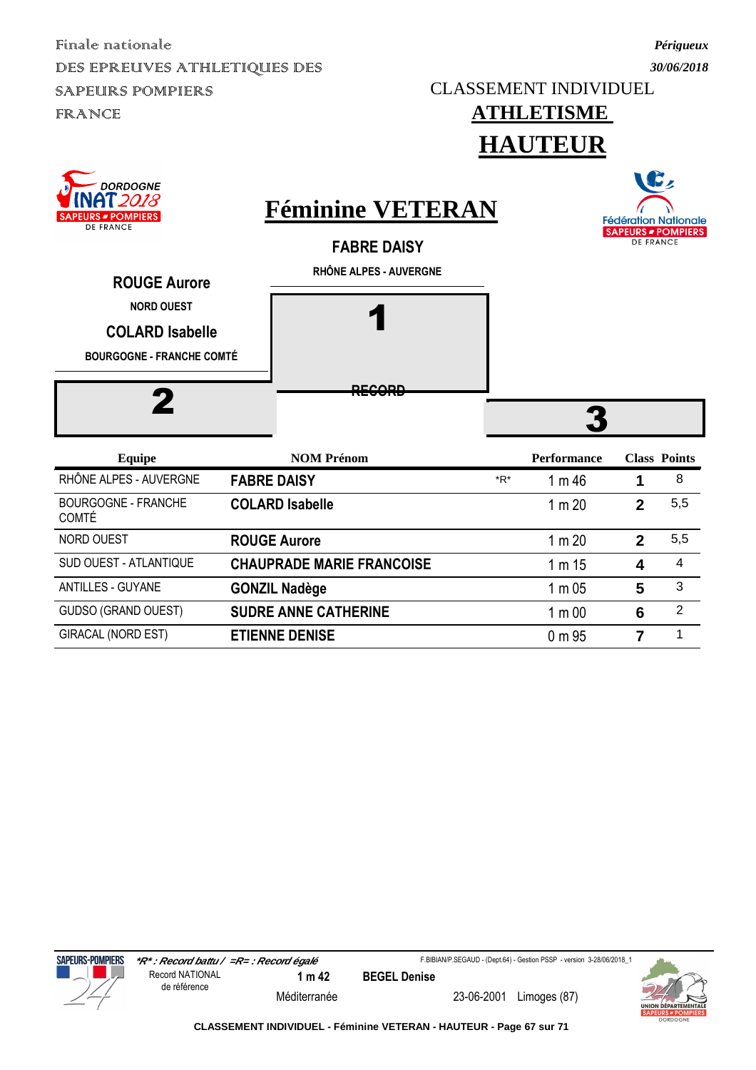Finale nationale
DES EPREUVES ATHLETIQUES DES SAPEURS POMPIERS FRANCE

*Périgueux*
*30/06/2018*

CLASSEMENT INDIVIDUEL

# ATHLETISME

# HAUTEUR

## Féminine VETERAN

**FABRE DAISY**
RHÔNE ALPES - AUVERGNE

**1**

RECORD

**ROUGE Aurore**
NORD OUEST

**COLARD Isabelle**
BOURGOGNE - FRANCHE COMTÉ

**2**

**3**

| Equipe | NOM Prénom | | Performance | Class | Points |
|---|---|---|---|---|---|
| RHÔNE ALPES - AUVERGNE | **FABRE DAISY** | *R* | 1 m 46 | **1** | 8 |
| BOURGOGNE - FRANCHE COMTÉ | **COLARD Isabelle** | | 1 m 20 | **2** | 5,5 |
| NORD OUEST | **ROUGE Aurore** | | 1 m 20 | **2** | 5,5 |
| SUD OUEST - ATLANTIQUE | **CHAUPRADE MARIE FRANCOISE** | | 1 m 15 | **4** | 4 |
| ANTILLES - GUYANE | **GONZIL Nadège** | | 1 m 05 | **5** | 3 |
| GUDSO (GRAND OUEST) | **SUDRE ANNE CATHERINE** | | 1 m 00 | **6** | 2 |
| GIRACAL (NORD EST) | **ETIENNE DENISE** | | 0 m 95 | **7** | 1 |

*\*R\* : Record battu / =R= : Record égalé*

F.BIBIAN/P.SEGAUD - (Dept.64) - Gestion PSSP - version 3-28/06/2018_1

Record NATIONAL de référence | **1 m 42** | **BEGEL Denise** | Méditerranée | 23-06-2001 | Limoges (87)

**CLASSEMENT INDIVIDUEL - Féminine VETERAN - HAUTEUR**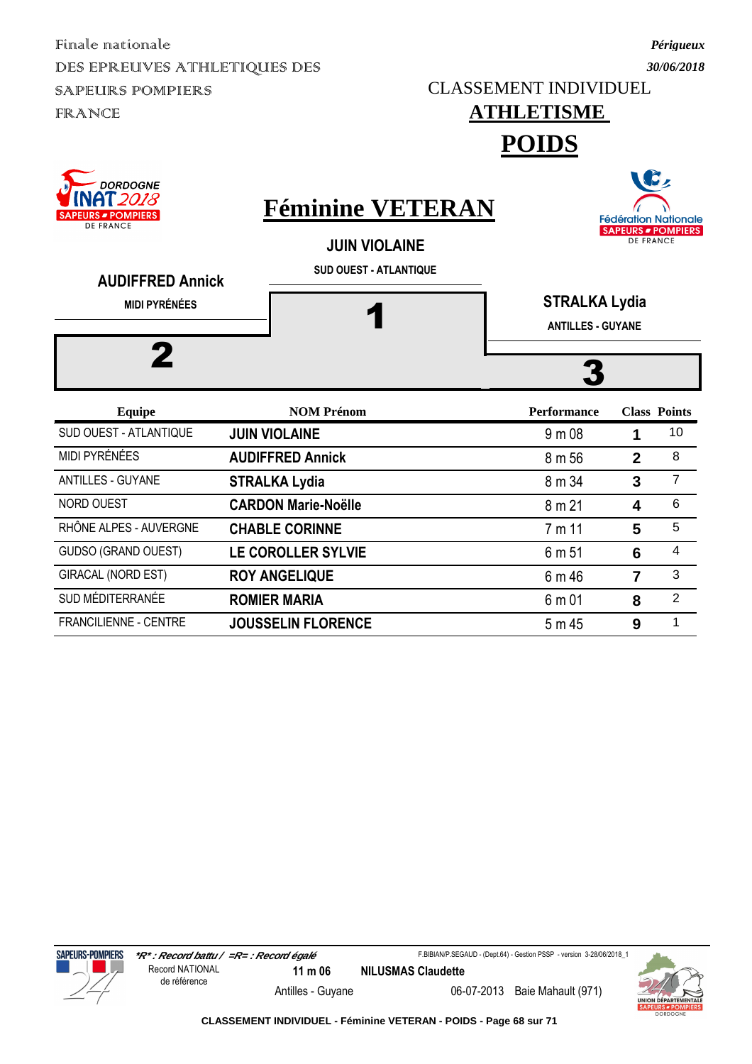Finale nationale
DES EPREUVES ATHLETIQUES DES SAPEURS POMPIERS FRANCE

*Périgueux*
*30/06/2018*

CLASSEMENT INDIVIDUEL

# ATHLETISME

# POIDS

DORDOGNE INAT 2018 SAPEURS POMPIERS DE FRANCE

## Féminine VETERAN

Fédération Nationale SAPEURS POMPIERS DE FRANCE

**JUIN VIOLAINE**
SUD OUEST - ATLANTIQUE
**1**

**AUDIFFRED Annick**
MIDI PYRÉNÉES
**2**

**STRALKA Lydia**
ANTILLES - GUYANE
**3**

| Equipe | NOM Prénom | Performance | Class | Points |
|---|---|---|---|---|
| SUD OUEST - ATLANTIQUE | **JUIN VIOLAINE** | 9 m 08 | **1** | 10 |
| MIDI PYRÉNÉES | **AUDIFFRED Annick** | 8 m 56 | **2** | 8 |
| ANTILLES - GUYANE | **STRALKA Lydia** | 8 m 34 | **3** | 7 |
| NORD OUEST | **CARDON Marie-Noëlle** | 8 m 21 | **4** | 6 |
| RHÔNE ALPES - AUVERGNE | **CHABLE CORINNE** | 7 m 11 | **5** | 5 |
| GUDSO (GRAND OUEST) | **LE COROLLER SYLVIE** | 6 m 51 | **6** | 4 |
| GIRACAL (NORD EST) | **ROY ANGELIQUE** | 6 m 46 | **7** | 3 |
| SUD MÉDITERRANÉE | **ROMIER MARIA** | 6 m 01 | **8** | 2 |
| FRANCILIENNE - CENTRE | **JOUSSELIN FLORENCE** | 5 m 45 | **9** | 1 |

*\*R\* : Record battu / =R= : Record égalé*

F.BIBIAN/P.SEGAUD - (Dept.64) - Gestion PSSP - version 3-28/06/2018_1

| Record NATIONAL de référence | 11 m 06 | NILUSMAS Claudette | |
|---|---|---|---|
| | Antilles - Guyane | 06-07-2013 | Baie Mahault (971) |

CLASSEMENT INDIVIDUEL - Féminine VETERAN - POIDS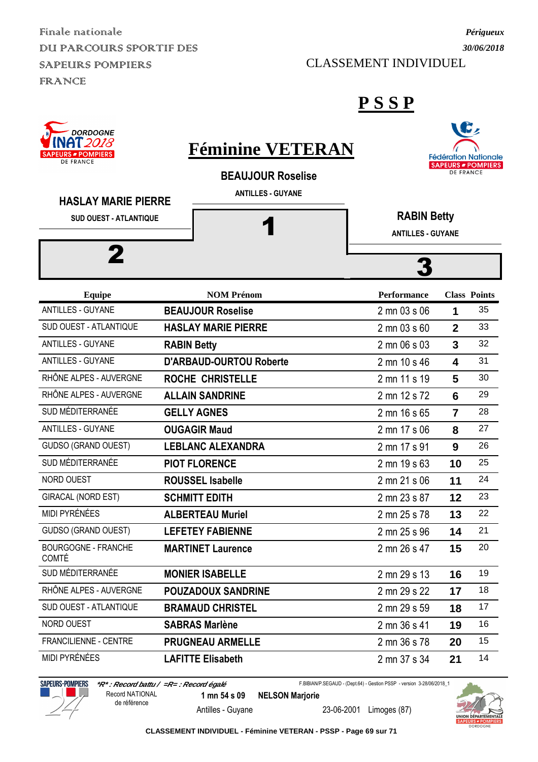Finale nationale
DU PARCOURS SPORTIF DES
SAPEURS POMPIERS
FRANCE

*Périgueux*
*30/06/2018*

CLASSEMENT INDIVIDUEL

# PSSP

## Féminine VETERAN

**BEAUJOUR Roselise**
ANTILLES - GUYANE
**1**

**HASLAY MARIE PIERRE**
SUD OUEST - ATLANTIQUE
**2**

**RABIN Betty**
ANTILLES - GUYANE
**3**

| Equipe | NOM Prénom | Performance | Class | Points |
|---|---|---|---|---|
| ANTILLES - GUYANE | **BEAUJOUR Roselise** | 2 mn 03 s 06 | **1** | 35 |
| SUD OUEST - ATLANTIQUE | **HASLAY MARIE PIERRE** | 2 mn 03 s 60 | **2** | 33 |
| ANTILLES - GUYANE | **RABIN Betty** | 2 mn 06 s 03 | **3** | 32 |
| ANTILLES - GUYANE | **D'ARBAUD-OURTOU Roberte** | 2 mn 10 s 46 | **4** | 31 |
| RHÔNE ALPES - AUVERGNE | **ROCHE CHRISTELLE** | 2 mn 11 s 19 | **5** | 30 |
| RHÔNE ALPES - AUVERGNE | **ALLAIN SANDRINE** | 2 mn 12 s 72 | **6** | 29 |
| SUD MÉDITERRANÉE | **GELLY AGNES** | 2 mn 16 s 65 | **7** | 28 |
| ANTILLES - GUYANE | **OUGAGIR Maud** | 2 mn 17 s 06 | **8** | 27 |
| GUDSO (GRAND OUEST) | **LEBLANC ALEXANDRA** | 2 mn 17 s 91 | **9** | 26 |
| SUD MÉDITERRANÉE | **PIOT FLORENCE** | 2 mn 19 s 63 | **10** | 25 |
| NORD OUEST | **ROUSSEL Isabelle** | 2 mn 21 s 06 | **11** | 24 |
| GIRACAL (NORD EST) | **SCHMITT EDITH** | 2 mn 23 s 87 | **12** | 23 |
| MIDI PYRÉNÉES | **ALBERTEAU Muriel** | 2 mn 25 s 78 | **13** | 22 |
| GUDSO (GRAND OUEST) | **LEFETEY FABIENNE** | 2 mn 25 s 96 | **14** | 21 |
| BOURGOGNE - FRANCHE COMTÉ | **MARTINET Laurence** | 2 mn 26 s 47 | **15** | 20 |
| SUD MÉDITERRANÉE | **MONIER ISABELLE** | 2 mn 29 s 13 | **16** | 19 |
| RHÔNE ALPES - AUVERGNE | **POUZADOUX SANDRINE** | 2 mn 29 s 22 | **17** | 18 |
| SUD OUEST - ATLANTIQUE | **BRAMAUD CHRISTEL** | 2 mn 29 s 59 | **18** | 17 |
| NORD OUEST | **SABRAS Marlène** | 2 mn 36 s 41 | **19** | 16 |
| FRANCILIENNE - CENTRE | **PRUGNEAU ARMELLE** | 2 mn 36 s 78 | **20** | 15 |
| MIDI PYRÉNÉES | **LAFITTE Elisabeth** | 2 mn 37 s 34 | **21** | 14 |

*\*R\* : Record battu / =R= : Record égalé*

F.BIBIAN/P.SEGAUD - (Dept.64) - Gestion PSSP - version 3-28/06/2018_1

Record NATIONAL de référence: **1 mn 54 s 09** **NELSON Marjorie** — Antilles - Guyane — 23-06-2001 Limoges (87)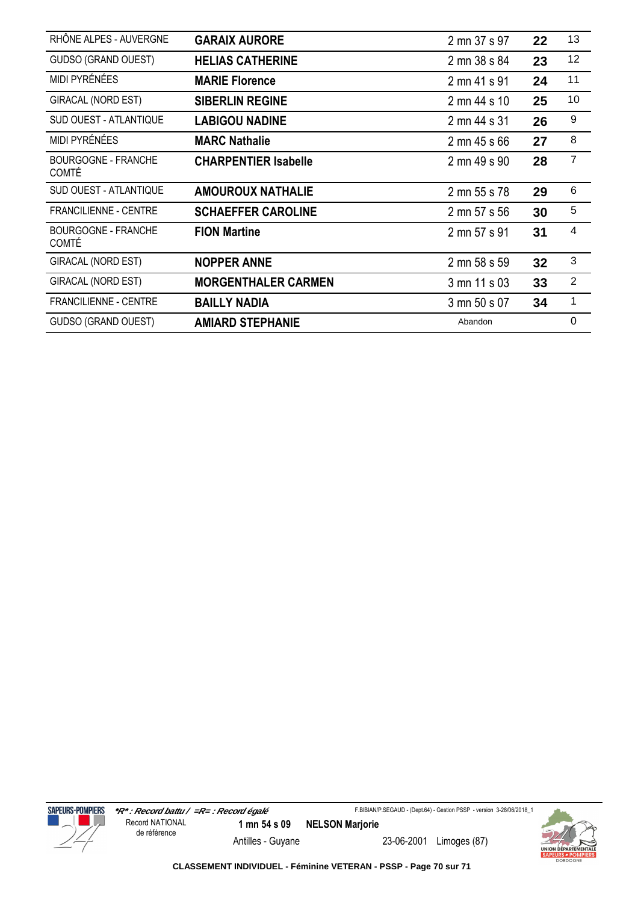| | | | | |
|---|---|---|---|---|
| RHÔNE ALPES - AUVERGNE | **GARAIX AURORE** | 2 mn 37 s 97 | **22** | 13 |
| GUDSO (GRAND OUEST) | **HELIAS CATHERINE** | 2 mn 38 s 84 | **23** | 12 |
| MIDI PYRÉNÉES | **MARIE Florence** | 2 mn 41 s 91 | **24** | 11 |
| GIRACAL (NORD EST) | **SIBERLIN REGINE** | 2 mn 44 s 10 | **25** | 10 |
| SUD OUEST - ATLANTIQUE | **LABIGOU NADINE** | 2 mn 44 s 31 | **26** | 9 |
| MIDI PYRÉNÉES | **MARC Nathalie** | 2 mn 45 s 66 | **27** | 8 |
| BOURGOGNE - FRANCHE COMTÉ | **CHARPENTIER Isabelle** | 2 mn 49 s 90 | **28** | 7 |
| SUD OUEST - ATLANTIQUE | **AMOUROUX NATHALIE** | 2 mn 55 s 78 | **29** | 6 |
| FRANCILIENNE - CENTRE | **SCHAEFFER CAROLINE** | 2 mn 57 s 56 | **30** | 5 |
| BOURGOGNE - FRANCHE COMTÉ | **FION Martine** | 2 mn 57 s 91 | **31** | 4 |
| GIRACAL (NORD EST) | **NOPPER ANNE** | 2 mn 58 s 59 | **32** | 3 |
| GIRACAL (NORD EST) | **MORGENTHALER CARMEN** | 3 mn 11 s 03 | **33** | 2 |
| FRANCILIENNE - CENTRE | **BAILLY NADIA** | 3 mn 50 s 07 | **34** | 1 |
| GUDSO (GRAND OUEST) | **AMIARD STEPHANIE** | Abandon | | 0 |

***R* : Record battu / =R= : Record égalé***

Record NATIONAL de référence **1 mn 54 s 09** **NELSON Marjorie** Antilles - Guyane 23-06-2001 Limoges (87)

**CLASSEMENT INDIVIDUEL - Féminine VETERAN - PSSP**